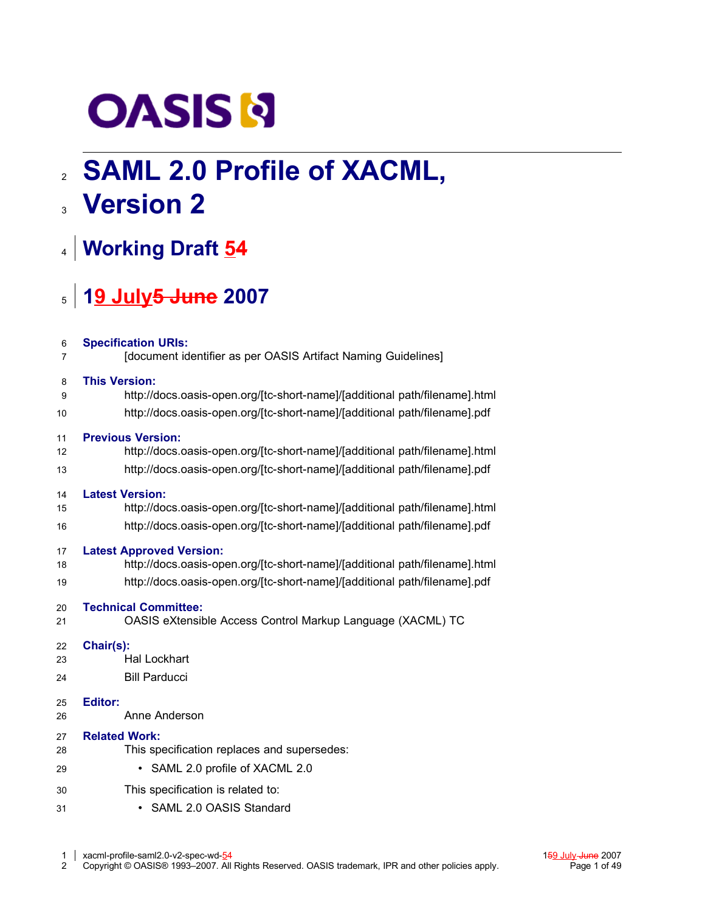# SAML 2.0 Profile of XACML, Version 2

## Working Draft 54

## 19 July5 June 2007

**Specification URIs:**

[document identifier as per OASIS Artifact Naming Guidelines]

**This Version:**

http://docs.oasis-open.org/[tc-short-name]/[additional path/filename].html

http://docs.oasis-open.org/[tc-short-name]/[additional path/filename].pdf

**Previous Version:**

http://docs.oasis-open.org/[tc-short-name]/[additional path/filename].html

http://docs.oasis-open.org/[tc-short-name]/[additional path/filename].pdf

**Latest Version:**

http://docs.oasis-open.org/[tc-short-name]/[additional path/filename].html

http://docs.oasis-open.org/[tc-short-name]/[additional path/filename].pdf

**Latest Approved Version:**

http://docs.oasis-open.org/[tc-short-name]/[additional path/filename].html

http://docs.oasis-open.org/[tc-short-name]/[additional path/filename].pdf

**Technical Committee:**

OASIS eXtensible Access Control Markup Language (XACML) TC

**Chair(s):**

Hal Lockhart

Bill Parducci

**Editor:**

Anne Anderson

**Related Work:**

This specification replaces and supersedes:

- SAML 2.0 profile of XACML 2.0

This specification is related to:

- SAML 2.0 OASIS Standard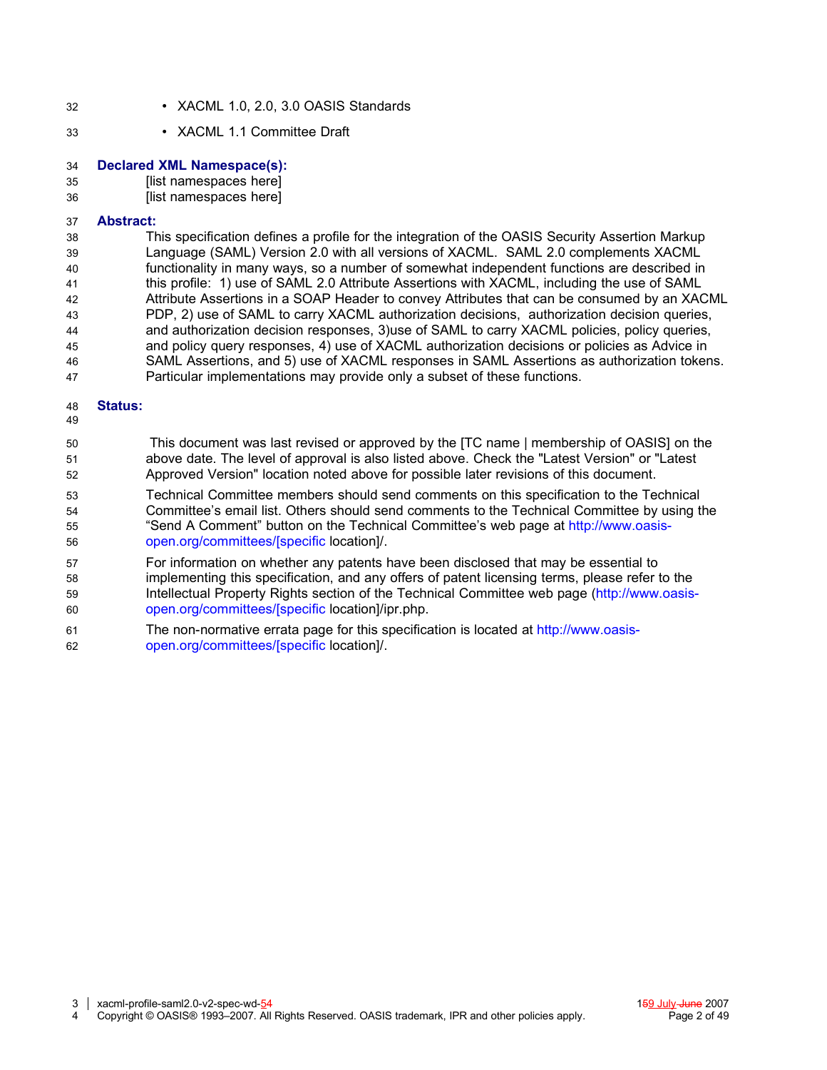- XACML 1.0, 2.0, 3.0 OASIS Standards
- XACML 1.1 Committee Draft

**Declared XML Namespace(s):**

[list namespaces here]
[list namespaces here]

**Abstract:**

This specification defines a profile for the integration of the OASIS Security Assertion Markup Language (SAML) Version 2.0 with all versions of XACML. SAML 2.0 complements XACML functionality in many ways, so a number of somewhat independent functions are described in this profile: 1) use of SAML 2.0 Attribute Assertions with XACML, including the use of SAML Attribute Assertions in a SOAP Header to convey Attributes that can be consumed by an XACML PDP, 2) use of SAML to carry XACML authorization decisions, authorization decision queries, and authorization decision responses, 3)use of SAML to carry XACML policies, policy queries, and policy query responses, 4) use of XACML authorization decisions or policies as Advice in SAML Assertions, and 5) use of XACML responses in SAML Assertions as authorization tokens. Particular implementations may provide only a subset of these functions.

**Status:**

This document was last revised or approved by the [TC name | membership of OASIS] on the above date. The level of approval is also listed above. Check the "Latest Version" or "Latest Approved Version" location noted above for possible later revisions of this document.

Technical Committee members should send comments on this specification to the Technical Committee's email list. Others should send comments to the Technical Committee by using the "Send A Comment" button on the Technical Committee's web page at http://www.oasis-open.org/committees/[specific location]/.

For information on whether any patents have been disclosed that may be essential to implementing this specification, and any offers of patent licensing terms, please refer to the Intellectual Property Rights section of the Technical Committee web page (http://www.oasis-open.org/committees/[specific location]/ipr.php.

The non-normative errata page for this specification is located at http://www.oasis-open.org/committees/[specific location]/.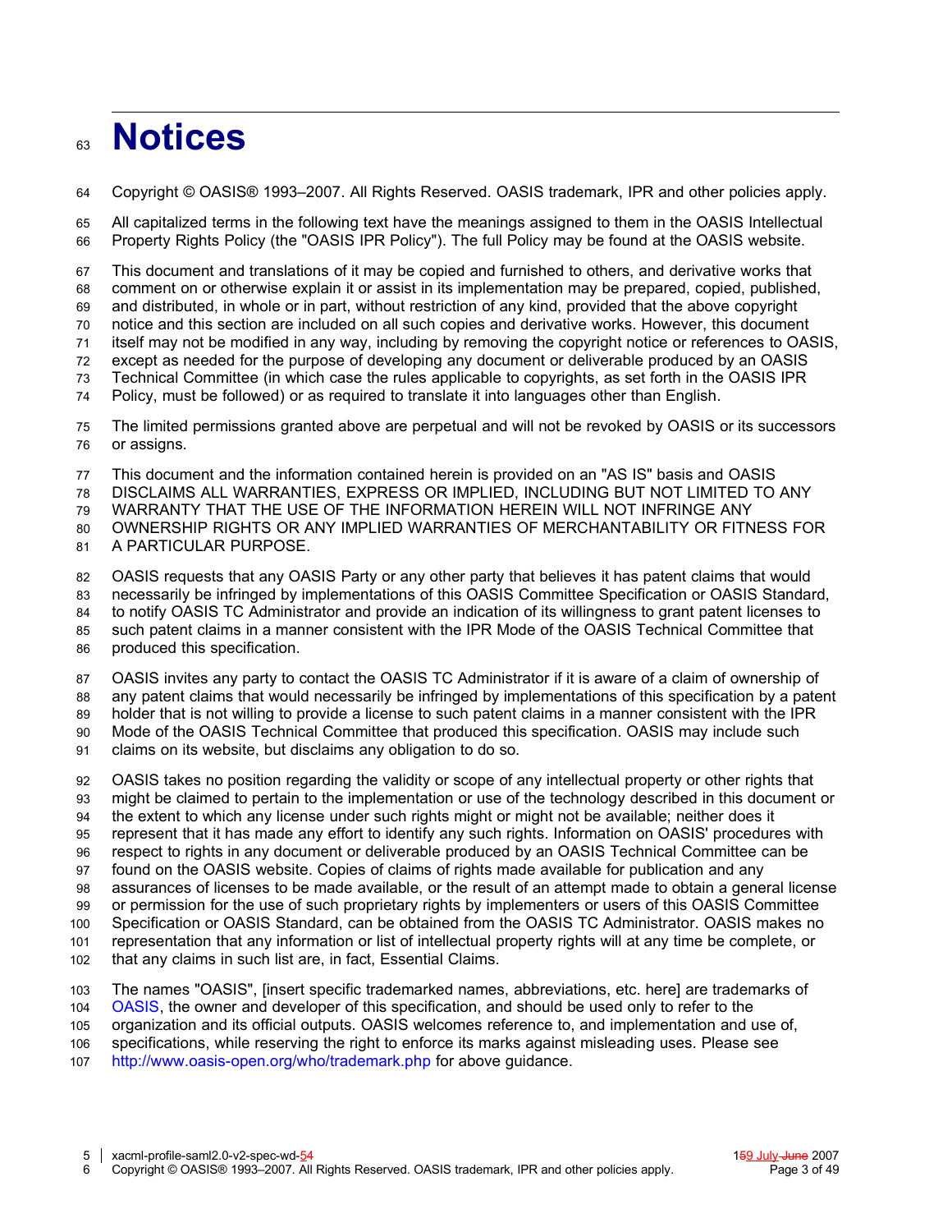# Notices

Copyright © OASIS® 1993–2007. All Rights Reserved. OASIS trademark, IPR and other policies apply.

All capitalized terms in the following text have the meanings assigned to them in the OASIS Intellectual Property Rights Policy (the "OASIS IPR Policy"). The full Policy may be found at the OASIS website.

This document and translations of it may be copied and furnished to others, and derivative works that comment on or otherwise explain it or assist in its implementation may be prepared, copied, published, and distributed, in whole or in part, without restriction of any kind, provided that the above copyright notice and this section are included on all such copies and derivative works. However, this document itself may not be modified in any way, including by removing the copyright notice or references to OASIS, except as needed for the purpose of developing any document or deliverable produced by an OASIS Technical Committee (in which case the rules applicable to copyrights, as set forth in the OASIS IPR Policy, must be followed) or as required to translate it into languages other than English.

The limited permissions granted above are perpetual and will not be revoked by OASIS or its successors or assigns.

This document and the information contained herein is provided on an "AS IS" basis and OASIS DISCLAIMS ALL WARRANTIES, EXPRESS OR IMPLIED, INCLUDING BUT NOT LIMITED TO ANY WARRANTY THAT THE USE OF THE INFORMATION HEREIN WILL NOT INFRINGE ANY OWNERSHIP RIGHTS OR ANY IMPLIED WARRANTIES OF MERCHANTABILITY OR FITNESS FOR A PARTICULAR PURPOSE.

OASIS requests that any OASIS Party or any other party that believes it has patent claims that would necessarily be infringed by implementations of this OASIS Committee Specification or OASIS Standard, to notify OASIS TC Administrator and provide an indication of its willingness to grant patent licenses to such patent claims in a manner consistent with the IPR Mode of the OASIS Technical Committee that produced this specification.

OASIS invites any party to contact the OASIS TC Administrator if it is aware of a claim of ownership of any patent claims that would necessarily be infringed by implementations of this specification by a patent holder that is not willing to provide a license to such patent claims in a manner consistent with the IPR Mode of the OASIS Technical Committee that produced this specification. OASIS may include such claims on its website, but disclaims any obligation to do so.

OASIS takes no position regarding the validity or scope of any intellectual property or other rights that might be claimed to pertain to the implementation or use of the technology described in this document or the extent to which any license under such rights might or might not be available; neither does it represent that it has made any effort to identify any such rights. Information on OASIS' procedures with respect to rights in any document or deliverable produced by an OASIS Technical Committee can be found on the OASIS website. Copies of claims of rights made available for publication and any assurances of licenses to be made available, or the result of an attempt made to obtain a general license or permission for the use of such proprietary rights by implementers or users of this OASIS Committee Specification or OASIS Standard, can be obtained from the OASIS TC Administrator. OASIS makes no representation that any information or list of intellectual property rights will at any time be complete, or that any claims in such list are, in fact, Essential Claims.

The names "OASIS", [insert specific trademarked names, abbreviations, etc. here] are trademarks of OASIS, the owner and developer of this specification, and should be used only to refer to the organization and its official outputs. OASIS welcomes reference to, and implementation and use of, specifications, while reserving the right to enforce its marks against misleading uses. Please see http://www.oasis-open.org/who/trademark.php for above guidance.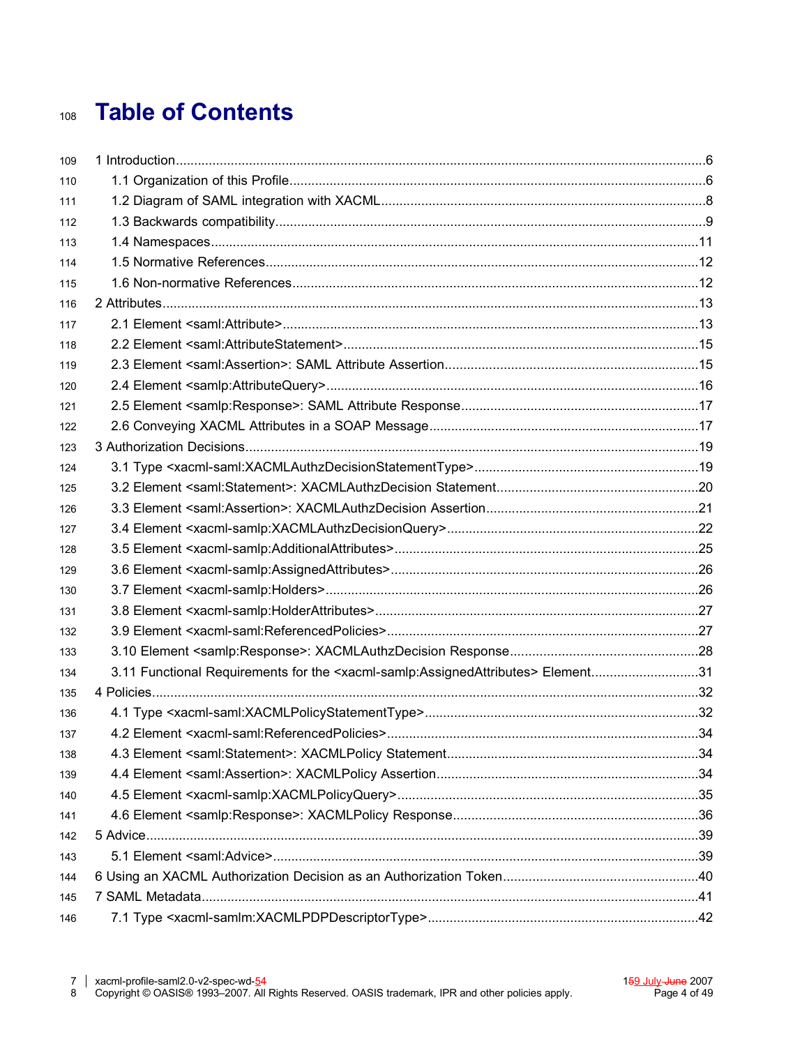# Table of Contents

1 Introduction....6
  1.1 Organization of this Profile....6
  1.2 Diagram of SAML integration with XACML....8
  1.3 Backwards compatibility....9
  1.4 Namespaces....11
  1.5 Normative References....12
  1.6 Non-normative References....12
2 Attributes....13
  2.1 Element <saml:Attribute>....13
  2.2 Element <saml:AttributeStatement>....15
  2.3 Element <saml:Assertion>: SAML Attribute Assertion....15
  2.4 Element <samlp:AttributeQuery>....16
  2.5 Element <samlp:Response>: SAML Attribute Response....17
  2.6 Conveying XACML Attributes in a SOAP Message....17
3 Authorization Decisions....19
  3.1 Type <xacml-saml:XACMLAuthzDecisionStatementType>....19
  3.2 Element <saml:Statement>: XACMLAuthzDecision Statement....20
  3.3 Element <saml:Assertion>: XACMLAuthzDecision Assertion....21
  3.4 Element <xacml-samlp:XACMLAuthzDecisionQuery>....22
  3.5 Element <xacml-samlp:AdditionalAttributes>....25
  3.6 Element <xacml-samlp:AssignedAttributes>....26
  3.7 Element <xacml-samlp:Holders>....26
  3.8 Element <xacml-samlp:HolderAttributes>....27
  3.9 Element <xacml-saml:ReferencedPolicies>....27
  3.10 Element <samlp:Response>: XACMLAuthzDecision Response....28
  3.11 Functional Requirements for the <xacml-samlp:AssignedAttributes> Element....31
4 Policies....32
  4.1 Type <xacml-saml:XACMLPolicyStatementType>....32
  4.2 Element <xacml-saml:ReferencedPolicies>....34
  4.3 Element <saml:Statement>: XACMLPolicy Statement....34
  4.4 Element <saml:Assertion>: XACMLPolicy Assertion....34
  4.5 Element <xacml-samlp:XACMLPolicyQuery>....35
  4.6 Element <samlp:Response>: XACMLPolicy Response....36
5 Advice....39
  5.1 Element <saml:Advice>....39
6 Using an XACML Authorization Decision as an Authorization Token....40
7 SAML Metadata....41
  7.1 Type <xacml-samlm:XACMLPDPDescriptorType>....42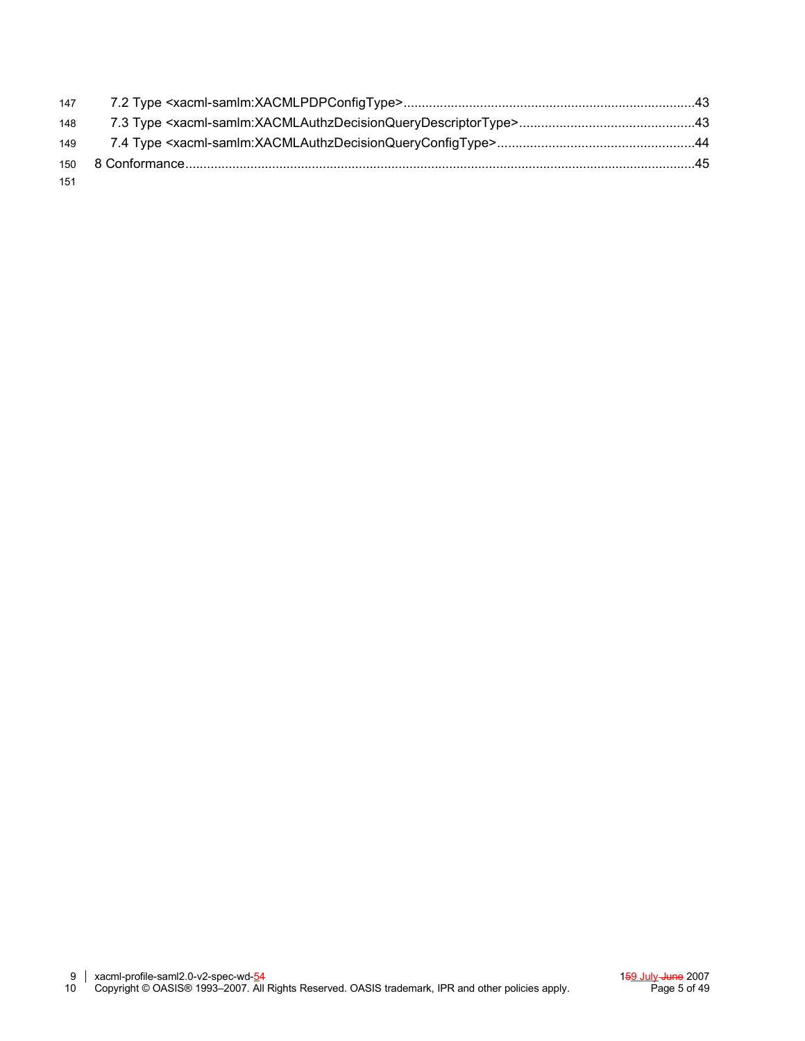7.2 Type <xacml-samlm:XACMLPDPConfigType>...............................................................................43
7.3 Type <xacml-samlm:XACMLAuthzDecisionQueryDescriptorType>................................................43
7.4 Type <xacml-samlm:XACMLAuthzDecisionQueryConfigType>......................................................44
8 Conformance...........................................................................................................................................45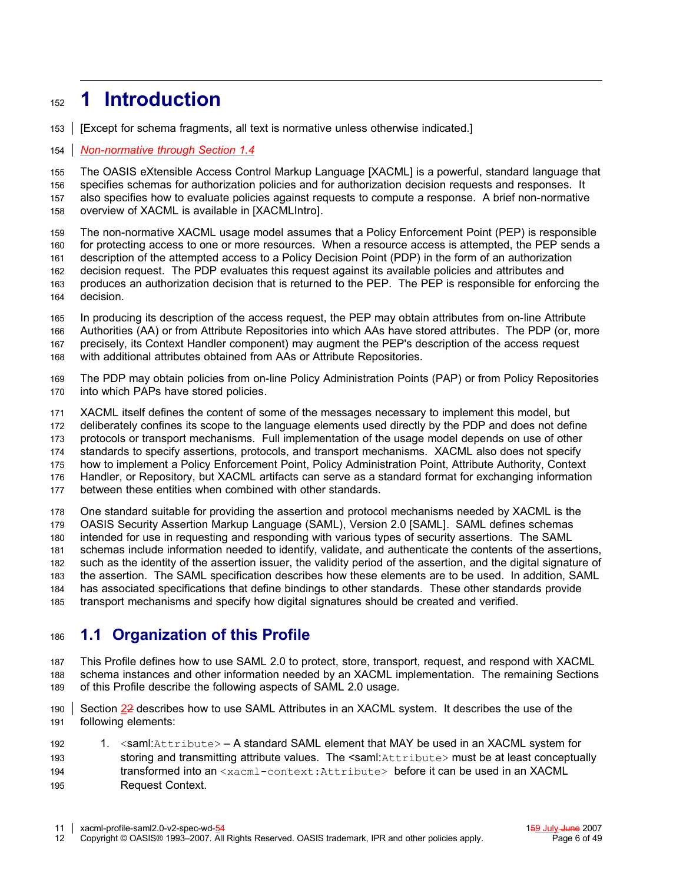# 1 Introduction

[Except for schema fragments, all text is normative unless otherwise indicated.]

*Non-normative through Section 1.4*

The OASIS eXtensible Access Control Markup Language [XACML] is a powerful, standard language that specifies schemas for authorization policies and for authorization decision requests and responses. It also specifies how to evaluate policies against requests to compute a response. A brief non-normative overview of XACML is available in [XACMLIntro].

The non-normative XACML usage model assumes that a Policy Enforcement Point (PEP) is responsible for protecting access to one or more resources. When a resource access is attempted, the PEP sends a description of the attempted access to a Policy Decision Point (PDP) in the form of an authorization decision request. The PDP evaluates this request against its available policies and attributes and produces an authorization decision that is returned to the PEP. The PEP is responsible for enforcing the decision.

In producing its description of the access request, the PEP may obtain attributes from on-line Attribute Authorities (AA) or from Attribute Repositories into which AAs have stored attributes. The PDP (or, more precisely, its Context Handler component) may augment the PEP's description of the access request with additional attributes obtained from AAs or Attribute Repositories.

The PDP may obtain policies from on-line Policy Administration Points (PAP) or from Policy Repositories into which PAPs have stored policies.

XACML itself defines the content of some of the messages necessary to implement this model, but deliberately confines its scope to the language elements used directly by the PDP and does not define protocols or transport mechanisms. Full implementation of the usage model depends on use of other standards to specify assertions, protocols, and transport mechanisms. XACML also does not specify how to implement a Policy Enforcement Point, Policy Administration Point, Attribute Authority, Context Handler, or Repository, but XACML artifacts can serve as a standard format for exchanging information between these entities when combined with other standards.

One standard suitable for providing the assertion and protocol mechanisms needed by XACML is the OASIS Security Assertion Markup Language (SAML), Version 2.0 [SAML]. SAML defines schemas intended for use in requesting and responding with various types of security assertions. The SAML schemas include information needed to identify, validate, and authenticate the contents of the assertions, such as the identity of the assertion issuer, the validity period of the assertion, and the digital signature of the assertion. The SAML specification describes how these elements are to be used. In addition, SAML has associated specifications that define bindings to other standards. These other standards provide transport mechanisms and specify how digital signatures should be created and verified.

## 1.1 Organization of this Profile

This Profile defines how to use SAML 2.0 to protect, store, transport, request, and respond with XACML schema instances and other information needed by an XACML implementation. The remaining Sections of this Profile describe the following aspects of SAML 2.0 usage.

Section 2 describes how to use SAML Attributes in an XACML system. It describes the use of the following elements:

1. `<saml:Attribute>` – A standard SAML element that MAY be used in an XACML system for storing and transmitting attribute values. The `<saml:Attribute>` must be at least conceptually transformed into an `<xacml-context:Attribute>` before it can be used in an XACML Request Context.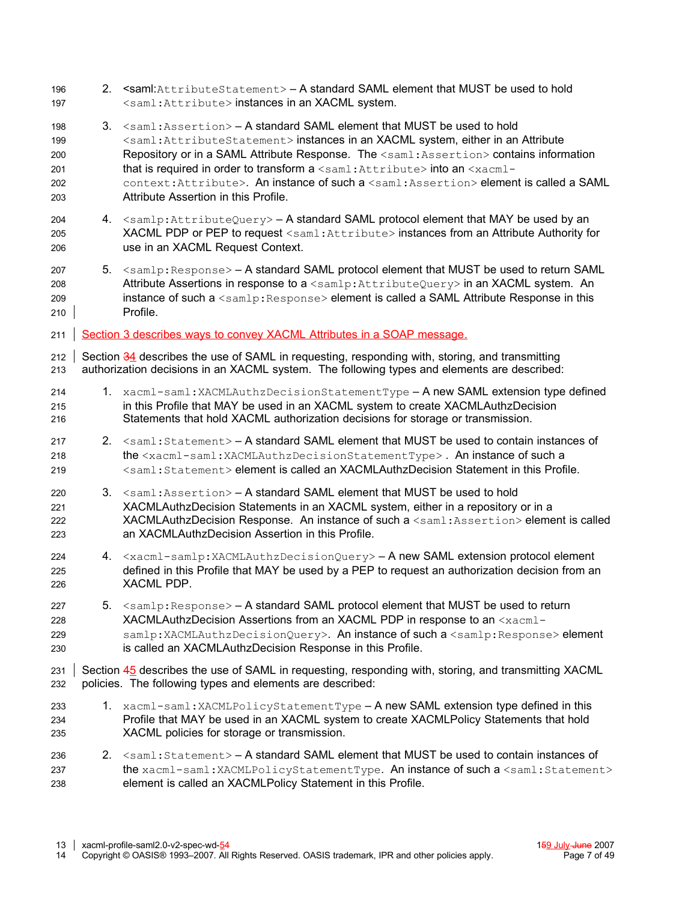2. `<saml:AttributeStatement>` – A standard SAML element that MUST be used to hold `<saml:Attribute>` instances in an XACML system.

3. `<saml:Assertion>` – A standard SAML element that MUST be used to hold `<saml:AttributeStatement>` instances in an XACML system, either in an Attribute Repository or in a SAML Attribute Response. The `<saml:Assertion>` contains information that is required in order to transform a `<saml:Attribute>` into an `<xacml-context:Attribute>`. An instance of such a `<saml:Assertion>` element is called a SAML Attribute Assertion in this Profile.

4. `<samlp:AttributeQuery>` – A standard SAML protocol element that MAY be used by an XACML PDP or PEP to request `<saml:Attribute>` instances from an Attribute Authority for use in an XACML Request Context.

5. `<samlp:Response>` – A standard SAML protocol element that MUST be used to return SAML Attribute Assertions in response to a `<samlp:AttributeQuery>` in an XACML system. An instance of such a `<samlp:Response>` element is called a SAML Attribute Response in this Profile.

Section 3 describes ways to convey XACML Attributes in a SOAP message.

Section 34 describes the use of SAML in requesting, responding with, storing, and transmitting authorization decisions in an XACML system. The following types and elements are described:

1. `xacml-saml:XACMLAuthzDecisionStatementType` – A new SAML extension type defined in this Profile that MAY be used in an XACML system to create XACMLAuthzDecision Statements that hold XACML authorization decisions for storage or transmission.

2. `<saml:Statement>` – A standard SAML element that MUST be used to contain instances of the `<xacml-saml:XACMLAuthzDecisionStatementType>`. An instance of such a `<saml:Statement>` element is called an XACMLAuthzDecision Statement in this Profile.

3. `<saml:Assertion>` – A standard SAML element that MUST be used to hold XACMLAuthzDecision Statements in an XACML system, either in a repository or in a XACMLAuthzDecision Response. An instance of such a `<saml:Assertion>` element is called an XACMLAuthzDecision Assertion in this Profile.

4. `<xacml-samlp:XACMLAuthzDecisionQuery>` – A new SAML extension protocol element defined in this Profile that MAY be used by a PEP to request an authorization decision from an XACML PDP.

5. `<samlp:Response>` – A standard SAML protocol element that MUST be used to return XACMLAuthzDecision Assertions from an XACML PDP in response to an `<xacml-samlp:XACMLAuthzDecisionQuery>`. An instance of such a `<samlp:Response>` element is called an XACMLAuthzDecision Response in this Profile.

Section 45 describes the use of SAML in requesting, responding with, storing, and transmitting XACML policies. The following types and elements are described:

1. `xacml-saml:XACMLPolicyStatementType` – A new SAML extension type defined in this Profile that MAY be used in an XACML system to create XACMLPolicy Statements that hold XACML policies for storage or transmission.

2. `<saml:Statement>` – A standard SAML element that MUST be used to contain instances of the `xacml-saml:XACMLPolicyStatementType`. An instance of such a `<saml:Statement>` element is called an XACMLPolicy Statement in this Profile.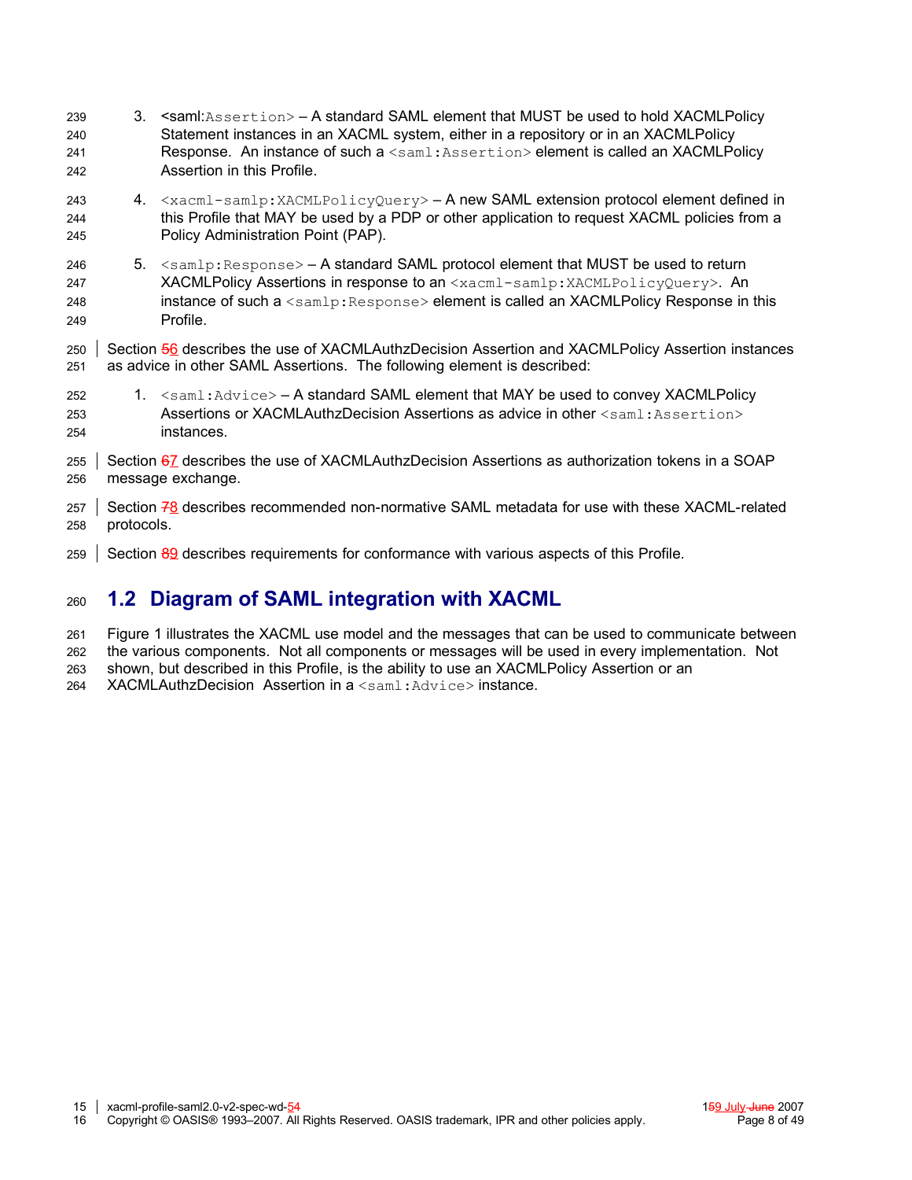3. <saml:Assertion> – A standard SAML element that MUST be used to hold XACMLPolicy Statement instances in an XACML system, either in a repository or in an XACMLPolicy Response. An instance of such a <saml:Assertion> element is called an XACMLPolicy Assertion in this Profile.

4. <xacml-samlp:XACMLPolicyQuery> – A new SAML extension protocol element defined in this Profile that MAY be used by a PDP or other application to request XACML policies from a Policy Administration Point (PAP).

5. <samlp:Response> – A standard SAML protocol element that MUST be used to return XACMLPolicy Assertions in response to an <xacml-samlp:XACMLPolicyQuery>. An instance of such a <samlp:Response> element is called an XACMLPolicy Response in this Profile.

Section 56 describes the use of XACMLAuthzDecision Assertion and XACMLPolicy Assertion instances as advice in other SAML Assertions. The following element is described:

1. <saml:Advice> – A standard SAML element that MAY be used to convey XACMLPolicy Assertions or XACMLAuthzDecision Assertions as advice in other <saml:Assertion> instances.

Section 67 describes the use of XACMLAuthzDecision Assertions as authorization tokens in a SOAP message exchange.

Section 78 describes recommended non-normative SAML metadata for use with these XACML-related protocols.

Section 89 describes requirements for conformance with various aspects of this Profile.

## 1.2 Diagram of SAML integration with XACML

Figure 1 illustrates the XACML use model and the messages that can be used to communicate between the various components. Not all components or messages will be used in every implementation. Not shown, but described in this Profile, is the ability to use an XACMLPolicy Assertion or an XACMLAuthzDecision Assertion in a <saml:Advice> instance.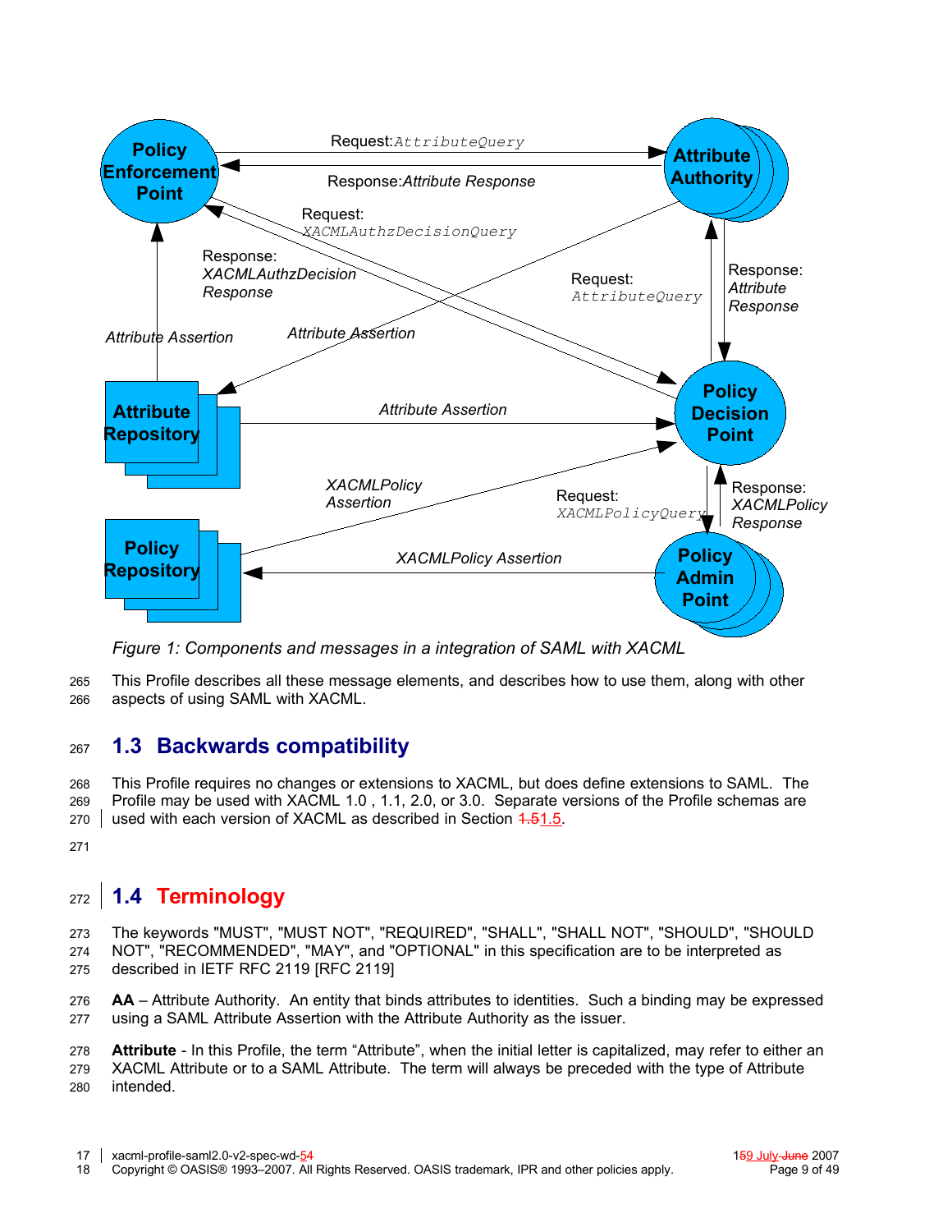Figure 1: Components and messages in a integration of SAML with XACML

This Profile describes all these message elements, and describes how to use them, along with other aspects of using SAML with XACML.

## 1.3 Backwards compatibility

This Profile requires no changes or extensions to XACML, but does define extensions to SAML. The Profile may be used with XACML 1.0 , 1.1, 2.0, or 3.0. Separate versions of the Profile schemas are used with each version of XACML as described in Section 1.51.5.

## 1.4 Terminology

The keywords "MUST", "MUST NOT", "REQUIRED", "SHALL", "SHALL NOT", "SHOULD", "SHOULD NOT", "RECOMMENDED", "MAY", and "OPTIONAL" in this specification are to be interpreted as described in IETF RFC 2119 [RFC 2119]

**AA** – Attribute Authority. An entity that binds attributes to identities. Such a binding may be expressed using a SAML Attribute Assertion with the Attribute Authority as the issuer.

**Attribute** - In this Profile, the term “Attribute”, when the initial letter is capitalized, may refer to either an XACML Attribute or to a SAML Attribute. The term will always be preceded with the type of Attribute intended.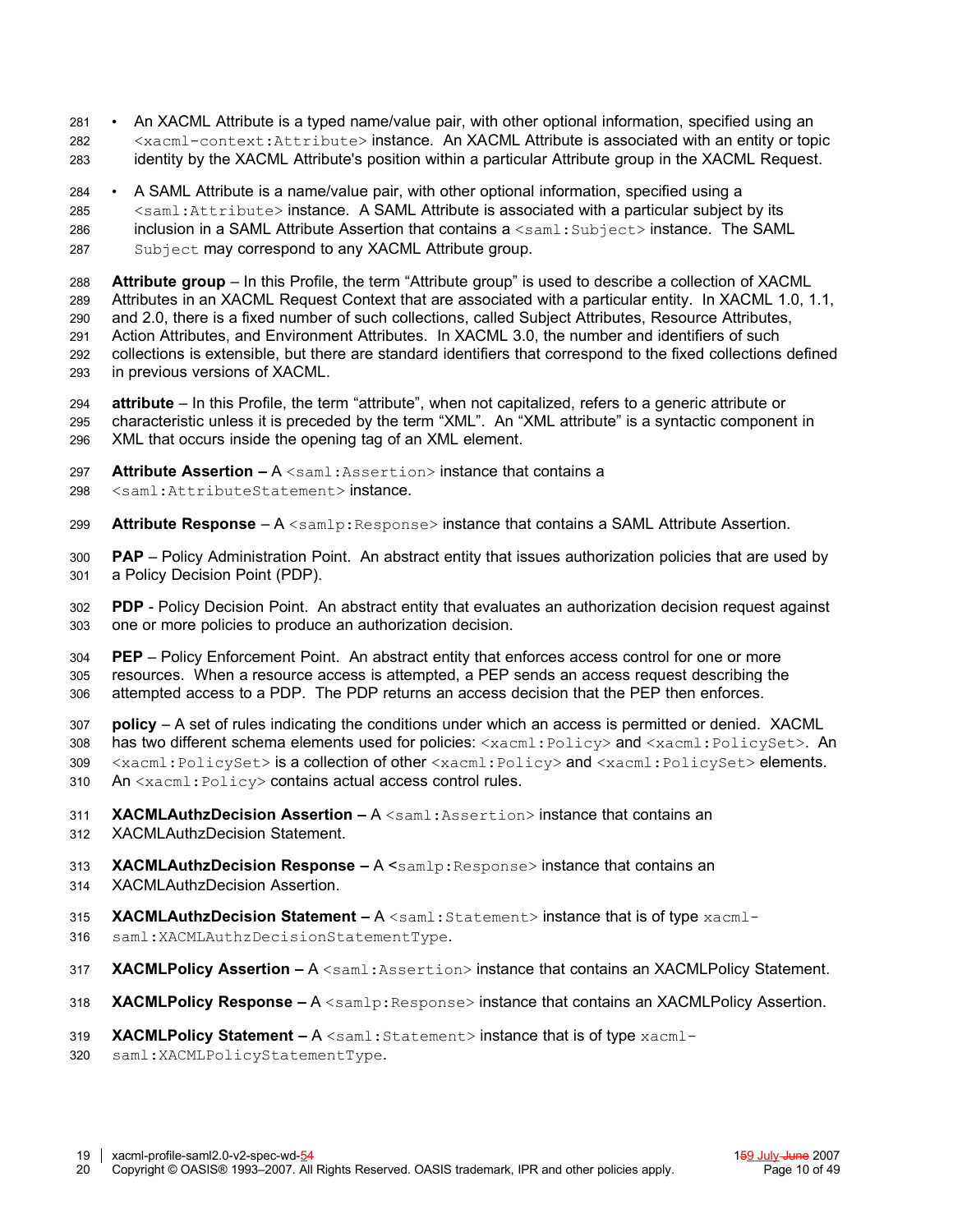- An XACML Attribute is a typed name/value pair, with other optional information, specified using an `<xacml-context:Attribute>` instance. An XACML Attribute is associated with an entity or topic identity by the XACML Attribute's position within a particular Attribute group in the XACML Request.
- A SAML Attribute is a name/value pair, with other optional information, specified using a `<saml:Attribute>` instance. A SAML Attribute is associated with a particular subject by its inclusion in a SAML Attribute Assertion that contains a `<saml:Subject>` instance. The SAML `Subject` may correspond to any XACML Attribute group.

**Attribute group** – In this Profile, the term "Attribute group" is used to describe a collection of XACML Attributes in an XACML Request Context that are associated with a particular entity. In XACML 1.0, 1.1, and 2.0, there is a fixed number of such collections, called Subject Attributes, Resource Attributes, Action Attributes, and Environment Attributes. In XACML 3.0, the number and identifiers of such collections is extensible, but there are standard identifiers that correspond to the fixed collections defined in previous versions of XACML.

**attribute** – In this Profile, the term "attribute", when not capitalized, refers to a generic attribute or characteristic unless it is preceded by the term "XML". An "XML attribute" is a syntactic component in XML that occurs inside the opening tag of an XML element.

**Attribute Assertion –** A `<saml:Assertion>` instance that contains a `<saml:AttributeStatement>` instance.

**Attribute Response** – A `<samlp:Response>` instance that contains a SAML Attribute Assertion.

**PAP** – Policy Administration Point. An abstract entity that issues authorization policies that are used by a Policy Decision Point (PDP).

**PDP** - Policy Decision Point. An abstract entity that evaluates an authorization decision request against one or more policies to produce an authorization decision.

**PEP** – Policy Enforcement Point. An abstract entity that enforces access control for one or more resources. When a resource access is attempted, a PEP sends an access request describing the attempted access to a PDP. The PDP returns an access decision that the PEP then enforces.

**policy** – A set of rules indicating the conditions under which an access is permitted or denied. XACML has two different schema elements used for policies: `<xacml:Policy>` and `<xacml:PolicySet>`. An `<xacml:PolicySet>` is a collection of other `<xacml:Policy>` and `<xacml:PolicySet>` elements. An `<xacml:Policy>` contains actual access control rules.

**XACMLAuthzDecision Assertion –** A `<saml:Assertion>` instance that contains an XACMLAuthzDecision Statement.

**XACMLAuthzDecision Response –** A `<samlp:Response>` instance that contains an XACMLAuthzDecision Assertion.

**XACMLAuthzDecision Statement –** A `<saml:Statement>` instance that is of type `xacml-saml:XACMLAuthzDecisionStatementType`.

**XACMLPolicy Assertion –** A `<saml:Assertion>` instance that contains an XACMLPolicy Statement.

**XACMLPolicy Response –** A `<samlp:Response>` instance that contains an XACMLPolicy Assertion.

**XACMLPolicy Statement –** A `<saml:Statement>` instance that is of type `xacml-saml:XACMLPolicyStatementType`.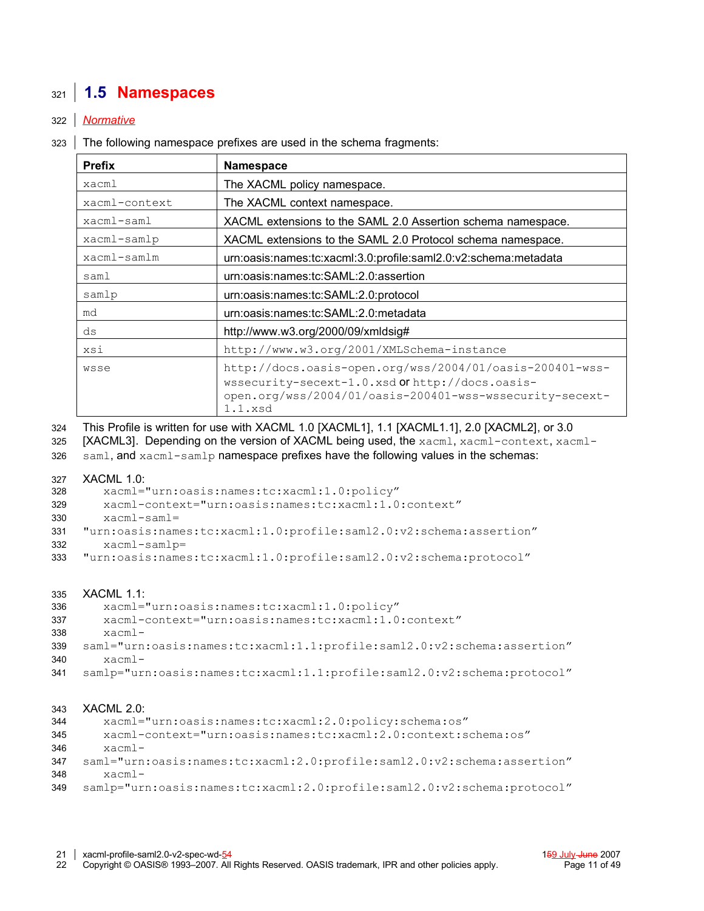## 1.5 Namespaces

*Normative*

The following namespace prefixes are used in the schema fragments:

| Prefix | Namespace |
|---|---|
| xacml | The XACML policy namespace. |
| xacml-context | The XACML context namespace. |
| xacml-saml | XACML extensions to the SAML 2.0 Assertion schema namespace. |
| xacml-samlp | XACML extensions to the SAML 2.0 Protocol schema namespace. |
| xacml-samlm | urn:oasis:names:tc:xacml:3.0:profile:saml2.0:v2:schema:metadata |
| saml | urn:oasis:names:tc:SAML:2.0:assertion |
| samlp | urn:oasis:names:tc:SAML:2.0:protocol |
| md | urn:oasis:names:tc:SAML:2.0:metadata |
| ds | http://www.w3.org/2000/09/xmldsig# |
| xsi | http://www.w3.org/2001/XMLSchema-instance |
| wsse | http://docs.oasis-open.org/wss/2004/01/oasis-200401-wss-wssecurity-secext-1.0.xsd or http://docs.oasis-open.org/wss/2004/01/oasis-200401-wss-wssecurity-secext-1.1.xsd |

This Profile is written for use with XACML 1.0 [XACML1], 1.1 [XACML1.1], 2.0 [XACML2], or 3.0 [XACML3]. Depending on the version of XACML being used, the `xacml`, `xacml-context`, `xacml-saml`, and `xacml-samlp` namespace prefixes have the following values in the schemas:

XACML 1.0:
```
   xacml="urn:oasis:names:tc:xacml:1.0:policy”
   xacml-context="urn:oasis:names:tc:xacml:1.0:context”
   xacml-saml=
"urn:oasis:names:tc:xacml:1.0:profile:saml2.0:v2:schema:assertion”
   xacml-samlp=
"urn:oasis:names:tc:xacml:1.0:profile:saml2.0:v2:schema:protocol”
```

XACML 1.1:
```
   xacml="urn:oasis:names:tc:xacml:1.0:policy”
   xacml-context="urn:oasis:names:tc:xacml:1.0:context”
   xacml-
saml="urn:oasis:names:tc:xacml:1.1:profile:saml2.0:v2:schema:assertion”
   xacml-
samlp="urn:oasis:names:tc:xacml:1.1:profile:saml2.0:v2:schema:protocol”
```

XACML 2.0:
```
   xacml="urn:oasis:names:tc:xacml:2.0:policy:schema:os”
   xacml-context="urn:oasis:names:tc:xacml:2.0:context:schema:os”
   xacml-
saml="urn:oasis:names:tc:xacml:2.0:profile:saml2.0:v2:schema:assertion”
   xacml-
samlp="urn:oasis:names:tc:xacml:2.0:profile:saml2.0:v2:schema:protocol”
```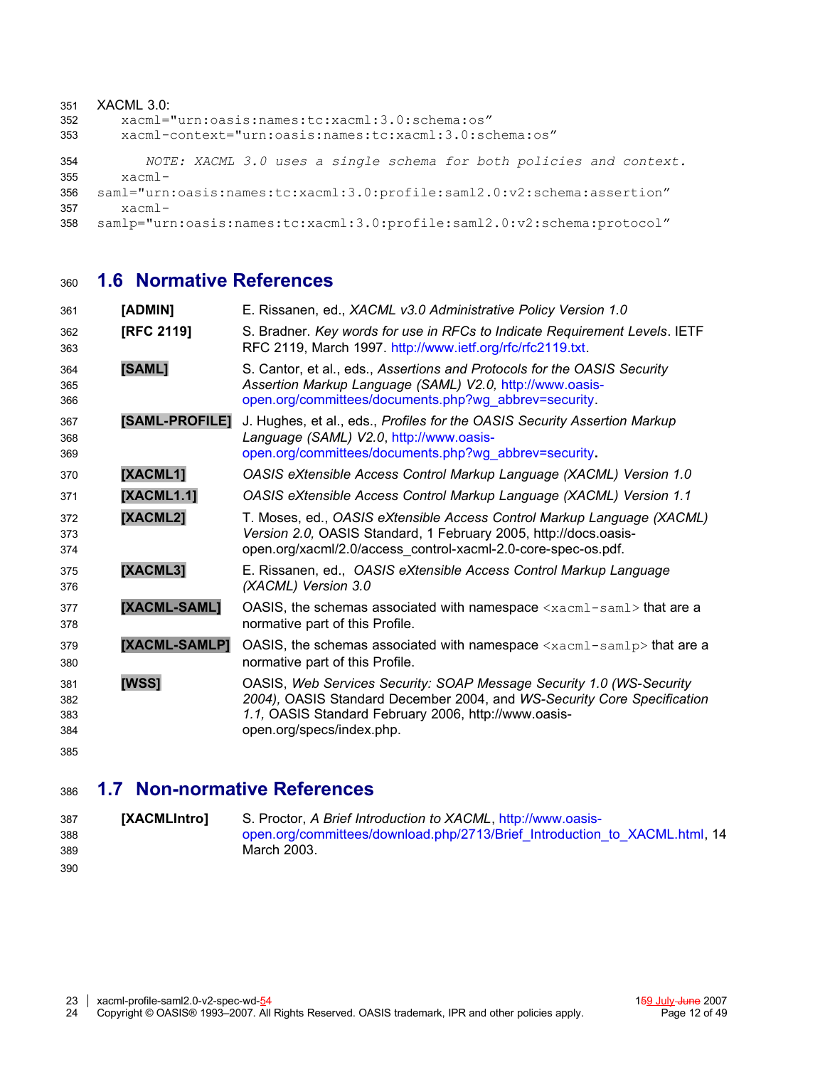XACML 3.0:

```
xacml="urn:oasis:names:tc:xacml:3.0:schema:os"
xacml-context="urn:oasis:names:tc:xacml:3.0:schema:os"
```

*NOTE: XACML 3.0 uses a single schema for both policies and context.*

```
xacml-saml="urn:oasis:names:tc:xacml:3.0:profile:saml2.0:v2:schema:assertion"
xacml-samlp="urn:oasis:names:tc:xacml:3.0:profile:saml2.0:v2:schema:protocol"
```

## 1.6 Normative References

**[ADMIN]** E. Rissanen, ed., *XACML v3.0 Administrative Policy Version 1.0*

**[RFC 2119]** S. Bradner. *Key words for use in RFCs to Indicate Requirement Levels*. IETF RFC 2119, March 1997. http://www.ietf.org/rfc/rfc2119.txt.

**[SAML]** S. Cantor, et al., eds., *Assertions and Protocols for the OASIS Security Assertion Markup Language (SAML) V2.0,* http://www.oasis-open.org/committees/documents.php?wg_abbrev=security.

**[SAML-PROFILE]** J. Hughes, et al., eds., *Profiles for the OASIS Security Assertion Markup Language (SAML) V2.0*, http://www.oasis-open.org/committees/documents.php?wg_abbrev=security.

**[XACML1]** *OASIS eXtensible Access Control Markup Language (XACML) Version 1.0*

**[XACML1.1]** *OASIS eXtensible Access Control Markup Language (XACML) Version 1.1*

**[XACML2]** T. Moses, ed., *OASIS eXtensible Access Control Markup Language (XACML) Version 2.0,* OASIS Standard, 1 February 2005, http://docs.oasis-open.org/xacml/2.0/access_control-xacml-2.0-core-spec-os.pdf.

**[XACML3]** E. Rissanen, ed., *OASIS eXtensible Access Control Markup Language (XACML) Version 3.0*

**[XACML-SAML]** OASIS, the schemas associated with namespace `<xacml-saml>` that are a normative part of this Profile.

**[XACML-SAMLP]** OASIS, the schemas associated with namespace `<xacml-samlp>` that are a normative part of this Profile.

**[WSS]** OASIS, *Web Services Security: SOAP Message Security 1.0 (WS-Security 2004),* OASIS Standard December 2004, and *WS-Security Core Specification 1.1,* OASIS Standard February 2006, http://www.oasis-open.org/specs/index.php.

## 1.7 Non-normative References

**[XACMLIntro]** S. Proctor, *A Brief Introduction to XACML*, http://www.oasis-open.org/committees/download.php/2713/Brief_Introduction_to_XACML.html, 14 March 2003.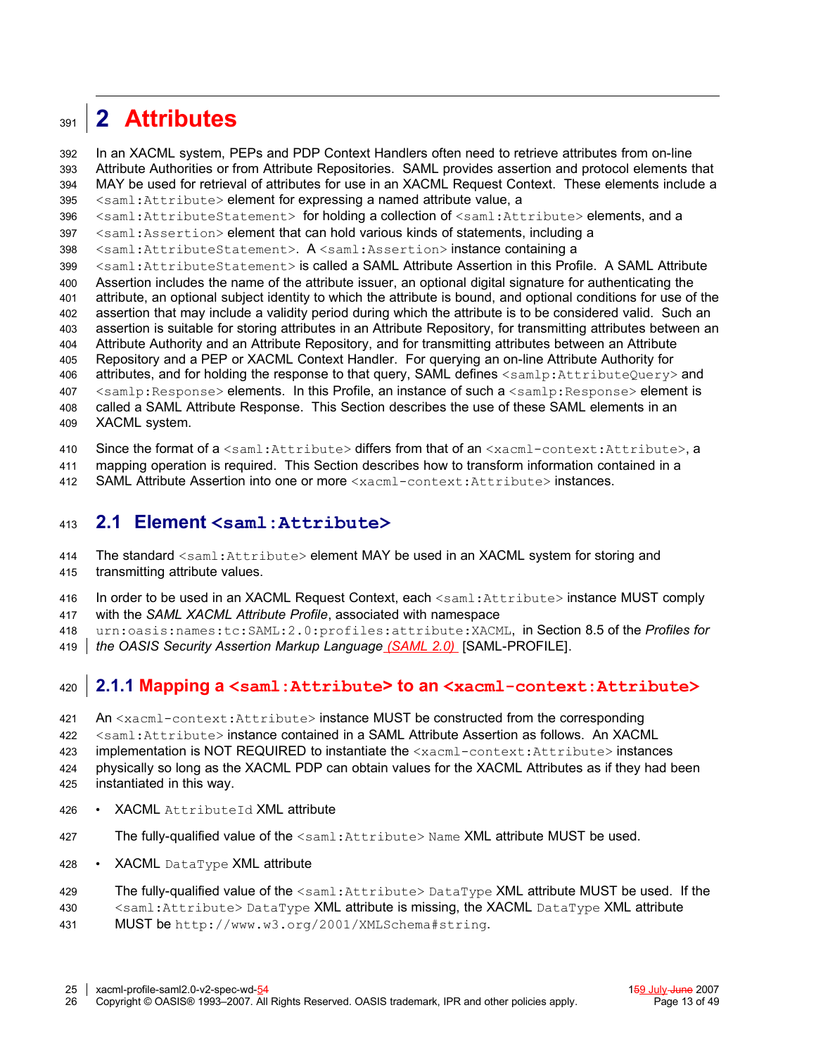# 2 Attributes

In an XACML system, PEPs and PDP Context Handlers often need to retrieve attributes from on-line Attribute Authorities or from Attribute Repositories. SAML provides assertion and protocol elements that MAY be used for retrieval of attributes for use in an XACML Request Context. These elements include a `<saml:Attribute>` element for expressing a named attribute value, a `<saml:AttributeStatement>` for holding a collection of `<saml:Attribute>` elements, and a `<saml:Assertion>` element that can hold various kinds of statements, including a `<saml:AttributeStatement>`. A `<saml:Assertion>` instance containing a `<saml:AttributeStatement>` is called a SAML Attribute Assertion in this Profile. A SAML Attribute Assertion includes the name of the attribute issuer, an optional digital signature for authenticating the attribute, an optional subject identity to which the attribute is bound, and optional conditions for use of the assertion that may include a validity period during which the attribute is to be considered valid. Such an assertion is suitable for storing attributes in an Attribute Repository, for transmitting attributes between an Attribute Authority and an Attribute Repository, and for transmitting attributes between an Attribute Repository and a PEP or XACML Context Handler. For querying an on-line Attribute Authority for attributes, and for holding the response to that query, SAML defines `<samlp:AttributeQuery>` and `<samlp:Response>` elements. In this Profile, an instance of such a `<samlp:Response>` element is called a SAML Attribute Response. This Section describes the use of these SAML elements in an XACML system.

Since the format of a `<saml:Attribute>` differs from that of an `<xacml-context:Attribute>`, a mapping operation is required. This Section describes how to transform information contained in a SAML Attribute Assertion into one or more `<xacml-context:Attribute>` instances.

## 2.1 Element `<saml:Attribute>`

The standard `<saml:Attribute>` element MAY be used in an XACML system for storing and transmitting attribute values.

In order to be used in an XACML Request Context, each `<saml:Attribute>` instance MUST comply with the *SAML XACML Attribute Profile*, associated with namespace `urn:oasis:names:tc:SAML:2.0:profiles:attribute:XACML`, in Section 8.5 of the *Profiles for the OASIS Security Assertion Markup Language (SAML 2.0)* [SAML-PROFILE].

### 2.1.1 Mapping a `<saml:Attribute>` to an `<xacml-context:Attribute>`

An `<xacml-context:Attribute>` instance MUST be constructed from the corresponding `<saml:Attribute>` instance contained in a SAML Attribute Assertion as follows. An XACML implementation is NOT REQUIRED to instantiate the `<xacml-context:Attribute>` instances physically so long as the XACML PDP can obtain values for the XACML Attributes as if they had been instantiated in this way.

- XACML `AttributeId` XML attribute

  The fully-qualified value of the `<saml:Attribute>` `Name` XML attribute MUST be used.

- XACML `DataType` XML attribute

  The fully-qualified value of the `<saml:Attribute>` `DataType` XML attribute MUST be used. If the `<saml:Attribute>` `DataType` XML attribute is missing, the XACML `DataType` XML attribute MUST be `http://www.w3.org/2001/XMLSchema#string`.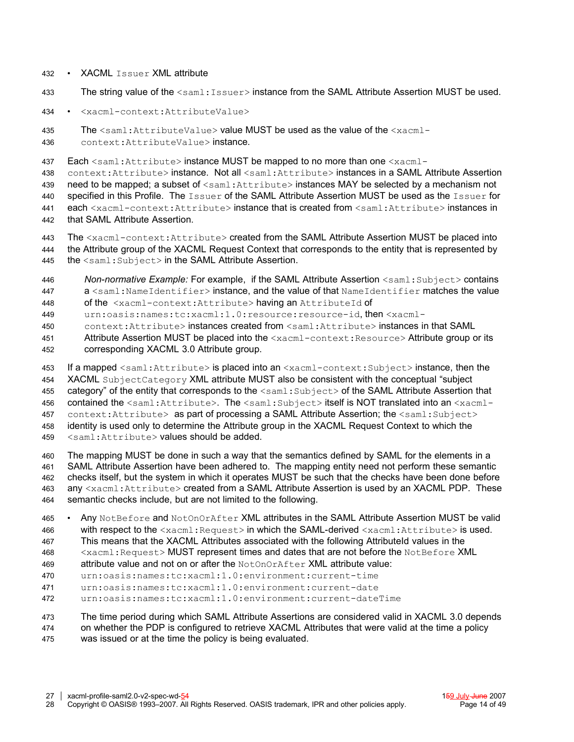- XACML `Issuer` XML attribute

  The string value of the `<saml:Issuer>` instance from the SAML Attribute Assertion MUST be used.

- `<xacml-context:AttributeValue>`

  The `<saml:AttributeValue>` value MUST be used as the value of the `<xacml-context:AttributeValue>` instance.

Each `<saml:Attribute>` instance MUST be mapped to no more than one `<xacml-context:Attribute>` instance. Not all `<saml:Attribute>` instances in a SAML Attribute Assertion need to be mapped; a subset of `<saml:Attribute>` instances MAY be selected by a mechanism not specified in this Profile. The `Issuer` of the SAML Attribute Assertion MUST be used as the `Issuer` for each `<xacml-context:Attribute>` instance that is created from `<saml:Attribute>` instances in that SAML Attribute Assertion.

The `<xacml-context:Attribute>` created from the SAML Attribute Assertion MUST be placed into the Attribute group of the XACML Request Context that corresponds to the entity that is represented by the `<saml:Subject>` in the SAML Attribute Assertion.

> *Non-normative Example:* For example, if the SAML Attribute Assertion `<saml:Subject>` contains a `<saml:NameIdentifier>` instance, and the value of that `NameIdentifier` matches the value of the `<xacml-context:Attribute>` having an `AttributeId` of `urn:oasis:names:tc:xacml:1.0:resource:resource-id`, then `<xacml-context:Attribute>` instances created from `<saml:Attribute>` instances in that SAML Attribute Assertion MUST be placed into the `<xacml-context:Resource>` Attribute group or its corresponding XACML 3.0 Attribute group.

If a mapped `<saml:Attribute>` is placed into an `<xacml-context:Subject>` instance, then the XACML `SubjectCategory` XML attribute MUST also be consistent with the conceptual "subject category" of the entity that corresponds to the `<saml:Subject>` of the SAML Attribute Assertion that contained the `<saml:Attribute>`. The `<saml:Subject>` itself is NOT translated into an `<xacml-context:Attribute>` as part of processing a SAML Attribute Assertion; the `<saml:Subject>` identity is used only to determine the Attribute group in the XACML Request Context to which the `<saml:Attribute>` values should be added.

The mapping MUST be done in such a way that the semantics defined by SAML for the elements in a SAML Attribute Assertion have been adhered to. The mapping entity need not perform these semantic checks itself, but the system in which it operates MUST be such that the checks have been done before any `<xacml:Attribute>` created from a SAML Attribute Assertion is used by an XACML PDP. These semantic checks include, but are not limited to the following.

- Any `NotBefore` and `NotOnOrAfter` XML attributes in the SAML Attribute Assertion MUST be valid with respect to the `<xacml:Request>` in which the SAML-derived `<xacml:Attribute>` is used. This means that the XACML Attributes associated with the following AttributeId values in the `<xacml:Request>` MUST represent times and dates that are not before the `NotBefore` XML attribute value and not on or after the `NotOnOrAfter` XML attribute value:
  `urn:oasis:names:tc:xacml:1.0:environment:current-time`
  `urn:oasis:names:tc:xacml:1.0:environment:current-date`
  `urn:oasis:names:tc:xacml:1.0:environment:current-dateTime`

  The time period during which SAML Attribute Assertions are considered valid in XACML 3.0 depends on whether the PDP is configured to retrieve XACML Attributes that were valid at the time a policy was issued or at the time the policy is being evaluated.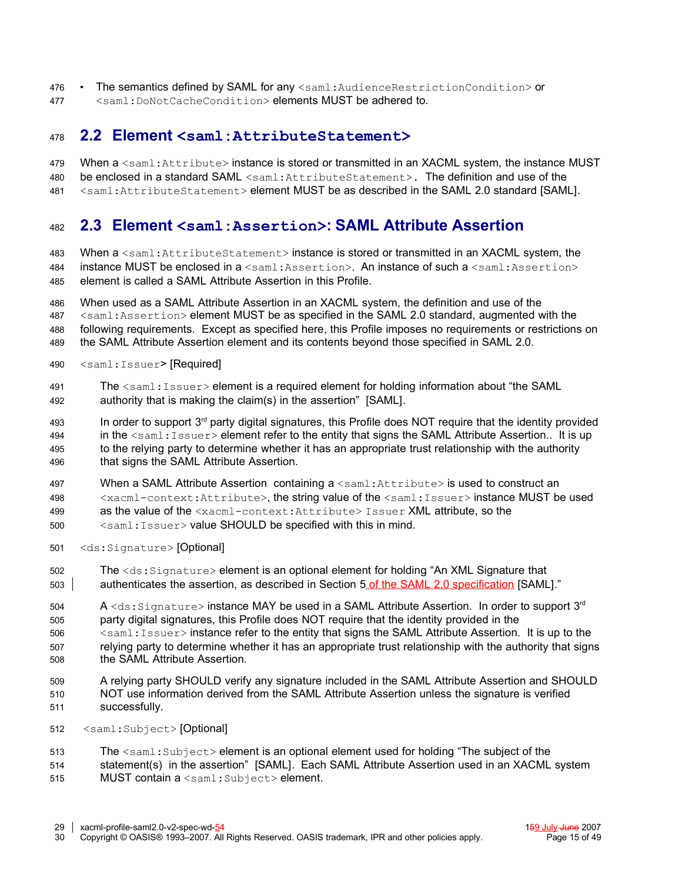- The semantics defined by SAML for any `<saml:AudienceRestrictionCondition>` or `<saml:DoNotCacheCondition>` elements MUST be adhered to.

## 2.2 Element `<saml:AttributeStatement>`

When a `<saml:Attribute>` instance is stored or transmitted in an XACML system, the instance MUST be enclosed in a standard SAML `<saml:AttributeStatement>`. The definition and use of the `<saml:AttributeStatement>` element MUST be as described in the SAML 2.0 standard [SAML].

## 2.3 Element `<saml:Assertion>`: SAML Attribute Assertion

When a `<saml:AttributeStatement>` instance is stored or transmitted in an XACML system, the instance MUST be enclosed in a `<saml:Assertion>`. An instance of such a `<saml:Assertion>` element is called a SAML Attribute Assertion in this Profile.

When used as a SAML Attribute Assertion in an XACML system, the definition and use of the `<saml:Assertion>` element MUST be as specified in the SAML 2.0 standard, augmented with the following requirements. Except as specified here, this Profile imposes no requirements or restrictions on the SAML Attribute Assertion element and its contents beyond those specified in SAML 2.0.

`<saml:Issuer>` [Required]

The `<saml:Issuer>` element is a required element for holding information about "the SAML authority that is making the claim(s) in the assertion" [SAML].

In order to support 3rd party digital signatures, this Profile does NOT require that the identity provided in the `<saml:Issuer>` element refer to the entity that signs the SAML Attribute Assertion.. It is up to the relying party to determine whether it has an appropriate trust relationship with the authority that signs the SAML Attribute Assertion.

When a SAML Attribute Assertion containing a `<saml:Attribute>` is used to construct an `<xacml-context:Attribute>`, the string value of the `<saml:Issuer>` instance MUST be used as the value of the `<xacml-context:Attribute> Issuer` XML attribute, so the `<saml:Issuer>` value SHOULD be specified with this in mind.

`<ds:Signature>` [Optional]

The `<ds:Signature>` element is an optional element for holding "An XML Signature that authenticates the assertion, as described in Section 5 of the SAML 2.0 specification [SAML]."

A `<ds:Signature>` instance MAY be used in a SAML Attribute Assertion. In order to support 3rd party digital signatures, this Profile does NOT require that the identity provided in the `<saml:Issuer>` instance refer to the entity that signs the SAML Attribute Assertion. It is up to the relying party to determine whether it has an appropriate trust relationship with the authority that signs the SAML Attribute Assertion.

A relying party SHOULD verify any signature included in the SAML Attribute Assertion and SHOULD NOT use information derived from the SAML Attribute Assertion unless the signature is verified successfully.

`<saml:Subject>` [Optional]

The `<saml:Subject>` element is an optional element used for holding "The subject of the statement(s) in the assertion" [SAML]. Each SAML Attribute Assertion used in an XACML system MUST contain a `<saml:Subject>` element.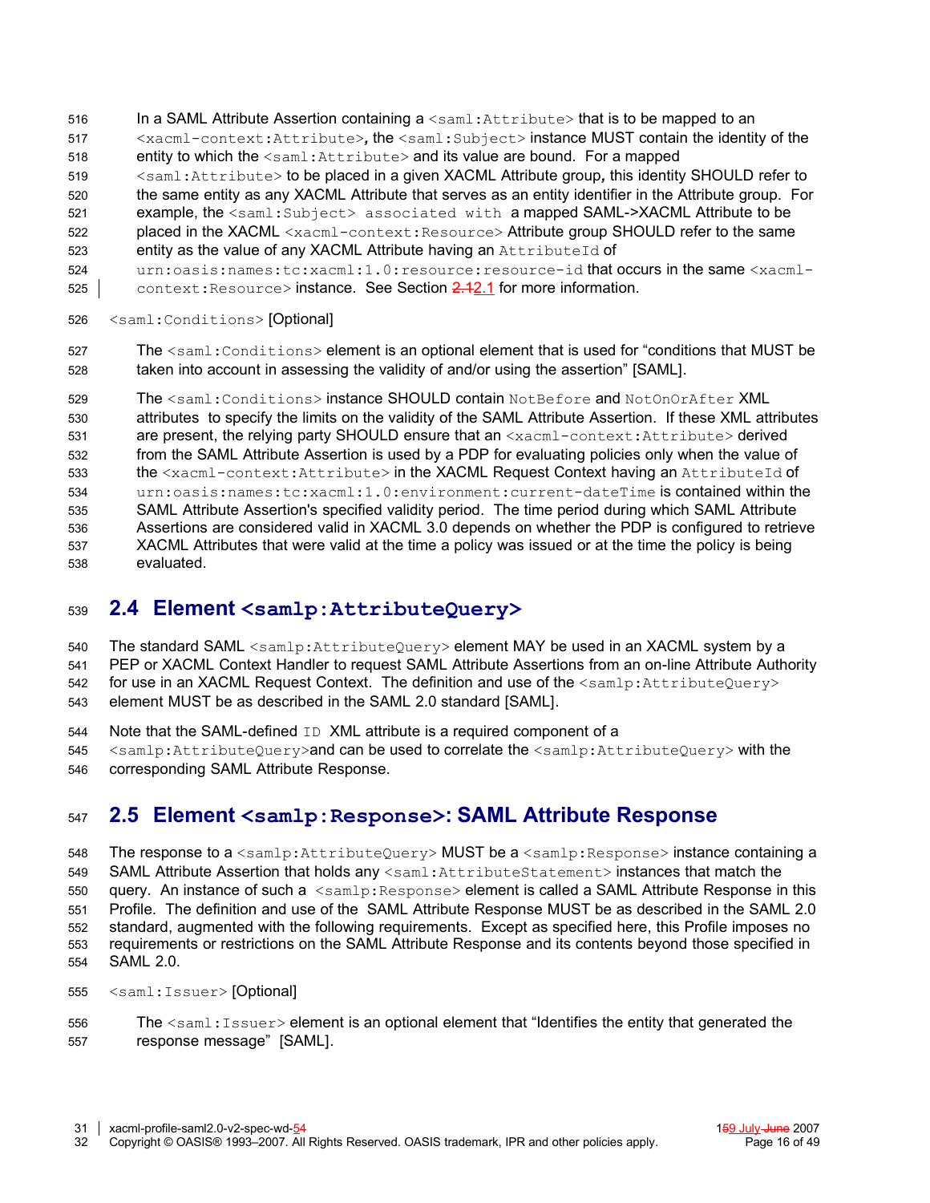In a SAML Attribute Assertion containing a `<saml:Attribute>` that is to be mapped to an `<xacml-context:Attribute>`, the `<saml:Subject>` instance MUST contain the identity of the entity to which the `<saml:Attribute>` and its value are bound. For a mapped `<saml:Attribute>` to be placed in a given XACML Attribute group, this identity SHOULD refer to the same entity as any XACML Attribute that serves as an entity identifier in the Attribute group. For example, the `<saml:Subject> associated with` a mapped SAML->XACML Attribute to be placed in the XACML `<xacml-context:Resource>` Attribute group SHOULD refer to the same entity as the value of any XACML Attribute having an `AttributeId` of `urn:oasis:names:tc:xacml:1.0:resource:resource-id` that occurs in the same `<xacml-context:Resource>` instance. See Section ~~2.1~~2.1 for more information.

`<saml:Conditions>` [Optional]

The `<saml:Conditions>` element is an optional element that is used for "conditions that MUST be taken into account in assessing the validity of and/or using the assertion" [SAML].

The `<saml:Conditions>` instance SHOULD contain `NotBefore` and `NotOnOrAfter` XML attributes to specify the limits on the validity of the SAML Attribute Assertion. If these XML attributes are present, the relying party SHOULD ensure that an `<xacml-context:Attribute>` derived from the SAML Attribute Assertion is used by a PDP for evaluating policies only when the value of the `<xacml-context:Attribute>` in the XACML Request Context having an `AttributeId` of `urn:oasis:names:tc:xacml:1.0:environment:current-dateTime` is contained within the SAML Attribute Assertion's specified validity period. The time period during which SAML Attribute Assertions are considered valid in XACML 3.0 depends on whether the PDP is configured to retrieve XACML Attributes that were valid at the time a policy was issued or at the time the policy is being evaluated.

## 2.4 Element `<samlp:AttributeQuery>`

The standard SAML `<samlp:AttributeQuery>` element MAY be used in an XACML system by a PEP or XACML Context Handler to request SAML Attribute Assertions from an on-line Attribute Authority for use in an XACML Request Context. The definition and use of the `<samlp:AttributeQuery>` element MUST be as described in the SAML 2.0 standard [SAML].

Note that the SAML-defined `ID` XML attribute is a required component of a `<samlp:AttributeQuery>`and can be used to correlate the `<samlp:AttributeQuery>` with the corresponding SAML Attribute Response.

## 2.5 Element `<samlp:Response>`: SAML Attribute Response

The response to a `<samlp:AttributeQuery>` MUST be a `<samlp:Response>` instance containing a SAML Attribute Assertion that holds any `<saml:AttributeStatement>` instances that match the query. An instance of such a `<samlp:Response>` element is called a SAML Attribute Response in this Profile. The definition and use of the SAML Attribute Response MUST be as described in the SAML 2.0 standard, augmented with the following requirements. Except as specified here, this Profile imposes no requirements or restrictions on the SAML Attribute Response and its contents beyond those specified in SAML 2.0.

`<saml:Issuer>` [Optional]

The `<saml:Issuer>` element is an optional element that "Identifies the entity that generated the response message" [SAML].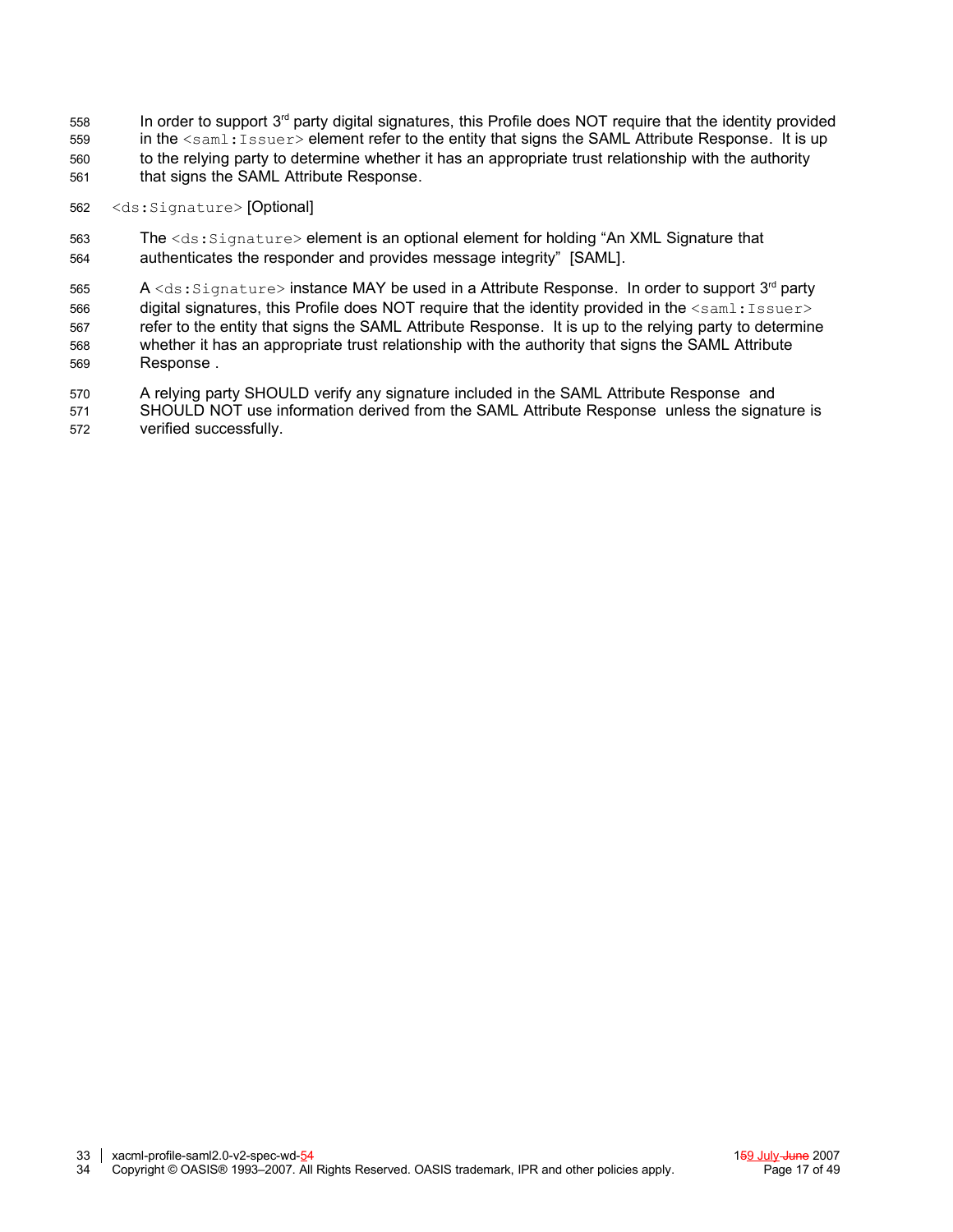In order to support 3rd party digital signatures, this Profile does NOT require that the identity provided in the `<saml:Issuer>` element refer to the entity that signs the SAML Attribute Response. It is up to the relying party to determine whether it has an appropriate trust relationship with the authority that signs the SAML Attribute Response.

`<ds:Signature>` [Optional]

The `<ds:Signature>` element is an optional element for holding "An XML Signature that authenticates the responder and provides message integrity" [SAML].

A `<ds:Signature>` instance MAY be used in a Attribute Response. In order to support 3rd party digital signatures, this Profile does NOT require that the identity provided in the `<saml:Issuer>` refer to the entity that signs the SAML Attribute Response. It is up to the relying party to determine whether it has an appropriate trust relationship with the authority that signs the SAML Attribute Response .

A relying party SHOULD verify any signature included in the SAML Attribute Response and SHOULD NOT use information derived from the SAML Attribute Response unless the signature is verified successfully.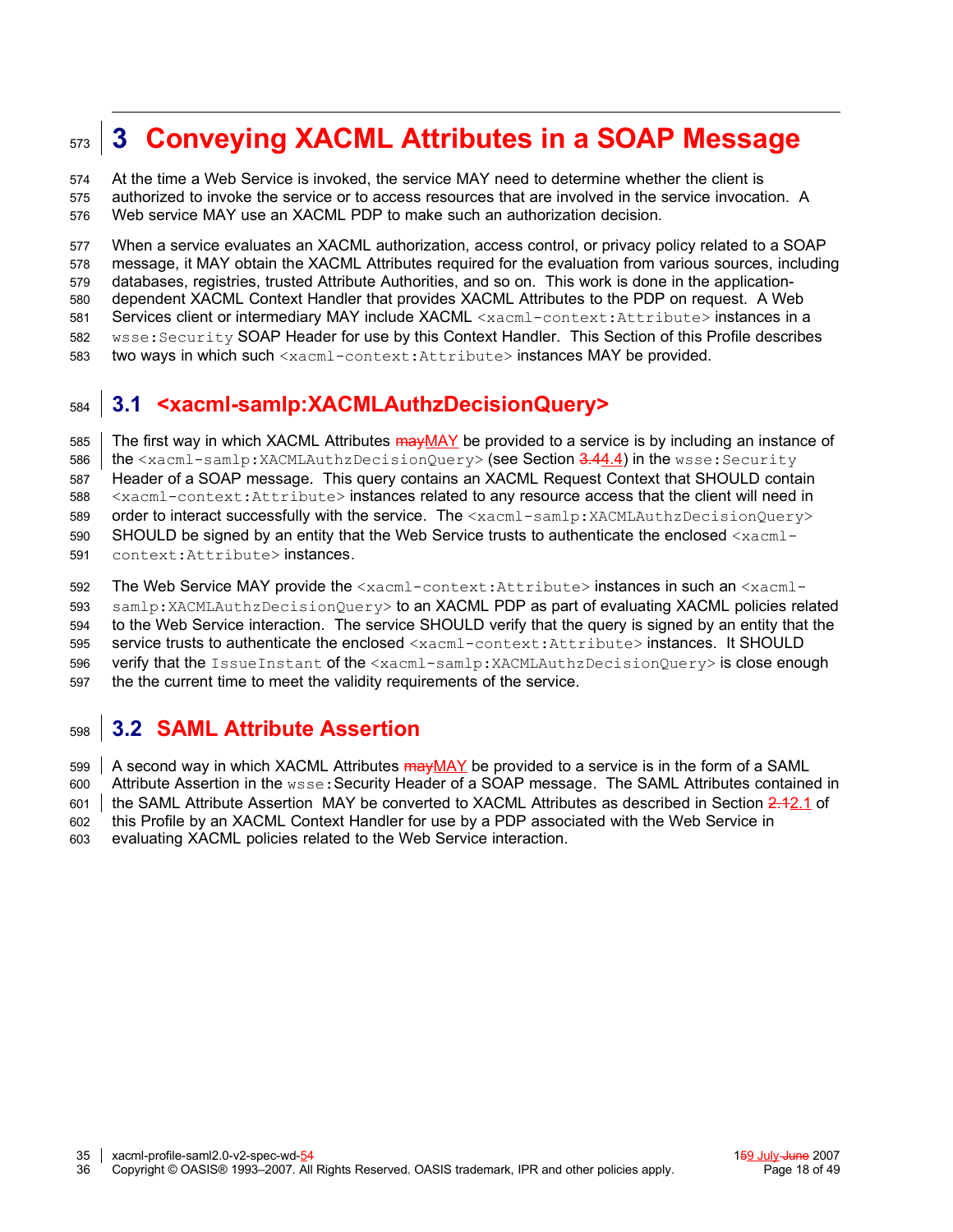# 3 Conveying XACML Attributes in a SOAP Message

At the time a Web Service is invoked, the service MAY need to determine whether the client is authorized to invoke the service or to access resources that are involved in the service invocation. A Web service MAY use an XACML PDP to make such an authorization decision.

When a service evaluates an XACML authorization, access control, or privacy policy related to a SOAP message, it MAY obtain the XACML Attributes required for the evaluation from various sources, including databases, registries, trusted Attribute Authorities, and so on. This work is done in the application-dependent XACML Context Handler that provides XACML Attributes to the PDP on request. A Web Services client or intermediary MAY include XACML `<xacml-context:Attribute>` instances in a `wsse:Security` SOAP Header for use by this Context Handler. This Section of this Profile describes two ways in which such `<xacml-context:Attribute>` instances MAY be provided.

## 3.1 <xacml-samlp:XACMLAuthzDecisionQuery>

The first way in which XACML Attributes ~~may~~MAY be provided to a service is by including an instance of the `<xacml-samlp:XACMLAuthzDecisionQuery>` (see Section ~~3.4~~4.4) in the `wsse:Security` Header of a SOAP message. This query contains an XACML Request Context that SHOULD contain `<xacml-context:Attribute>` instances related to any resource access that the client will need in order to interact successfully with the service. The `<xacml-samlp:XACMLAuthzDecisionQuery>` SHOULD be signed by an entity that the Web Service trusts to authenticate the enclosed `<xacml-context:Attribute>` instances.

The Web Service MAY provide the `<xacml-context:Attribute>` instances in such an `<xacml-samlp:XACMLAuthzDecisionQuery>` to an XACML PDP as part of evaluating XACML policies related to the Web Service interaction. The service SHOULD verify that the query is signed by an entity that the service trusts to authenticate the enclosed `<xacml-context:Attribute>` instances. It SHOULD verify that the `IssueInstant` of the `<xacml-samlp:XACMLAuthzDecisionQuery>` is close enough the the current time to meet the validity requirements of the service.

## 3.2 SAML Attribute Assertion

A second way in which XACML Attributes ~~may~~MAY be provided to a service is in the form of a SAML Attribute Assertion in the `wsse:`Security Header of a SOAP message. The SAML Attributes contained in the SAML Attribute Assertion MAY be converted to XACML Attributes as described in Section ~~2.1~~2.1 of this Profile by an XACML Context Handler for use by a PDP associated with the Web Service in evaluating XACML policies related to the Web Service interaction.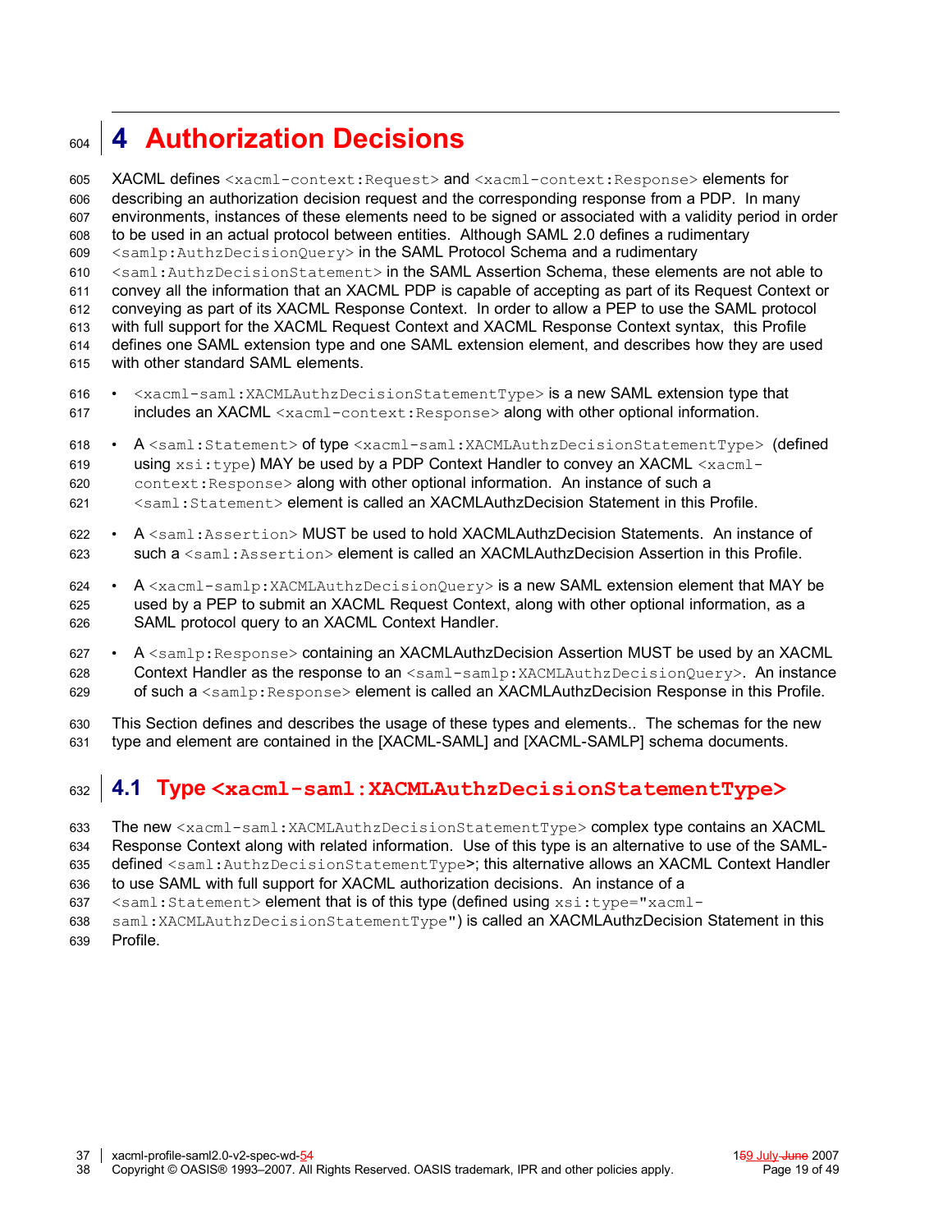# 4 Authorization Decisions

XACML defines `<xacml-context:Request>` and `<xacml-context:Response>` elements for describing an authorization decision request and the corresponding response from a PDP. In many environments, instances of these elements need to be signed or associated with a validity period in order to be used in an actual protocol between entities. Although SAML 2.0 defines a rudimentary `<samlp:AuthzDecisionQuery>` in the SAML Protocol Schema and a rudimentary `<saml:AuthzDecisionStatement>` in the SAML Assertion Schema, these elements are not able to convey all the information that an XACML PDP is capable of accepting as part of its Request Context or conveying as part of its XACML Response Context. In order to allow a PEP to use the SAML protocol with full support for the XACML Request Context and XACML Response Context syntax, this Profile defines one SAML extension type and one SAML extension element, and describes how they are used with other standard SAML elements.

- `<xacml-saml:XACMLAuthzDecisionStatementType>` is a new SAML extension type that includes an XACML `<xacml-context:Response>` along with other optional information.
- A `<saml:Statement>` of type `<xacml-saml:XACMLAuthzDecisionStatementType>` (defined using `xsi:type`) MAY be used by a PDP Context Handler to convey an XACML `<xacml-context:Response>` along with other optional information. An instance of such a `<saml:Statement>` element is called an XACMLAuthzDecision Statement in this Profile.
- A `<saml:Assertion>` MUST be used to hold XACMLAuthzDecision Statements. An instance of such a `<saml:Assertion>` element is called an XACMLAuthzDecision Assertion in this Profile.
- A `<xacml-samlp:XACMLAuthzDecisionQuery>` is a new SAML extension element that MAY be used by a PEP to submit an XACML Request Context, along with other optional information, as a SAML protocol query to an XACML Context Handler.
- A `<samlp:Response>` containing an XACMLAuthzDecision Assertion MUST be used by an XACML Context Handler as the response to an `<saml-samlp:XACMLAuthzDecisionQuery>`. An instance of such a `<samlp:Response>` element is called an XACMLAuthzDecision Response in this Profile.

This Section defines and describes the usage of these types and elements.. The schemas for the new type and element are contained in the [XACML-SAML] and [XACML-SAMLP] schema documents.

## 4.1 Type `<xacml-saml:XACMLAuthzDecisionStatementType>`

The new `<xacml-saml:XACMLAuthzDecisionStatementType>` complex type contains an XACML Response Context along with related information. Use of this type is an alternative to use of the SAML-defined `<saml:AuthzDecisionStatementType>`; this alternative allows an XACML Context Handler to use SAML with full support for XACML authorization decisions. An instance of a `<saml:Statement>` element that is of this type (defined using `xsi:type="xacml-saml:XACMLAuthzDecisionStatementType"`) is called an XACMLAuthzDecision Statement in this Profile.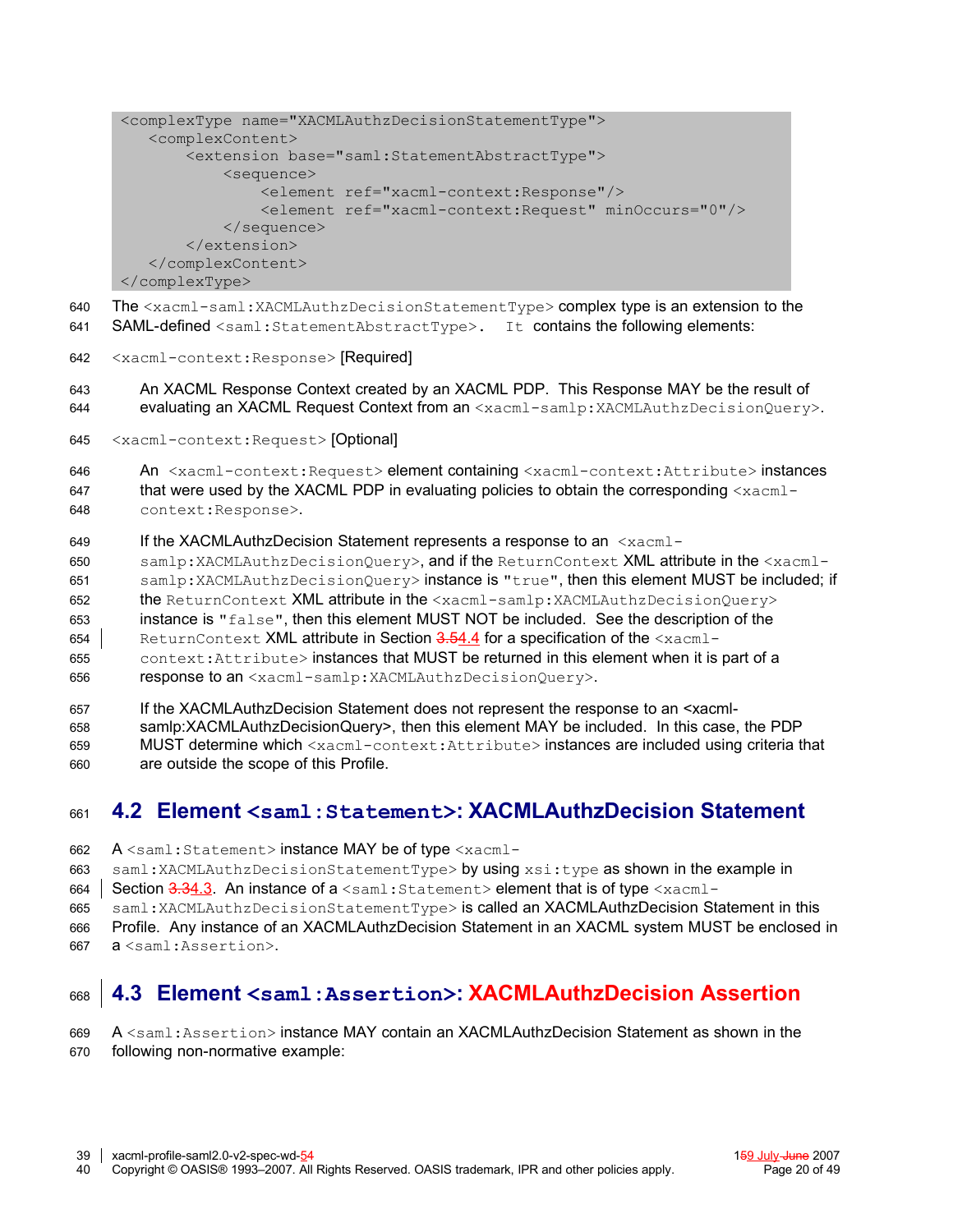```
<complexType name="XACMLAuthzDecisionStatementType">
   <complexContent>
       <extension base="saml:StatementAbstractType">
           <sequence>
               <element ref="xacml-context:Response"/>
               <element ref="xacml-context:Request" minOccurs="0"/>
           </sequence>
       </extension>
   </complexContent>
</complexType>
```

The `<xacml-saml:XACMLAuthzDecisionStatementType>` complex type is an extension to the SAML-defined `<saml:StatementAbstractType>`. It contains the following elements:

`<xacml-context:Response>` [Required]

An XACML Response Context created by an XACML PDP. This Response MAY be the result of evaluating an XACML Request Context from an `<xacml-samlp:XACMLAuthzDecisionQuery>`.

`<xacml-context:Request>` [Optional]

An `<xacml-context:Request>` element containing `<xacml-context:Attribute>` instances that were used by the XACML PDP in evaluating policies to obtain the corresponding `<xacml-context:Response>`.

If the XACMLAuthzDecision Statement represents a response to an `<xacml-samlp:XACMLAuthzDecisionQuery>`, and if the `ReturnContext` XML attribute in the `<xacml-samlp:XACMLAuthzDecisionQuery>` instance is "`true`", then this element MUST be included; if the `ReturnContext` XML attribute in the `<xacml-samlp:XACMLAuthzDecisionQuery>` instance is "`false`", then this element MUST NOT be included. See the description of the `ReturnContext` XML attribute in Section ~~3.5~~4.4 for a specification of the `<xacml-context:Attribute>` instances that MUST be returned in this element when it is part of a response to an `<xacml-samlp:XACMLAuthzDecisionQuery>`.

If the XACMLAuthzDecision Statement does not represent the response to an <xacml-samlp:XACMLAuthzDecisionQuery>, then this element MAY be included. In this case, the PDP MUST determine which `<xacml-context:Attribute>` instances are included using criteria that are outside the scope of this Profile.

## 4.2 Element `<saml:Statement>`: XACMLAuthzDecision Statement

A `<saml:Statement>` instance MAY be of type `<xacml-saml:XACMLAuthzDecisionStatementType>` by using `xsi:type` as shown in the example in Section ~~3.3~~4.3. An instance of a `<saml:Statement>` element that is of type `<xacml-saml:XACMLAuthzDecisionStatementType>` is called an XACMLAuthzDecision Statement in this Profile. Any instance of an XACMLAuthzDecision Statement in an XACML system MUST be enclosed in a `<saml:Assertion>`.

## 4.3 Element `<saml:Assertion>`: XACMLAuthzDecision Assertion

A `<saml:Assertion>` instance MAY contain an XACMLAuthzDecision Statement as shown in the following non-normative example: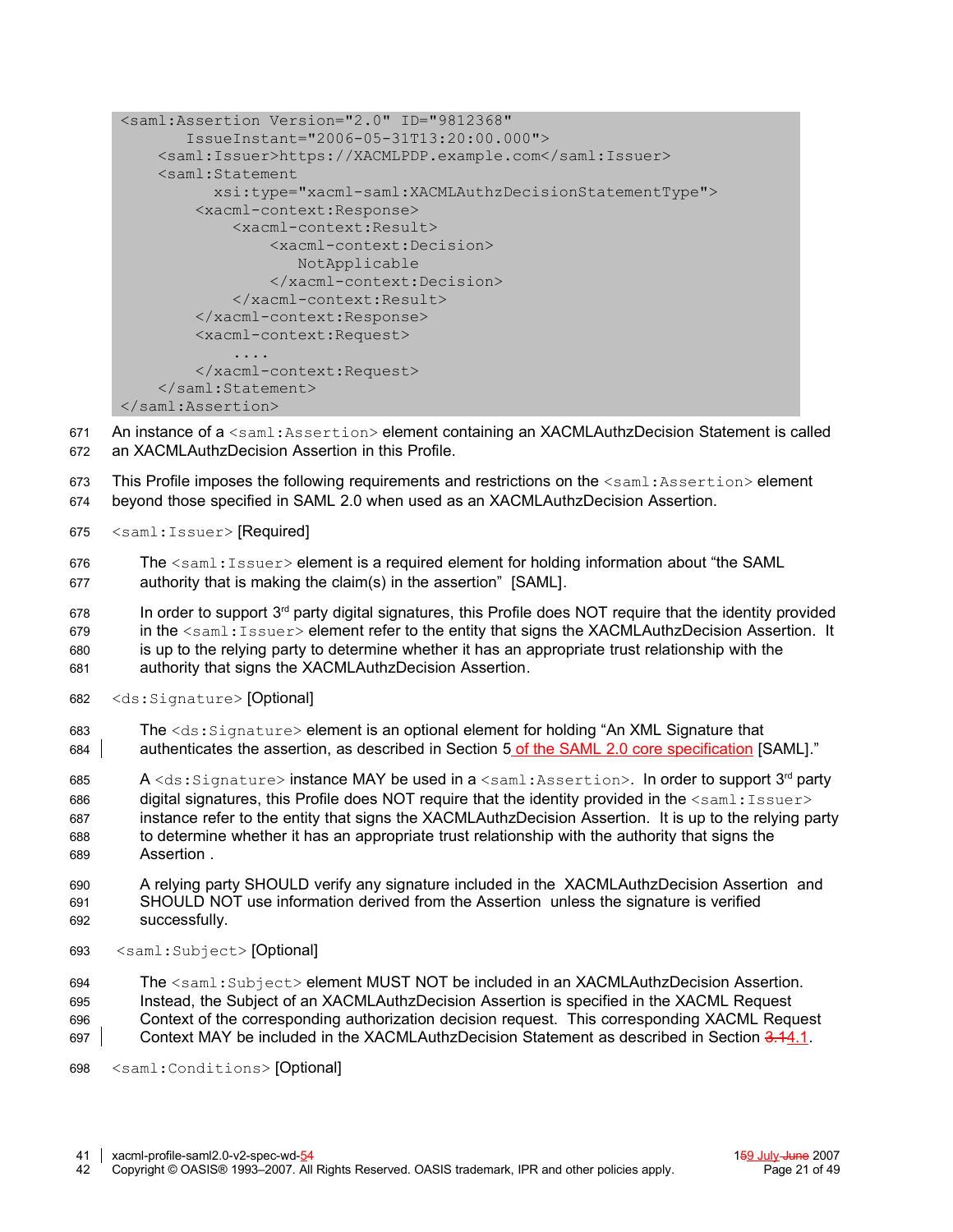```
<saml:Assertion Version="2.0" ID="9812368"
       IssueInstant="2006-05-31T13:20:00.000">
    <saml:Issuer>https://XACMLPDP.example.com</saml:Issuer>
    <saml:Statement
          xsi:type="xacml-saml:XACMLAuthzDecisionStatementType">
        <xacml-context:Response>
            <xacml-context:Result>
                <xacml-context:Decision>
                   NotApplicable
                </xacml-context:Decision>
            </xacml-context:Result>
        </xacml-context:Response>
        <xacml-context:Request>
            ....
        </xacml-context:Request>
    </saml:Statement>
</saml:Assertion>
```

An instance of a `<saml:Assertion>` element containing an XACMLAuthzDecision Statement is called an XACMLAuthzDecision Assertion in this Profile.

This Profile imposes the following requirements and restrictions on the `<saml:Assertion>` element beyond those specified in SAML 2.0 when used as an XACMLAuthzDecision Assertion.

`<saml:Issuer>` [Required]

The `<saml:Issuer>` element is a required element for holding information about "the SAML authority that is making the claim(s) in the assertion" [SAML].

In order to support 3rd party digital signatures, this Profile does NOT require that the identity provided in the `<saml:Issuer>` element refer to the entity that signs the XACMLAuthzDecision Assertion. It is up to the relying party to determine whether it has an appropriate trust relationship with the authority that signs the XACMLAuthzDecision Assertion.

`<ds:Signature>` [Optional]

The `<ds:Signature>` element is an optional element for holding "An XML Signature that authenticates the assertion, as described in Section 5 of the SAML 2.0 core specification [SAML]."

A `<ds:Signature>` instance MAY be used in a `<saml:Assertion>`. In order to support 3rd party digital signatures, this Profile does NOT require that the identity provided in the `<saml:Issuer>` instance refer to the entity that signs the XACMLAuthzDecision Assertion. It is up to the relying party to determine whether it has an appropriate trust relationship with the authority that signs the Assertion .

A relying party SHOULD verify any signature included in the XACMLAuthzDecision Assertion and SHOULD NOT use information derived from the Assertion unless the signature is verified successfully.

`<saml:Subject>` [Optional]

The `<saml:Subject>` element MUST NOT be included in an XACMLAuthzDecision Assertion. Instead, the Subject of an XACMLAuthzDecision Assertion is specified in the XACML Request Context of the corresponding authorization decision request. This corresponding XACML Request Context MAY be included in the XACMLAuthzDecision Statement as described in Section 4.1.

`<saml:Conditions>` [Optional]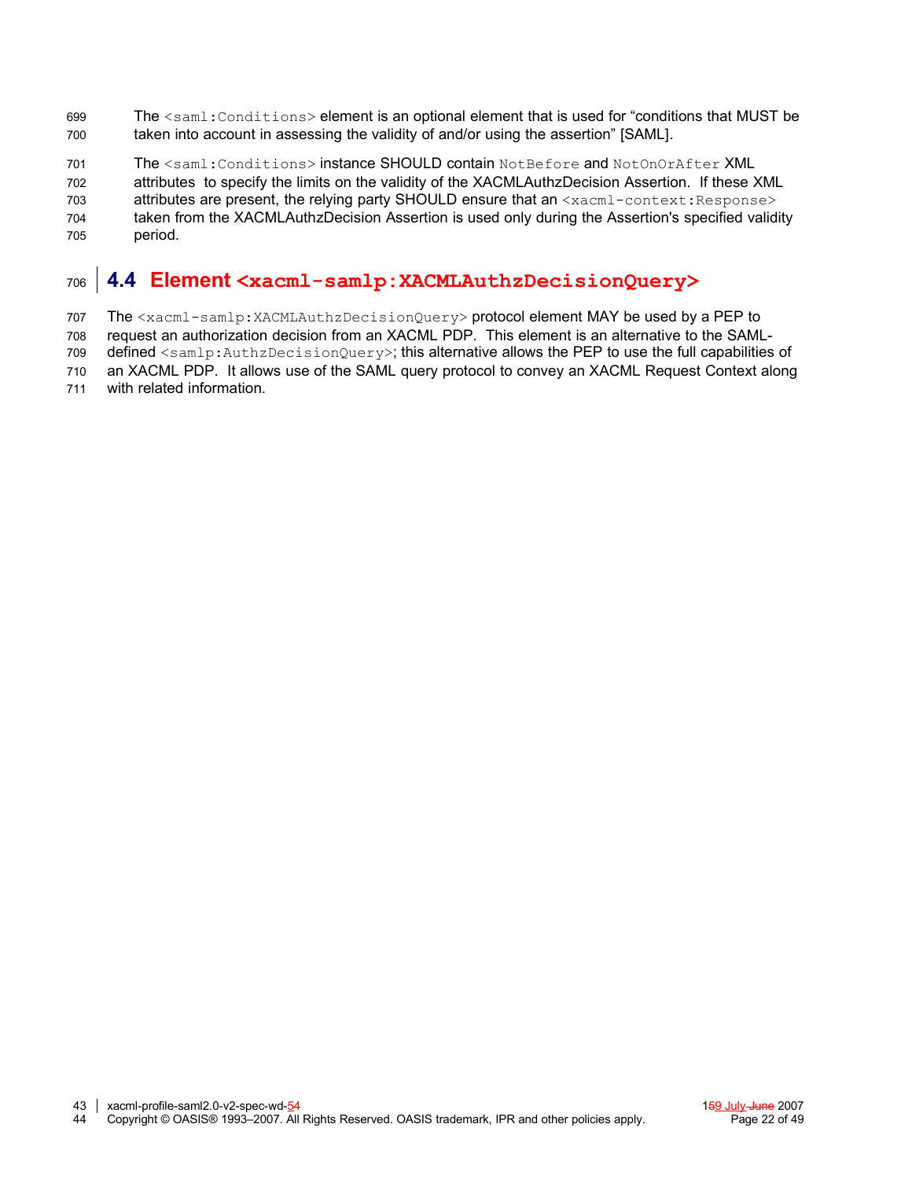The `<saml:Conditions>` element is an optional element that is used for “conditions that MUST be taken into account in assessing the validity of and/or using the assertion” [SAML].

The `<saml:Conditions>` instance SHOULD contain `NotBefore` and `NotOnOrAfter` XML attributes to specify the limits on the validity of the XACMLAuthzDecision Assertion. If these XML attributes are present, the relying party SHOULD ensure that an `<xacml-context:Response>` taken from the XACMLAuthzDecision Assertion is used only during the Assertion's specified validity period.

## 4.4 Element `<xacml-samlp:XACMLAuthzDecisionQuery>`

The `<xacml-samlp:XACMLAuthzDecisionQuery>` protocol element MAY be used by a PEP to request an authorization decision from an XACML PDP. This element is an alternative to the SAML-defined `<samlp:AuthzDecisionQuery>`; this alternative allows the PEP to use the full capabilities of an XACML PDP. It allows use of the SAML query protocol to convey an XACML Request Context along with related information.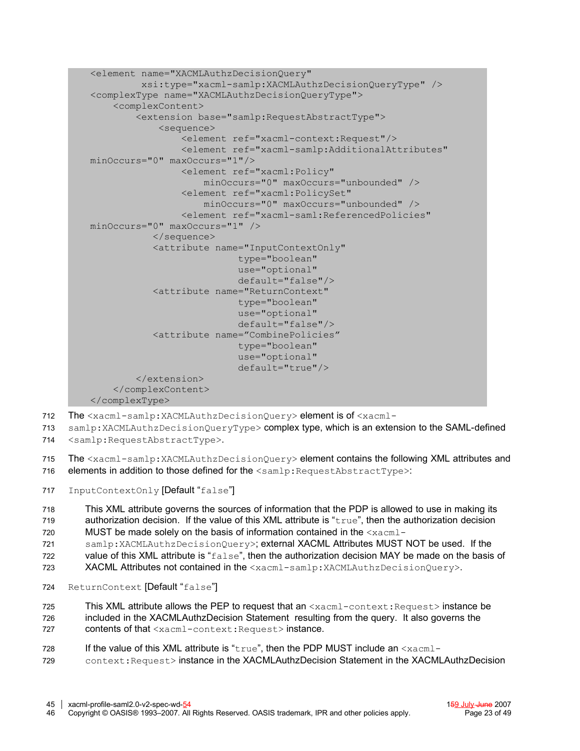```
<element name="XACMLAuthzDecisionQuery"
         xsi:type="xacml-samlp:XACMLAuthzDecisionQueryType" />
<complexType name="XACMLAuthzDecisionQueryType">
    <complexContent>
        <extension base="samlp:RequestAbstractType">
            <sequence>
                <element ref="xacml-context:Request"/>
                <element ref="xacml-samlp:AdditionalAttributes"
minOccurs="0" maxOccurs="1"/>
                <element ref="xacml:Policy"
                    minOccurs="0" maxOccurs="unbounded" />
                <element ref="xacml:PolicySet"
                    minOccurs="0" maxOccurs="unbounded" />
                <element ref="xacml-saml:ReferencedPolicies"
minOccurs="0" maxOccurs="1" />
            </sequence>
            <attribute name="InputContextOnly"
                       type="boolean"
                       use="optional"
                       default="false"/>
            <attribute name="ReturnContext"
                       type="boolean"
                       use="optional"
                       default="false"/>
            <attribute name="CombinePolicies"
                       type="boolean"
                       use="optional"
                       default="true"/>
        </extension>
    </complexContent>
</complexType>
```

The `<xacml-samlp:XACMLAuthzDecisionQuery>` element is of `<xacml-samlp:XACMLAuthzDecisionQueryType>` complex type, which is an extension to the SAML-defined `<samlp:RequestAbstractType>`.

The `<xacml-samlp:XACMLAuthzDecisionQuery>` element contains the following XML attributes and elements in addition to those defined for the `<samlp:RequestAbstractType>`:

`InputContextOnly` [Default "`false`"]

> This XML attribute governs the sources of information that the PDP is allowed to use in making its authorization decision. If the value of this XML attribute is "`true`", then the authorization decision MUST be made solely on the basis of information contained in the `<xacml-samlp:XACMLAuthzDecisionQuery>`; external XACML Attributes MUST NOT be used. If the value of this XML attribute is "`false`", then the authorization decision MAY be made on the basis of XACML Attributes not contained in the `<xacml-samlp:XACMLAuthzDecisionQuery>`.

`ReturnContext` [Default "`false`"]

> This XML attribute allows the PEP to request that an `<xacml-context:Request>` instance be included in the XACMLAuthzDecision Statement resulting from the query. It also governs the contents of that `<xacml-context:Request>` instance.
>
> If the value of this XML attribute is "`true`", then the PDP MUST include an `<xacml-context:Request>` instance in the XACMLAuthzDecision Statement in the XACMLAuthzDecision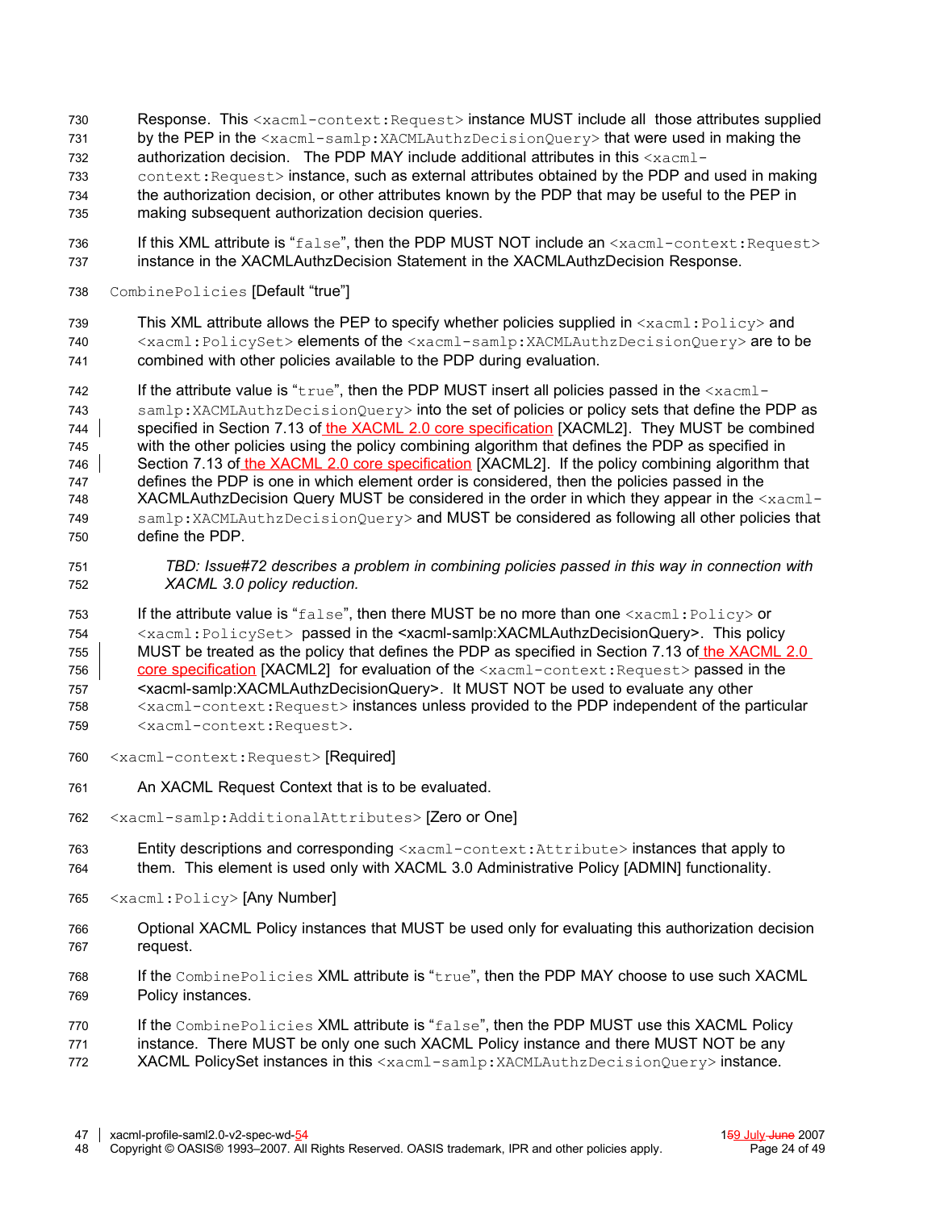Response. This `<xacml-context:Request>` instance MUST include all those attributes supplied by the PEP in the `<xacml-samlp:XACMLAuthzDecisionQuery>` that were used in making the authorization decision. The PDP MAY include additional attributes in this `<xacml-context:Request>` instance, such as external attributes obtained by the PDP and used in making the authorization decision, or other attributes known by the PDP that may be useful to the PEP in making subsequent authorization decision queries.

If this XML attribute is "`false`", then the PDP MUST NOT include an `<xacml-context:Request>` instance in the XACMLAuthzDecision Statement in the XACMLAuthzDecision Response.

`CombinePolicies` [Default "true"]

This XML attribute allows the PEP to specify whether policies supplied in `<xacml:Policy>` and `<xacml:PolicySet>` elements of the `<xacml-samlp:XACMLAuthzDecisionQuery>` are to be combined with other policies available to the PDP during evaluation.

If the attribute value is "`true`", then the PDP MUST insert all policies passed in the `<xacml-samlp:XACMLAuthzDecisionQuery>` into the set of policies or policy sets that define the PDP as specified in Section 7.13 of the XACML 2.0 core specification [XACML2]. They MUST be combined with the other policies using the policy combining algorithm that defines the PDP as specified in Section 7.13 of the XACML 2.0 core specification [XACML2]. If the policy combining algorithm that defines the PDP is one in which element order is considered, then the policies passed in the XACMLAuthzDecision Query MUST be considered in the order in which they appear in the `<xacml-samlp:XACMLAuthzDecisionQuery>` and MUST be considered as following all other policies that define the PDP.

*TBD: Issue#72 describes a problem in combining policies passed in this way in connection with XACML 3.0 policy reduction.*

If the attribute value is "`false`", then there MUST be no more than one `<xacml:Policy>` or `<xacml:PolicySet>` passed in the <xacml-samlp:XACMLAuthzDecisionQuery>. This policy MUST be treated as the policy that defines the PDP as specified in Section 7.13 of the XACML 2.0 core specification [XACML2] for evaluation of the `<xacml-context:Request>` passed in the <xacml-samlp:XACMLAuthzDecisionQuery>. It MUST NOT be used to evaluate any other `<xacml-context:Request>` instances unless provided to the PDP independent of the particular `<xacml-context:Request>`.

`<xacml-context:Request>` [Required]

An XACML Request Context that is to be evaluated.

`<xacml-samlp:AdditionalAttributes>` [Zero or One]

Entity descriptions and corresponding `<xacml-context:Attribute>` instances that apply to them. This element is used only with XACML 3.0 Administrative Policy [ADMIN] functionality.

`<xacml:Policy>` [Any Number]

Optional XACML Policy instances that MUST be used only for evaluating this authorization decision request.

If the `CombinePolicies` XML attribute is "`true`", then the PDP MAY choose to use such XACML Policy instances.

If the `CombinePolicies` XML attribute is "`false`", then the PDP MUST use this XACML Policy instance. There MUST be only one such XACML Policy instance and there MUST NOT be any XACML PolicySet instances in this `<xacml-samlp:XACMLAuthzDecisionQuery>` instance.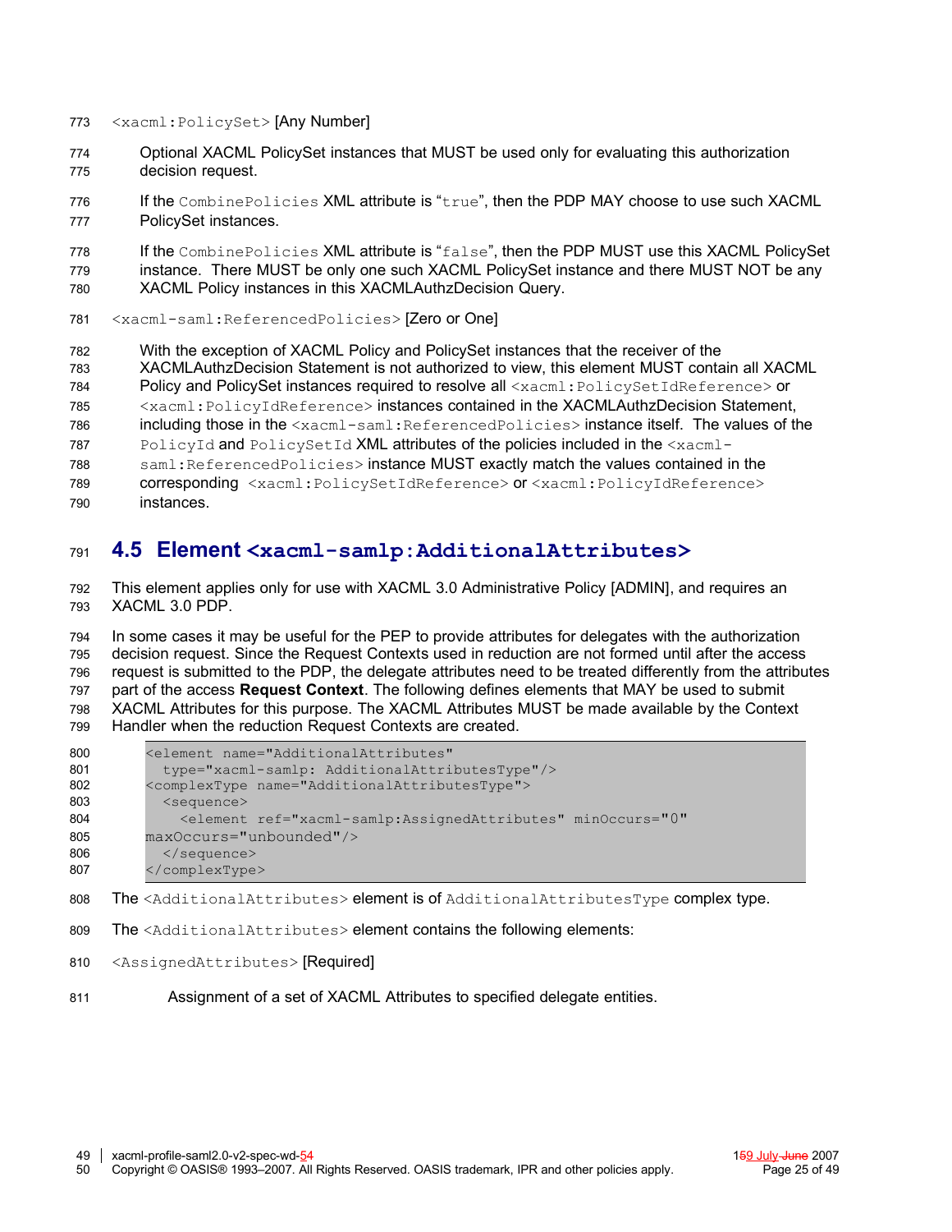`<xacml:PolicySet>` [Any Number]

Optional XACML PolicySet instances that MUST be used only for evaluating this authorization decision request.

If the `CombinePolicies` XML attribute is "`true`", then the PDP MAY choose to use such XACML PolicySet instances.

If the `CombinePolicies` XML attribute is "`false`", then the PDP MUST use this XACML PolicySet instance. There MUST be only one such XACML PolicySet instance and there MUST NOT be any XACML Policy instances in this XACMLAuthzDecision Query.

`<xacml-saml:ReferencedPolicies>` [Zero or One]

With the exception of XACML Policy and PolicySet instances that the receiver of the XACMLAuthzDecision Statement is not authorized to view, this element MUST contain all XACML Policy and PolicySet instances required to resolve all `<xacml:PolicySetIdReference>` or `<xacml:PolicyIdReference>` instances contained in the XACMLAuthzDecision Statement, including those in the `<xacml-saml:ReferencedPolicies>` instance itself. The values of the `PolicyId` and `PolicySetId` XML attributes of the policies included in the `<xacml-saml:ReferencedPolicies>` instance MUST exactly match the values contained in the corresponding `<xacml:PolicySetIdReference>` or `<xacml:PolicyIdReference>` instances.

## 4.5 Element `<xacml-samlp:AdditionalAttributes>`

This element applies only for use with XACML 3.0 Administrative Policy [ADMIN], and requires an XACML 3.0 PDP.

In some cases it may be useful for the PEP to provide attributes for delegates with the authorization decision request. Since the Request Contexts used in reduction are not formed until after the access request is submitted to the PDP, the delegate attributes need to be treated differently from the attributes part of the access **Request Context**. The following defines elements that MAY be used to submit XACML Attributes for this purpose. The XACML Attributes MUST be made available by the Context Handler when the reduction Request Contexts are created.

```
<element name="AdditionalAttributes"
  type="xacml-samlp: AdditionalAttributesType"/>
<complexType name="AdditionalAttributesType">
  <sequence>
    <element ref="xacml-samlp:AssignedAttributes" minOccurs="0"
maxOccurs="unbounded"/>
  </sequence>
</complexType>
```

The `<AdditionalAttributes>` element is of `AdditionalAttributesType` complex type.

The `<AdditionalAttributes>` element contains the following elements:

`<AssignedAttributes>` [Required]

Assignment of a set of XACML Attributes to specified delegate entities.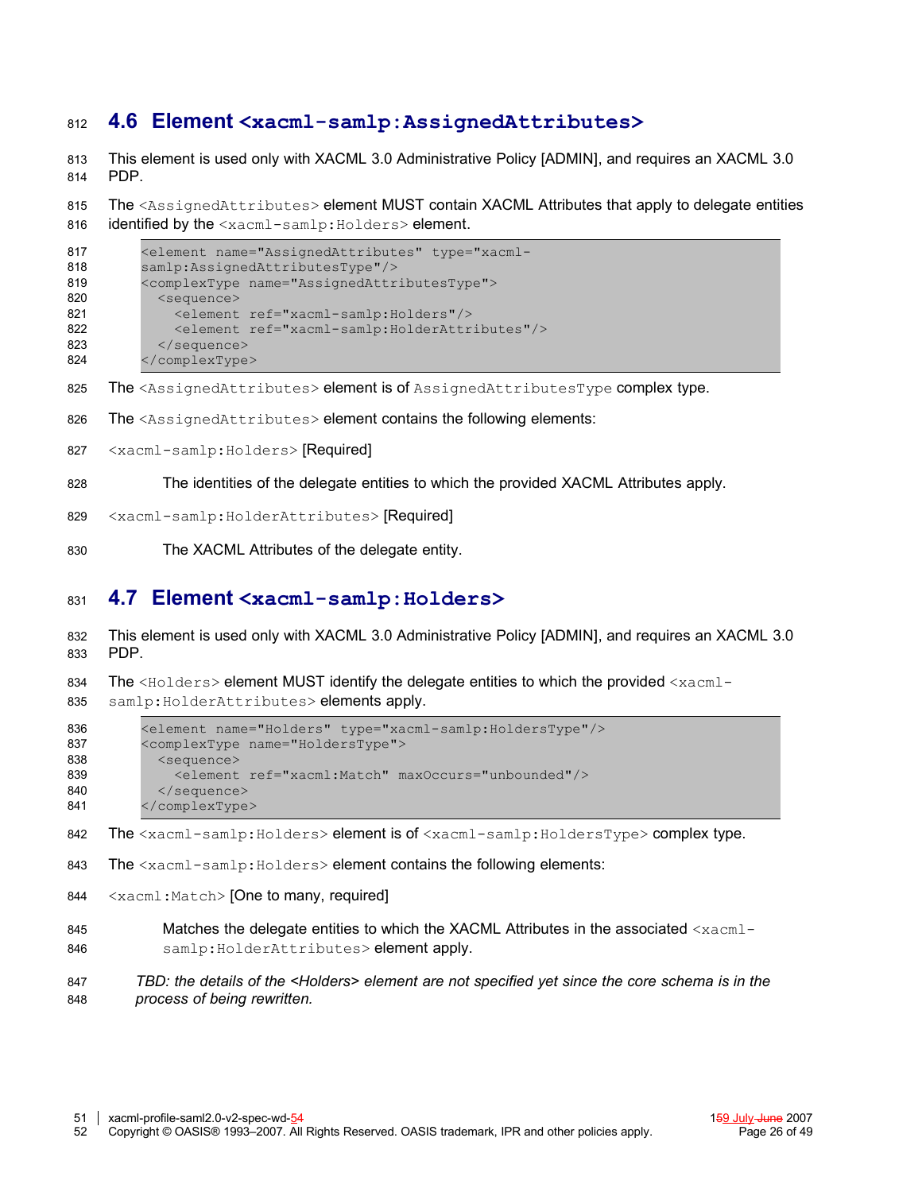## 4.6 Element `<xacml-samlp:AssignedAttributes>`

This element is used only with XACML 3.0 Administrative Policy [ADMIN], and requires an XACML 3.0 PDP.

The `<AssignedAttributes>` element MUST contain XACML Attributes that apply to delegate entities identified by the `<xacml-samlp:Holders>` element.

```
<element name="AssignedAttributes" type="xacml-
samlp:AssignedAttributesType"/>
<complexType name="AssignedAttributesType">
  <sequence>
    <element ref="xacml-samlp:Holders"/>
    <element ref="xacml-samlp:HolderAttributes"/>
  </sequence>
</complexType>
```

The `<AssignedAttributes>` element is of `AssignedAttributesType` complex type.

The `<AssignedAttributes>` element contains the following elements:

`<xacml-samlp:Holders>` [Required]

The identities of the delegate entities to which the provided XACML Attributes apply.

`<xacml-samlp:HolderAttributes>` [Required]

The XACML Attributes of the delegate entity.

## 4.7 Element `<xacml-samlp:Holders>`

This element is used only with XACML 3.0 Administrative Policy [ADMIN], and requires an XACML 3.0 PDP.

The `<Holders>` element MUST identify the delegate entities to which the provided `<xacml-samlp:HolderAttributes>` elements apply.

```
<element name="Holders" type="xacml-samlp:HoldersType"/>
<complexType name="HoldersType">
  <sequence>
    <element ref="xacml:Match" maxOccurs="unbounded"/>
  </sequence>
</complexType>
```

The `<xacml-samlp:Holders>` element is of `<xacml-samlp:HoldersType>` complex type.

The `<xacml-samlp:Holders>` element contains the following elements:

`<xacml:Match>` [One to many, required]

Matches the delegate entities to which the XACML Attributes in the associated `<xacml-samlp:HolderAttributes>` element apply.

*TBD: the details of the <Holders> element are not specified yet since the core schema is in the process of being rewritten.*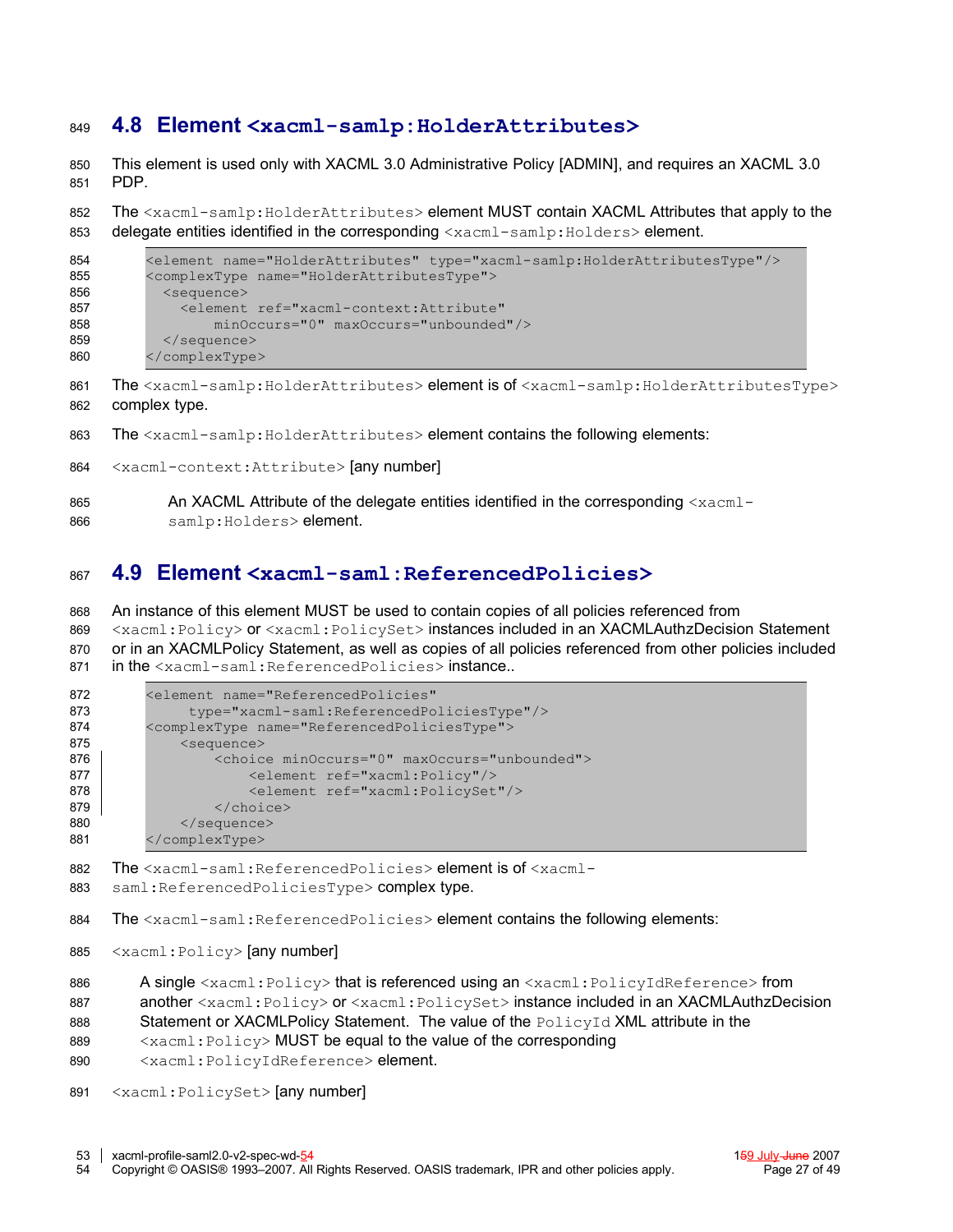## 4.8 Element `<xacml-samlp:HolderAttributes>`

This element is used only with XACML 3.0 Administrative Policy [ADMIN], and requires an XACML 3.0 PDP.

The `<xacml-samlp:HolderAttributes>` element MUST contain XACML Attributes that apply to the delegate entities identified in the corresponding `<xacml-samlp:Holders>` element.

```
<element name="HolderAttributes" type="xacml-samlp:HolderAttributesType"/>
<complexType name="HolderAttributesType">
  <sequence>
    <element ref="xacml-context:Attribute"
        minOccurs="0" maxOccurs="unbounded"/>
  </sequence>
</complexType>
```

The `<xacml-samlp:HolderAttributes>` element is of `<xacml-samlp:HolderAttributesType>` complex type.

The `<xacml-samlp:HolderAttributes>` element contains the following elements:

`<xacml-context:Attribute>` [any number]

An XACML Attribute of the delegate entities identified in the corresponding `<xacml-samlp:Holders>` element.

## 4.9 Element `<xacml-saml:ReferencedPolicies>`

An instance of this element MUST be used to contain copies of all policies referenced from `<xacml:Policy>` or `<xacml:PolicySet>` instances included in an XACMLAuthzDecision Statement or in an XACMLPolicy Statement, as well as copies of all policies referenced from other policies included in the `<xacml-saml:ReferencedPolicies>` instance..

```
<element name="ReferencedPolicies"
     type="xacml-saml:ReferencedPoliciesType"/>
<complexType name="ReferencedPoliciesType">
    <sequence>
        <choice minOccurs="0" maxOccurs="unbounded">
            <element ref="xacml:Policy"/>
            <element ref="xacml:PolicySet"/>
        </choice>
    </sequence>
</complexType>
```

The `<xacml-saml:ReferencedPolicies>` element is of `<xacml-saml:ReferencedPoliciesType>` complex type.

The `<xacml-saml:ReferencedPolicies>` element contains the following elements:

`<xacml:Policy>` [any number]

A single `<xacml:Policy>` that is referenced using an `<xacml:PolicyIdReference>` from another `<xacml:Policy>` or `<xacml:PolicySet>` instance included in an XACMLAuthzDecision Statement or XACMLPolicy Statement. The value of the `PolicyId` XML attribute in the `<xacml:Policy>` MUST be equal to the value of the corresponding `<xacml:PolicyIdReference>` element.

`<xacml:PolicySet>` [any number]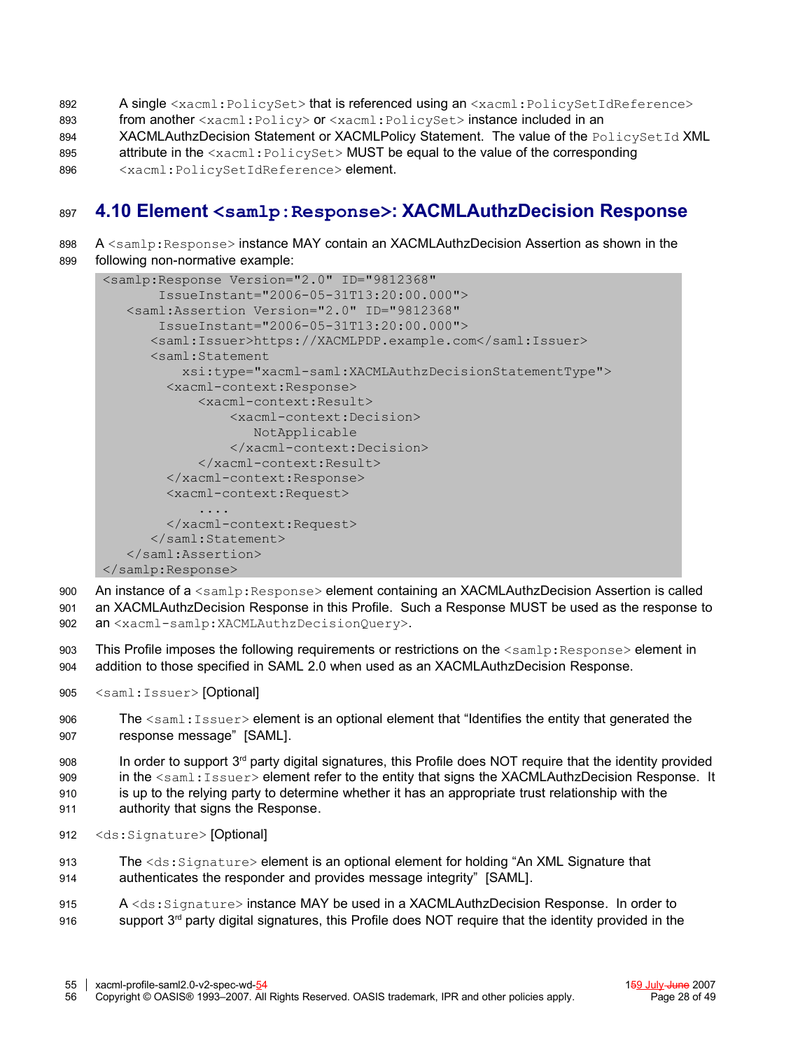A single `<xacml:PolicySet>` that is referenced using an `<xacml:PolicySetIdReference>` from another `<xacml:Policy>` or `<xacml:PolicySet>` instance included in an XACMLAuthzDecision Statement or XACMLPolicy Statement. The value of the `PolicySetId` XML attribute in the `<xacml:PolicySet>` MUST be equal to the value of the corresponding `<xacml:PolicySetIdReference>` element.

## 4.10 Element `<samlp:Response>`: XACMLAuthzDecision Response

A `<samlp:Response>` instance MAY contain an XACMLAuthzDecision Assertion as shown in the following non-normative example:

```
<samlp:Response Version="2.0" ID="9812368"
       IssueInstant="2006-05-31T13:20:00.000">
   <saml:Assertion Version="2.0" ID="9812368"
       IssueInstant="2006-05-31T13:20:00.000">
      <saml:Issuer>https://XACMLPDP.example.com</saml:Issuer>
      <saml:Statement
          xsi:type="xacml-saml:XACMLAuthzDecisionStatementType">
        <xacml-context:Response>
            <xacml-context:Result>
                <xacml-context:Decision>
                   NotApplicable
                </xacml-context:Decision>
            </xacml-context:Result>
        </xacml-context:Response>
        <xacml-context:Request>
            ....
        </xacml-context:Request>
      </saml:Statement>
   </saml:Assertion>
</samlp:Response>
```

An instance of a `<samlp:Response>` element containing an XACMLAuthzDecision Assertion is called an XACMLAuthzDecision Response in this Profile. Such a Response MUST be used as the response to an `<xacml-samlp:XACMLAuthzDecisionQuery>`.

This Profile imposes the following requirements or restrictions on the `<samlp:Response>` element in addition to those specified in SAML 2.0 when used as an XACMLAuthzDecision Response.

`<saml:Issuer>` [Optional]

The `<saml:Issuer>` element is an optional element that "Identifies the entity that generated the response message" [SAML].

In order to support 3rd party digital signatures, this Profile does NOT require that the identity provided in the `<saml:Issuer>` element refer to the entity that signs the XACMLAuthzDecision Response. It is up to the relying party to determine whether it has an appropriate trust relationship with the authority that signs the Response.

`<ds:Signature>` [Optional]

The `<ds:Signature>` element is an optional element for holding "An XML Signature that authenticates the responder and provides message integrity" [SAML].

A `<ds:Signature>` instance MAY be used in a XACMLAuthzDecision Response. In order to support 3rd party digital signatures, this Profile does NOT require that the identity provided in the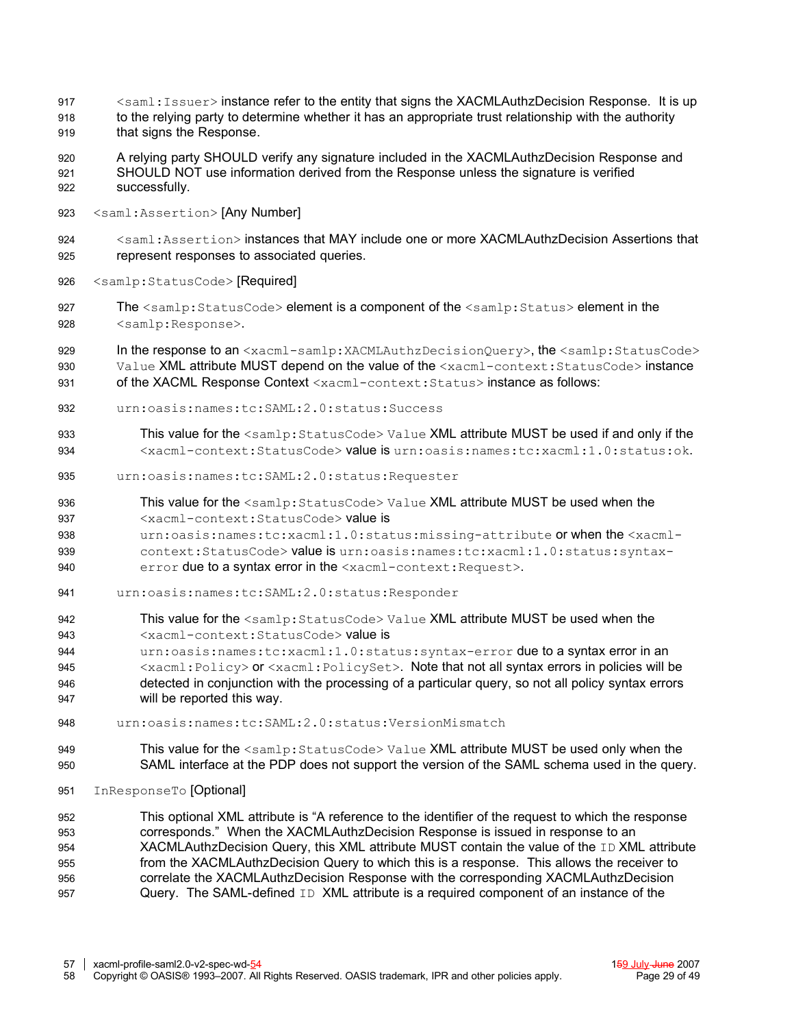`<saml:Issuer>` instance refer to the entity that signs the XACMLAuthzDecision Response. It is up to the relying party to determine whether it has an appropriate trust relationship with the authority that signs the Response.

A relying party SHOULD verify any signature included in the XACMLAuthzDecision Response and SHOULD NOT use information derived from the Response unless the signature is verified successfully.

`<saml:Assertion>` [Any Number]

> `<saml:Assertion>` instances that MAY include one or more XACMLAuthzDecision Assertions that represent responses to associated queries.

`<samlp:StatusCode>` [Required]

> The `<samlp:StatusCode>` element is a component of the `<samlp:Status>` element in the `<samlp:Response>`.
>
> In the response to an `<xacml-samlp:XACMLAuthzDecisionQuery>`, the `<samlp:StatusCode>` `Value` XML attribute MUST depend on the value of the `<xacml-context:StatusCode>` instance of the XACML Response Context `<xacml-context:Status>` instance as follows:
>
> `urn:oasis:names:tc:SAML:2.0:status:Success`
>
> > This value for the `<samlp:StatusCode>` `Value` XML attribute MUST be used if and only if the `<xacml-context:StatusCode>` value is `urn:oasis:names:tc:xacml:1.0:status:ok`.
>
> `urn:oasis:names:tc:SAML:2.0:status:Requester`
>
> > This value for the `<samlp:StatusCode>` `Value` XML attribute MUST be used when the `<xacml-context:StatusCode>` value is `urn:oasis:names:tc:xacml:1.0:status:missing-attribute` or when the `<xacml-context:StatusCode>` value is `urn:oasis:names:tc:xacml:1.0:status:syntax-error` due to a syntax error in the `<xacml-context:Request>`.
>
> `urn:oasis:names:tc:SAML:2.0:status:Responder`
>
> > This value for the `<samlp:StatusCode>` `Value` XML attribute MUST be used when the `<xacml-context:StatusCode>` value is `urn:oasis:names:tc:xacml:1.0:status:syntax-error` due to a syntax error in an `<xacml:Policy>` or `<xacml:PolicySet>`. Note that not all syntax errors in policies will be detected in conjunction with the processing of a particular query, so not all policy syntax errors will be reported this way.
>
> `urn:oasis:names:tc:SAML:2.0:status:VersionMismatch`
>
> > This value for the `<samlp:StatusCode>` `Value` XML attribute MUST be used only when the SAML interface at the PDP does not support the version of the SAML schema used in the query.

`InResponseTo` [Optional]

> This optional XML attribute is "A reference to the identifier of the request to which the response corresponds." When the XACMLAuthzDecision Response is issued in response to an XACMLAuthzDecision Query, this XML attribute MUST contain the value of the `ID` XML attribute from the XACMLAuthzDecision Query to which this is a response. This allows the receiver to correlate the XACMLAuthzDecision Response with the corresponding XACMLAuthzDecision Query. The SAML-defined `ID` XML attribute is a required component of an instance of the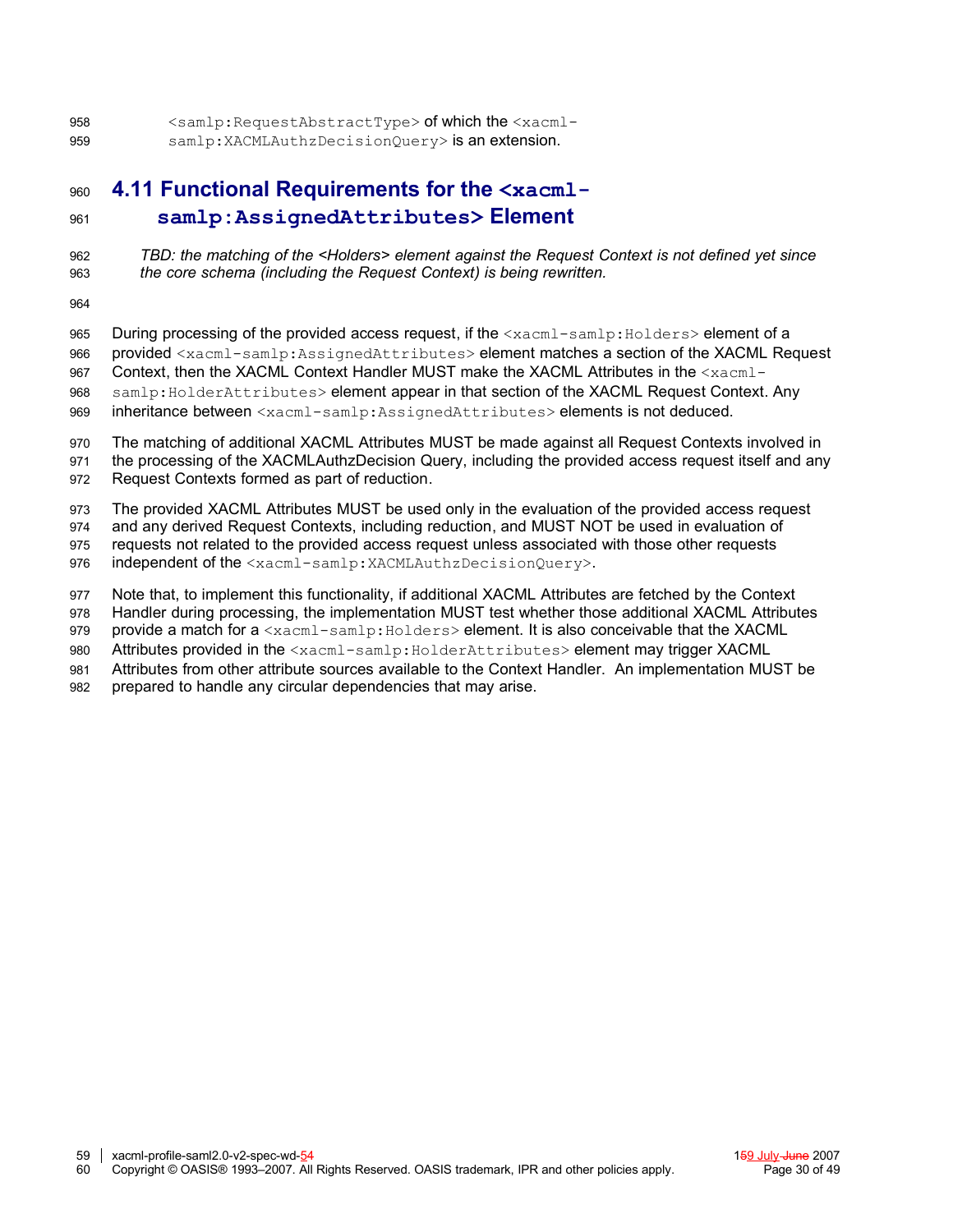`<samlp:RequestAbstractType>` of which the `<xacml-samlp:XACMLAuthzDecisionQuery>` is an extension.

## 4.11 Functional Requirements for the `<xacml-samlp:AssignedAttributes>` Element

*TBD: the matching of the <Holders> element against the Request Context is not defined yet since the core schema (including the Request Context) is being rewritten.*

During processing of the provided access request, if the `<xacml-samlp:Holders>` element of a provided `<xacml-samlp:AssignedAttributes>` element matches a section of the XACML Request Context, then the XACML Context Handler MUST make the XACML Attributes in the `<xacml-samlp:HolderAttributes>` element appear in that section of the XACML Request Context. Any inheritance between `<xacml-samlp:AssignedAttributes>` elements is not deduced.

The matching of additional XACML Attributes MUST be made against all Request Contexts involved in the processing of the XACMLAuthzDecision Query, including the provided access request itself and any Request Contexts formed as part of reduction.

The provided XACML Attributes MUST be used only in the evaluation of the provided access request and any derived Request Contexts, including reduction, and MUST NOT be used in evaluation of requests not related to the provided access request unless associated with those other requests independent of the `<xacml-samlp:XACMLAuthzDecisionQuery>`.

Note that, to implement this functionality, if additional XACML Attributes are fetched by the Context Handler during processing, the implementation MUST test whether those additional XACML Attributes provide a match for a `<xacml-samlp:Holders>` element. It is also conceivable that the XACML Attributes provided in the `<xacml-samlp:HolderAttributes>` element may trigger XACML Attributes from other attribute sources available to the Context Handler. An implementation MUST be prepared to handle any circular dependencies that may arise.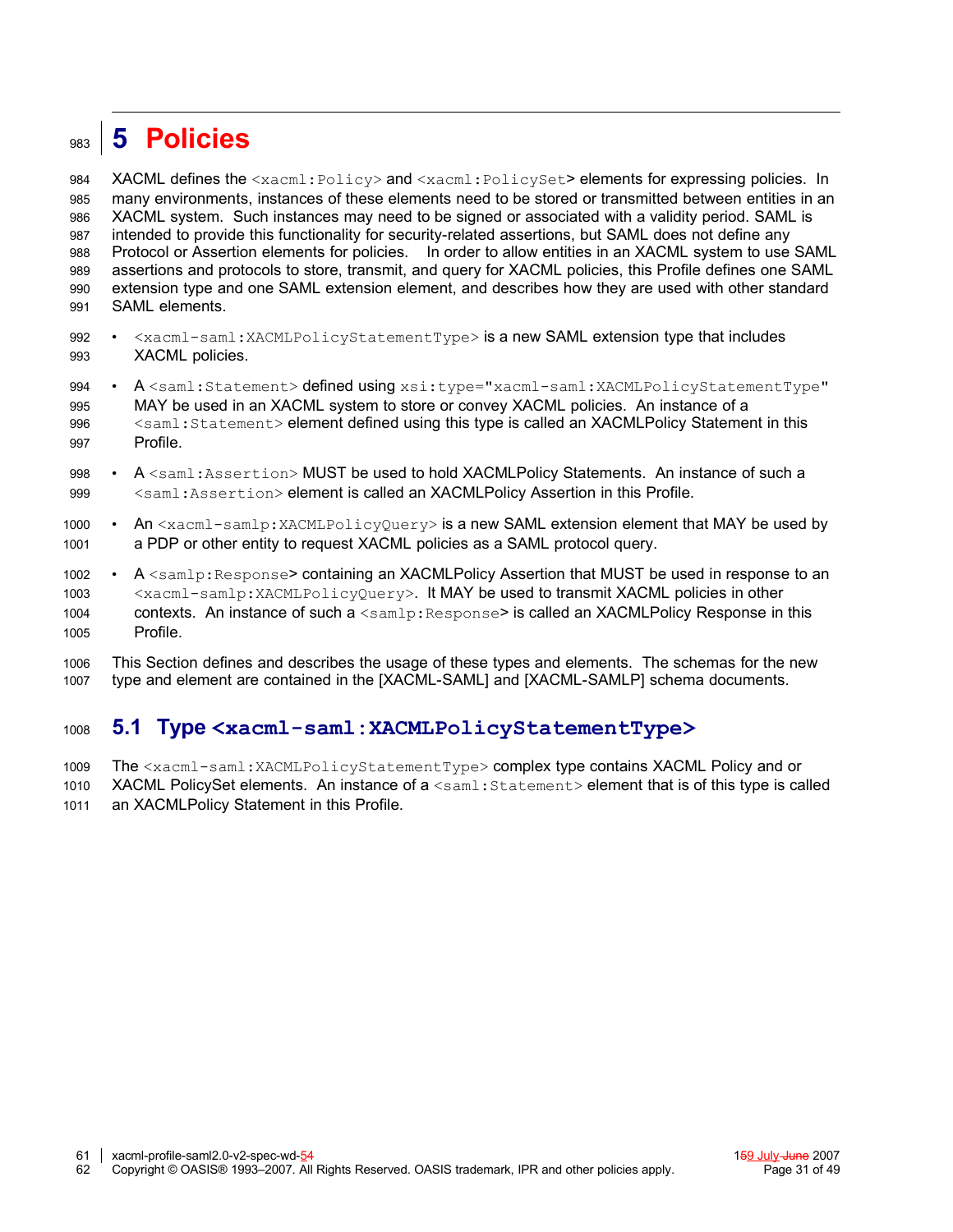# 5 Policies

XACML defines the <xacml:Policy> and <xacml:PolicySet> elements for expressing policies. In many environments, instances of these elements need to be stored or transmitted between entities in an XACML system. Such instances may need to be signed or associated with a validity period. SAML is intended to provide this functionality for security-related assertions, but SAML does not define any Protocol or Assertion elements for policies. In order to allow entities in an XACML system to use SAML assertions and protocols to store, transmit, and query for XACML policies, this Profile defines one SAML extension type and one SAML extension element, and describes how they are used with other standard SAML elements.

- <xacml-saml:XACMLPolicyStatementType> is a new SAML extension type that includes XACML policies.
- A <saml:Statement> defined using xsi:type="xacml-saml:XACMLPolicyStatementType" MAY be used in an XACML system to store or convey XACML policies. An instance of a <saml:Statement> element defined using this type is called an XACMLPolicy Statement in this Profile.
- A <saml:Assertion> MUST be used to hold XACMLPolicy Statements. An instance of such a <saml:Assertion> element is called an XACMLPolicy Assertion in this Profile.
- An <xacml-samlp:XACMLPolicyQuery> is a new SAML extension element that MAY be used by a PDP or other entity to request XACML policies as a SAML protocol query.
- A <samlp:Response> containing an XACMLPolicy Assertion that MUST be used in response to an <xacml-samlp:XACMLPolicyQuery>. It MAY be used to transmit XACML policies in other contexts. An instance of such a <samlp:Response> is called an XACMLPolicy Response in this Profile.

This Section defines and describes the usage of these types and elements. The schemas for the new type and element are contained in the [XACML-SAML] and [XACML-SAMLP] schema documents.

## 5.1 Type <xacml-saml:XACMLPolicyStatementType>

The <xacml-saml:XACMLPolicyStatementType> complex type contains XACML Policy and or XACML PolicySet elements. An instance of a <saml:Statement> element that is of this type is called an XACMLPolicy Statement in this Profile.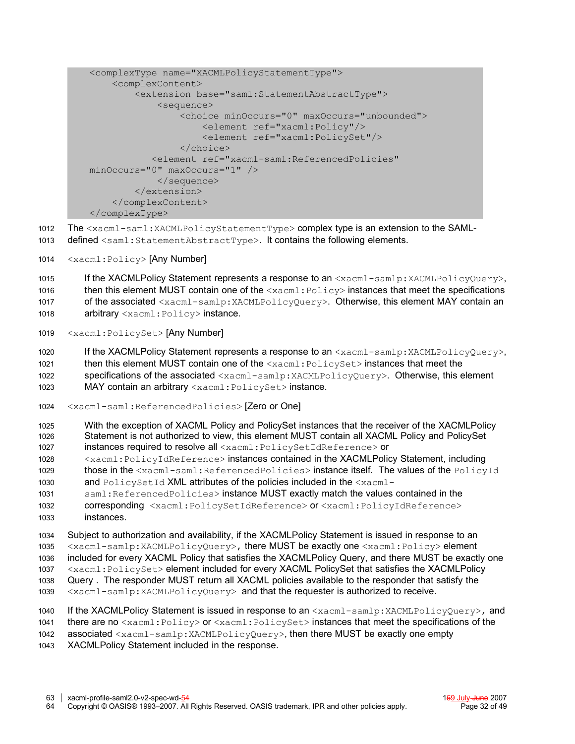```
    <complexType name="XACMLPolicyStatementType">
        <complexContent>
            <extension base="saml:StatementAbstractType">
                <sequence>
                    <choice minOccurs="0" maxOccurs="unbounded">
                        <element ref="xacml:Policy"/>
                        <element ref="xacml:PolicySet"/>
                    </choice>
               <element ref="xacml-saml:ReferencedPolicies"
    minOccurs="0" maxOccurs="1" />
                </sequence>
            </extension>
        </complexContent>
    </complexType>
```

The `<xacml-saml:XACMLPolicyStatementType>` complex type is an extension to the SAML-defined `<saml:StatementAbstractType>`. It contains the following elements.

`<xacml:Policy>` [Any Number]

> If the XACMLPolicy Statement represents a response to an `<xacml-samlp:XACMLPolicyQuery>`, then this element MUST contain one of the `<xacml:Policy>` instances that meet the specifications of the associated `<xacml-samlp:XACMLPolicyQuery>`. Otherwise, this element MAY contain an arbitrary `<xacml:Policy>` instance.

`<xacml:PolicySet>` [Any Number]

> If the XACMLPolicy Statement represents a response to an `<xacml-samlp:XACMLPolicyQuery>`, then this element MUST contain one of the `<xacml:PolicySet>` instances that meet the specifications of the associated `<xacml-samlp:XACMLPolicyQuery>`. Otherwise, this element MAY contain an arbitrary `<xacml:PolicySet>` instance.

`<xacml-saml:ReferencedPolicies>` [Zero or One]

> With the exception of XACML Policy and PolicySet instances that the receiver of the XACMLPolicy Statement is not authorized to view, this element MUST contain all XACML Policy and PolicySet instances required to resolve all `<xacml:PolicySetIdReference>` or `<xacml:PolicyIdReference>` instances contained in the XACMLPolicy Statement, including those in the `<xacml-saml:ReferencedPolicies>` instance itself. The values of the `PolicyId` and `PolicySetId` XML attributes of the policies included in the `<xacml-saml:ReferencedPolicies>` instance MUST exactly match the values contained in the corresponding `<xacml:PolicySetIdReference>` or `<xacml:PolicyIdReference>` instances.

Subject to authorization and availability, if the XACMLPolicy Statement is issued in response to an `<xacml-samlp:XACMLPolicyQuery>`, there MUST be exactly one `<xacml:Policy>` element included for every XACML Policy that satisfies the XACMLPolicy Query, and there MUST be exactly one `<xacml:PolicySet>` element included for every XACML PolicySet that satisfies the XACMLPolicy Query . The responder MUST return all XACML policies available to the responder that satisfy the `<xacml-samlp:XACMLPolicyQuery>` and that the requester is authorized to receive.

If the XACMLPolicy Statement is issued in response to an `<xacml-samlp:XACMLPolicyQuery>`, and there are no `<xacml:Policy>` or `<xacml:PolicySet>` instances that meet the specifications of the associated `<xacml-samlp:XACMLPolicyQuery>`, then there MUST be exactly one empty XACMLPolicy Statement included in the response.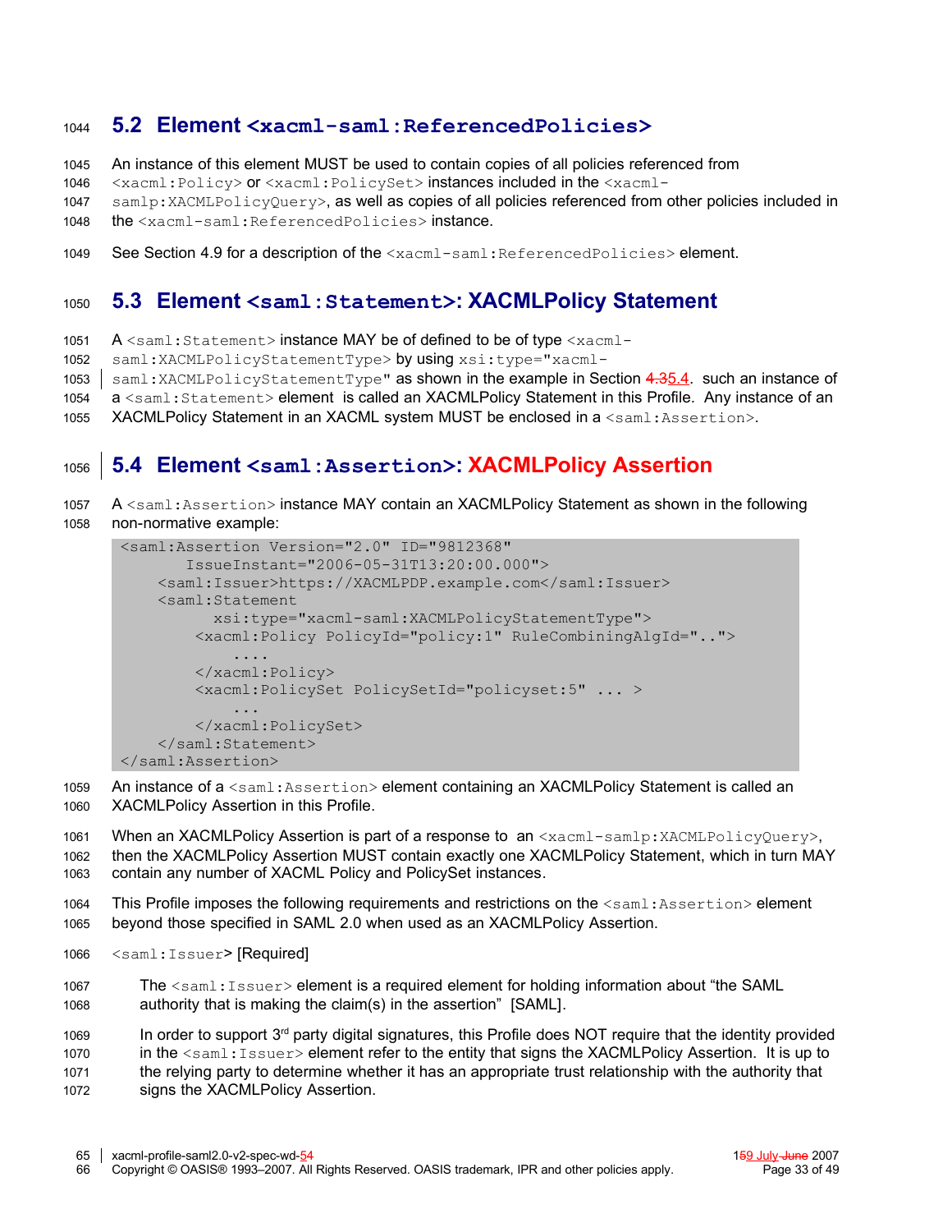## 5.2 Element `<xacml-saml:ReferencedPolicies>`

An instance of this element MUST be used to contain copies of all policies referenced from `<xacml:Policy>` or `<xacml:PolicySet>` instances included in the `<xacml-samlp:XACMLPolicyQuery>`, as well as copies of all policies referenced from other policies included in the `<xacml-saml:ReferencedPolicies>` instance.

See Section 4.9 for a description of the `<xacml-saml:ReferencedPolicies>` element.

## 5.3 Element `<saml:Statement>`: XACMLPolicy Statement

A `<saml:Statement>` instance MAY be of defined to be of type `<xacml-saml:XACMLPolicyStatementType>` by using `xsi:type="xacml-saml:XACMLPolicyStatementType"` as shown in the example in Section 4.35.4. such an instance of a `<saml:Statement>` element is called an XACMLPolicy Statement in this Profile. Any instance of an XACMLPolicy Statement in an XACML system MUST be enclosed in a `<saml:Assertion>`.

## 5.4 Element `<saml:Assertion>`: XACMLPolicy Assertion

A `<saml:Assertion>` instance MAY contain an XACMLPolicy Statement as shown in the following non-normative example:

```
<saml:Assertion Version="2.0" ID="9812368"
       IssueInstant="2006-05-31T13:20:00.000">
    <saml:Issuer>https://XACMLPDP.example.com</saml:Issuer>
    <saml:Statement
         xsi:type="xacml-saml:XACMLPolicyStatementType">
        <xacml:Policy PolicyId="policy:1" RuleCombiningAlgId="..">
            ....
        </xacml:Policy>
        <xacml:PolicySet PolicySetId="policyset:5" ... >
            ...
        </xacml:PolicySet>
    </saml:Statement>
</saml:Assertion>
```

An instance of a `<saml:Assertion>` element containing an XACMLPolicy Statement is called an XACMLPolicy Assertion in this Profile.

When an XACMLPolicy Assertion is part of a response to an `<xacml-samlp:XACMLPolicyQuery>`, then the XACMLPolicy Assertion MUST contain exactly one XACMLPolicy Statement, which in turn MAY contain any number of XACML Policy and PolicySet instances.

This Profile imposes the following requirements and restrictions on the `<saml:Assertion>` element beyond those specified in SAML 2.0 when used as an XACMLPolicy Assertion.

`<saml:Issuer>` [Required]

The `<saml:Issuer>` element is a required element for holding information about "the SAML authority that is making the claim(s) in the assertion" [SAML].

In order to support 3rd party digital signatures, this Profile does NOT require that the identity provided in the `<saml:Issuer>` element refer to the entity that signs the XACMLPolicy Assertion. It is up to the relying party to determine whether it has an appropriate trust relationship with the authority that signs the XACMLPolicy Assertion.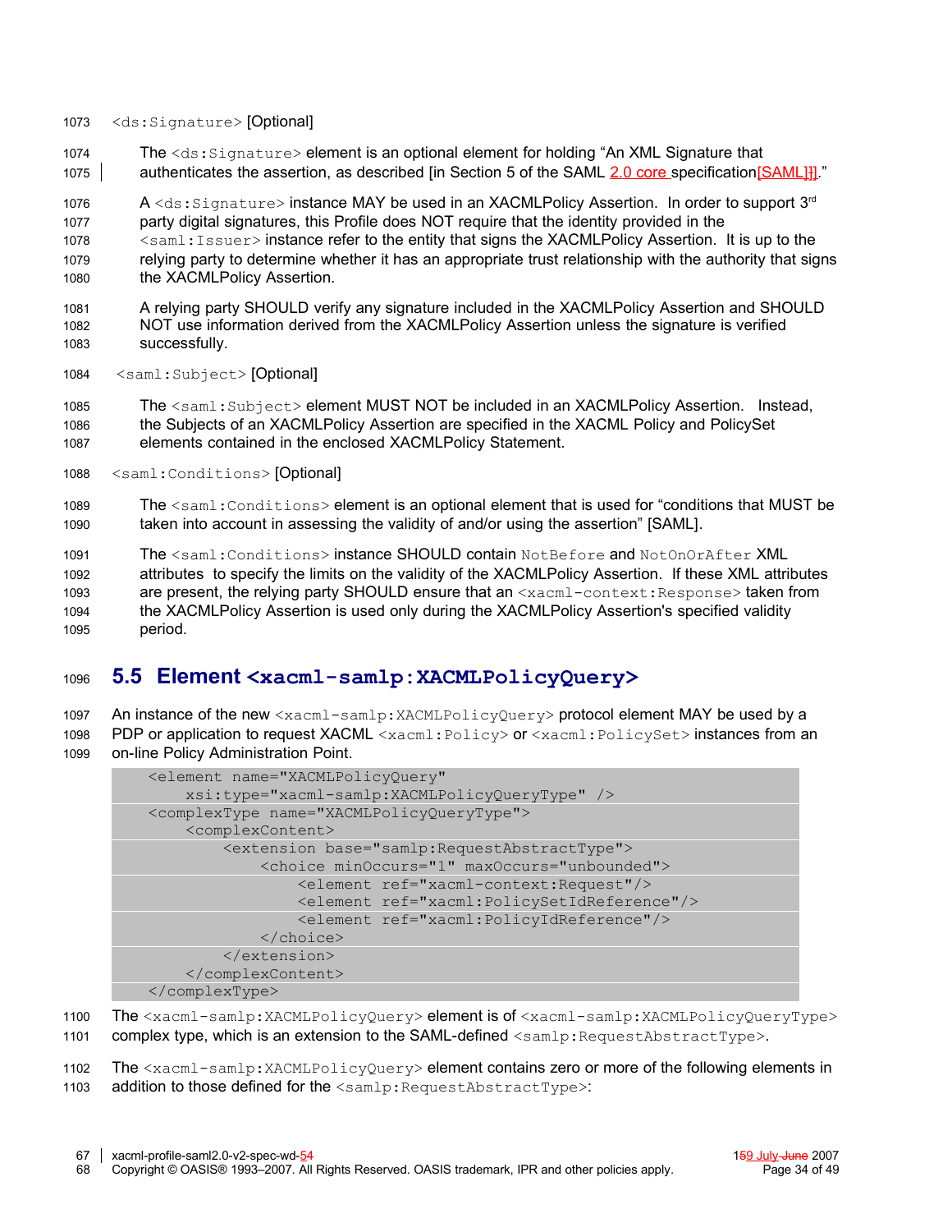`<ds:Signature>` [Optional]

The `<ds:Signature>` element is an optional element for holding "An XML Signature that authenticates the assertion, as described [in Section 5 of the SAML 2.0 core specification[SAML]]."

A `<ds:Signature>` instance MAY be used in an XACMLPolicy Assertion. In order to support 3rd party digital signatures, this Profile does NOT require that the identity provided in the `<saml:Issuer>` instance refer to the entity that signs the XACMLPolicy Assertion. It is up to the relying party to determine whether it has an appropriate trust relationship with the authority that signs the XACMLPolicy Assertion.

A relying party SHOULD verify any signature included in the XACMLPolicy Assertion and SHOULD NOT use information derived from the XACMLPolicy Assertion unless the signature is verified successfully.

`<saml:Subject>` [Optional]

The `<saml:Subject>` element MUST NOT be included in an XACMLPolicy Assertion. Instead, the Subjects of an XACMLPolicy Assertion are specified in the XACML Policy and PolicySet elements contained in the enclosed XACMLPolicy Statement.

`<saml:Conditions>` [Optional]

The `<saml:Conditions>` element is an optional element that is used for "conditions that MUST be taken into account in assessing the validity of and/or using the assertion" [SAML].

The `<saml:Conditions>` instance SHOULD contain `NotBefore` and `NotOnOrAfter` XML attributes to specify the limits on the validity of the XACMLPolicy Assertion. If these XML attributes are present, the relying party SHOULD ensure that an `<xacml-context:Response>` taken from the XACMLPolicy Assertion is used only during the XACMLPolicy Assertion's specified validity period.

## 5.5 Element `<xacml-samlp:XACMLPolicyQuery>`

An instance of the new `<xacml-samlp:XACMLPolicyQuery>` protocol element MAY be used by a PDP or application to request XACML `<xacml:Policy>` or `<xacml:PolicySet>` instances from an on-line Policy Administration Point.

```
<element name="XACMLPolicyQuery"
    xsi:type="xacml-samlp:XACMLPolicyQueryType" />
<complexType name="XACMLPolicyQueryType">
    <complexContent>
        <extension base="samlp:RequestAbstractType">
            <choice minOccurs="1" maxOccurs="unbounded">
                <element ref="xacml-context:Request"/>
                <element ref="xacml:PolicySetIdReference"/>
                <element ref="xacml:PolicyIdReference"/>
            </choice>
        </extension>
    </complexContent>
</complexType>
```

The `<xacml-samlp:XACMLPolicyQuery>` element is of `<xacml-samlp:XACMLPolicyQueryType>` complex type, which is an extension to the SAML-defined `<samlp:RequestAbstractType>`.

The `<xacml-samlp:XACMLPolicyQuery>` element contains zero or more of the following elements in addition to those defined for the `<samlp:RequestAbstractType>`: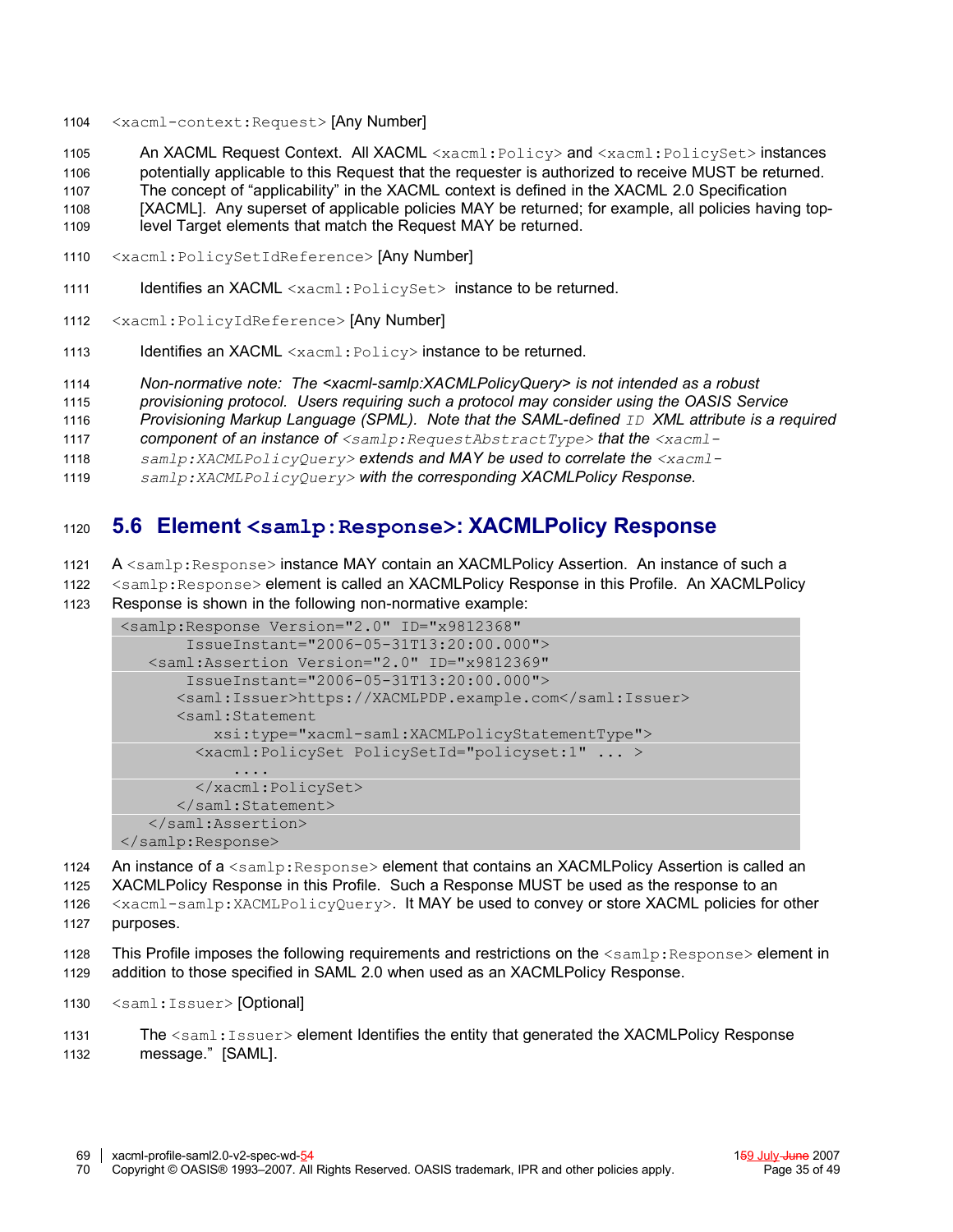`<xacml-context:Request>` [Any Number]

An XACML Request Context. All XACML `<xacml:Policy>` and `<xacml:PolicySet>` instances potentially applicable to this Request that the requester is authorized to receive MUST be returned. The concept of "applicability" in the XACML context is defined in the XACML 2.0 Specification [XACML]. Any superset of applicable policies MAY be returned; for example, all policies having top-level Target elements that match the Request MAY be returned.

`<xacml:PolicySetIdReference>` [Any Number]

Identifies an XACML `<xacml:PolicySet>` instance to be returned.

`<xacml:PolicyIdReference>` [Any Number]

Identifies an XACML `<xacml:Policy>` instance to be returned.

*Non-normative note: The <xacml-samlp:XACMLPolicyQuery> is not intended as a robust provisioning protocol. Users requiring such a protocol may consider using the OASIS Service Provisioning Markup Language (SPML). Note that the SAML-defined `ID` XML attribute is a required component of an instance of `<samlp:RequestAbstractType>` that the `<xacml-samlp:XACMLPolicyQuery>` extends and MAY be used to correlate the `<xacml-samlp:XACMLPolicyQuery>` with the corresponding XACMLPolicy Response.*

## 5.6 Element `<samlp:Response>`: XACMLPolicy Response

A `<samlp:Response>` instance MAY contain an XACMLPolicy Assertion. An instance of such a `<samlp:Response>` element is called an XACMLPolicy Response in this Profile. An XACMLPolicy Response is shown in the following non-normative example:

```
<samlp:Response Version="2.0" ID="x9812368"
       IssueInstant="2006-05-31T13:20:00.000">
   <saml:Assertion Version="2.0" ID="x9812369"
       IssueInstant="2006-05-31T13:20:00.000">
      <saml:Issuer>https://XACMLPDP.example.com</saml:Issuer>
      <saml:Statement
          xsi:type="xacml-saml:XACMLPolicyStatementType">
        <xacml:PolicySet PolicySetId="policyset:1" ... >
            ....
        </xacml:PolicySet>
      </saml:Statement>
   </saml:Assertion>
</samlp:Response>
```

An instance of a `<samlp:Response>` element that contains an XACMLPolicy Assertion is called an XACMLPolicy Response in this Profile. Such a Response MUST be used as the response to an `<xacml-samlp:XACMLPolicyQuery>`. It MAY be used to convey or store XACML policies for other purposes.

This Profile imposes the following requirements and restrictions on the `<samlp:Response>` element in addition to those specified in SAML 2.0 when used as an XACMLPolicy Response.

`<saml:Issuer>` [Optional]

The `<saml:Issuer>` element Identifies the entity that generated the XACMLPolicy Response message." [SAML].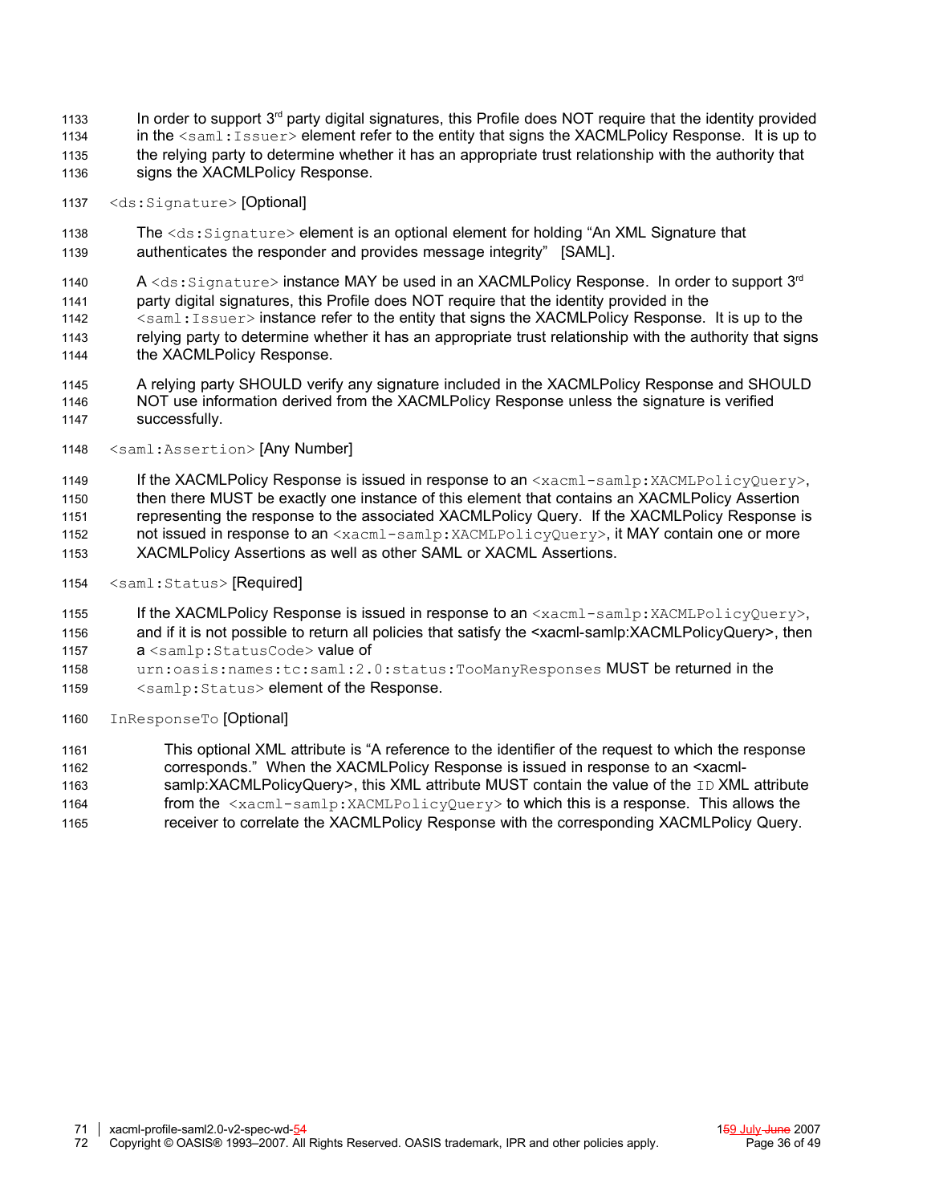In order to support 3rd party digital signatures, this Profile does NOT require that the identity provided in the `<saml:Issuer>` element refer to the entity that signs the XACMLPolicy Response. It is up to the relying party to determine whether it has an appropriate trust relationship with the authority that signs the XACMLPolicy Response.

`<ds:Signature>` [Optional]

The `<ds:Signature>` element is an optional element for holding "An XML Signature that authenticates the responder and provides message integrity" [SAML].

A `<ds:Signature>` instance MAY be used in an XACMLPolicy Response. In order to support 3rd party digital signatures, this Profile does NOT require that the identity provided in the `<saml:Issuer>` instance refer to the entity that signs the XACMLPolicy Response. It is up to the relying party to determine whether it has an appropriate trust relationship with the authority that signs the XACMLPolicy Response.

A relying party SHOULD verify any signature included in the XACMLPolicy Response and SHOULD NOT use information derived from the XACMLPolicy Response unless the signature is verified successfully.

`<saml:Assertion>` [Any Number]

If the XACMLPolicy Response is issued in response to an `<xacml-samlp:XACMLPolicyQuery>`, then there MUST be exactly one instance of this element that contains an XACMLPolicy Assertion representing the response to the associated XACMLPolicy Query. If the XACMLPolicy Response is not issued in response to an `<xacml-samlp:XACMLPolicyQuery>`, it MAY contain one or more XACMLPolicy Assertions as well as other SAML or XACML Assertions.

`<saml:Status>` [Required]

If the XACMLPolicy Response is issued in response to an `<xacml-samlp:XACMLPolicyQuery>`, and if it is not possible to return all policies that satisfy the <xacml-samlp:XACMLPolicyQuery>, then a `<samlp:StatusCode>` value of `urn:oasis:names:tc:saml:2.0:status:TooManyResponses` MUST be returned in the `<samlp:Status>` element of the Response.

`InResponseTo` [Optional]

This optional XML attribute is "A reference to the identifier of the request to which the response corresponds." When the XACMLPolicy Response is issued in response to an <xacml-samlp:XACMLPolicyQuery>, this XML attribute MUST contain the value of the `ID` XML attribute from the `<xacml-samlp:XACMLPolicyQuery>` to which this is a response. This allows the receiver to correlate the XACMLPolicy Response with the corresponding XACMLPolicy Query.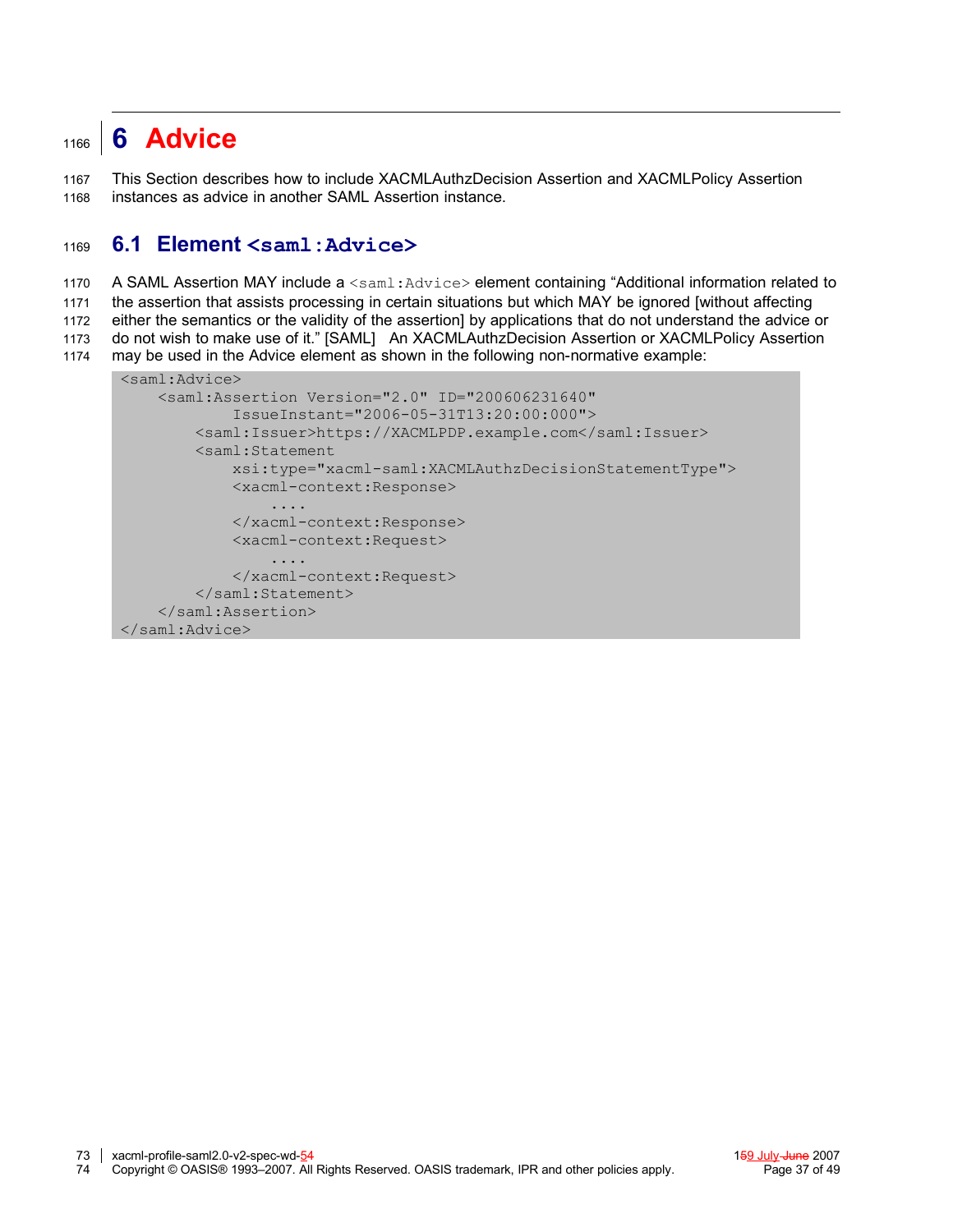# 6 Advice

This Section describes how to include XACMLAuthzDecision Assertion and XACMLPolicy Assertion instances as advice in another SAML Assertion instance.

## 6.1 Element `<saml:Advice>`

A SAML Assertion MAY include a `<saml:Advice>` element containing "Additional information related to the assertion that assists processing in certain situations but which MAY be ignored [without affecting either the semantics or the validity of the assertion] by applications that do not understand the advice or do not wish to make use of it." [SAML] An XACMLAuthzDecision Assertion or XACMLPolicy Assertion may be used in the Advice element as shown in the following non-normative example:

```
<saml:Advice>
    <saml:Assertion Version="2.0" ID="200606231640"
            IssueInstant="2006-05-31T13:20:00:000">
        <saml:Issuer>https://XACMLPDP.example.com</saml:Issuer>
        <saml:Statement
            xsi:type="xacml-saml:XACMLAuthzDecisionStatementType">
            <xacml-context:Response>
                ....
            </xacml-context:Response>
            <xacml-context:Request>
                ....
            </xacml-context:Request>
        </saml:Statement>
    </saml:Assertion>
</saml:Advice>
```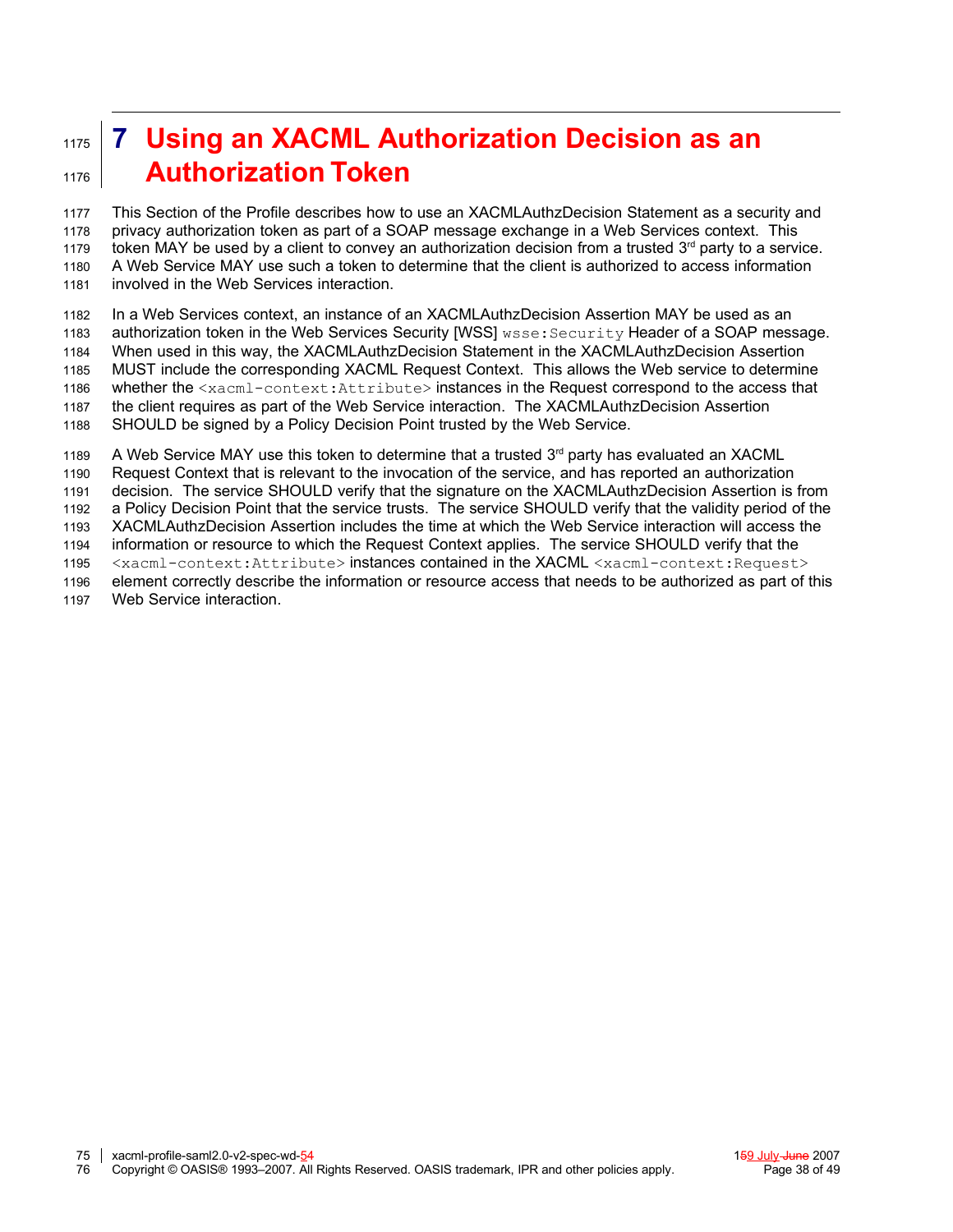# 7 Using an XACML Authorization Decision as an Authorization Token

This Section of the Profile describes how to use an XACMLAuthzDecision Statement as a security and privacy authorization token as part of a SOAP message exchange in a Web Services context. This token MAY be used by a client to convey an authorization decision from a trusted 3rd party to a service. A Web Service MAY use such a token to determine that the client is authorized to access information involved in the Web Services interaction.

In a Web Services context, an instance of an XACMLAuthzDecision Assertion MAY be used as an authorization token in the Web Services Security [WSS] `wsse:Security` Header of a SOAP message. When used in this way, the XACMLAuthzDecision Statement in the XACMLAuthzDecision Assertion MUST include the corresponding XACML Request Context. This allows the Web service to determine whether the `<xacml-context:Attribute>` instances in the Request correspond to the access that the client requires as part of the Web Service interaction. The XACMLAuthzDecision Assertion SHOULD be signed by a Policy Decision Point trusted by the Web Service.

A Web Service MAY use this token to determine that a trusted 3rd party has evaluated an XACML Request Context that is relevant to the invocation of the service, and has reported an authorization decision. The service SHOULD verify that the signature on the XACMLAuthzDecision Assertion is from a Policy Decision Point that the service trusts. The service SHOULD verify that the validity period of the XACMLAuthzDecision Assertion includes the time at which the Web Service interaction will access the information or resource to which the Request Context applies. The service SHOULD verify that the `<xacml-context:Attribute>` instances contained in the XACML `<xacml-context:Request>` element correctly describe the information or resource access that needs to be authorized as part of this Web Service interaction.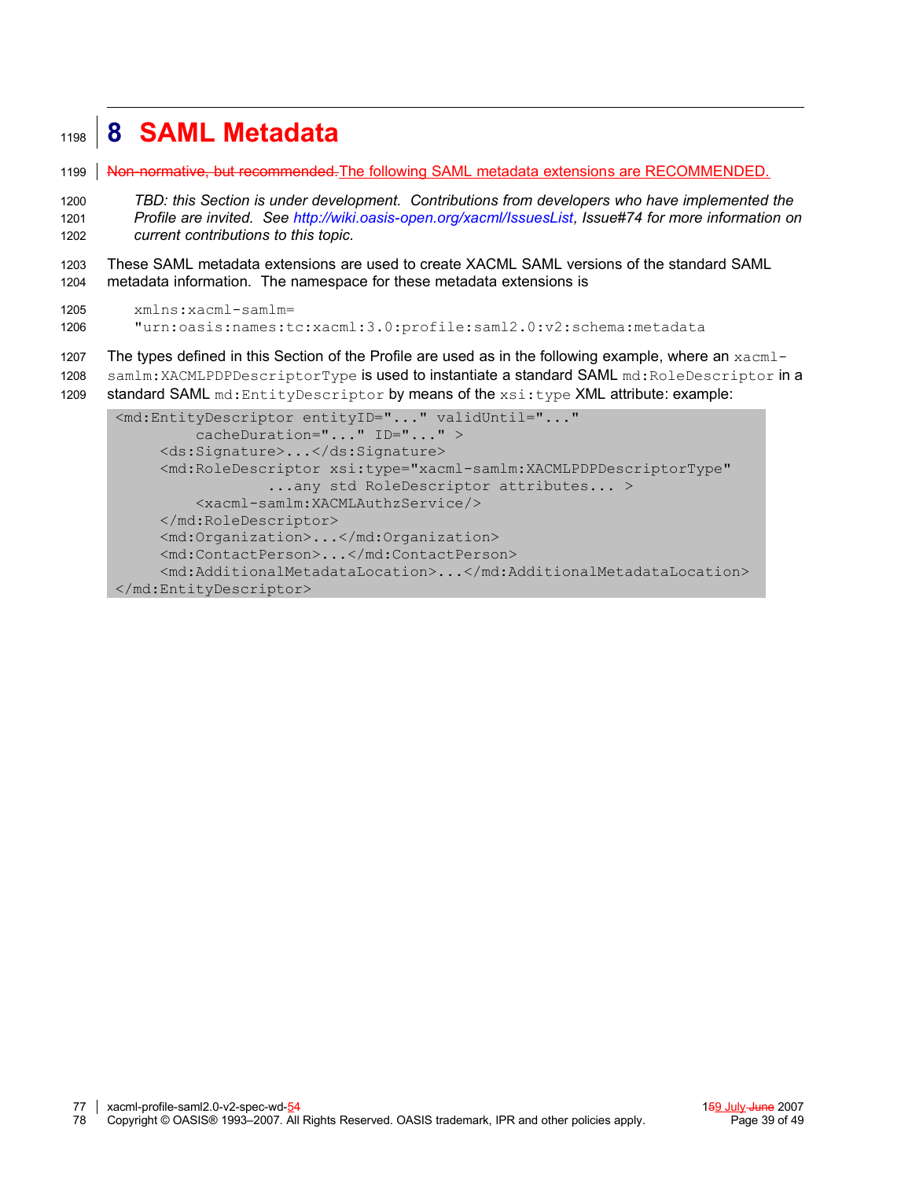# 8 SAML Metadata

~~Non-normative, but recommended.~~The following SAML metadata extensions are RECOMMENDED.

*TBD: this Section is under development. Contributions from developers who have implemented the Profile are invited. See http://wiki.oasis-open.org/xacml/IssuesList, Issue#74 for more information on current contributions to this topic.*

These SAML metadata extensions are used to create XACML SAML versions of the standard SAML metadata information. The namespace for these metadata extensions is

```
xmlns:xacml-samlm=
"urn:oasis:names:tc:xacml:3.0:profile:saml2.0:v2:schema:metadata
```

The types defined in this Section of the Profile are used as in the following example, where an `xacml-samlm:XACMLPDPDescriptorType` is used to instantiate a standard SAML `md:RoleDescriptor` in a standard SAML `md:EntityDescriptor` by means of the `xsi:type` XML attribute: example:

```
<md:EntityDescriptor entityID="..." validUntil="..."
         cacheDuration="..." ID="..." >
     <ds:Signature>...</ds:Signature>
     <md:RoleDescriptor xsi:type="xacml-samlm:XACMLPDPDescriptorType"
                 ...any std RoleDescriptor attributes... >
         <xacml-samlm:XACMLAuthzService/>
     </md:RoleDescriptor>
     <md:Organization>...</md:Organization>
     <md:ContactPerson>...</md:ContactPerson>
     <md:AdditionalMetadataLocation>...</md:AdditionalMetadataLocation>
</md:EntityDescriptor>
```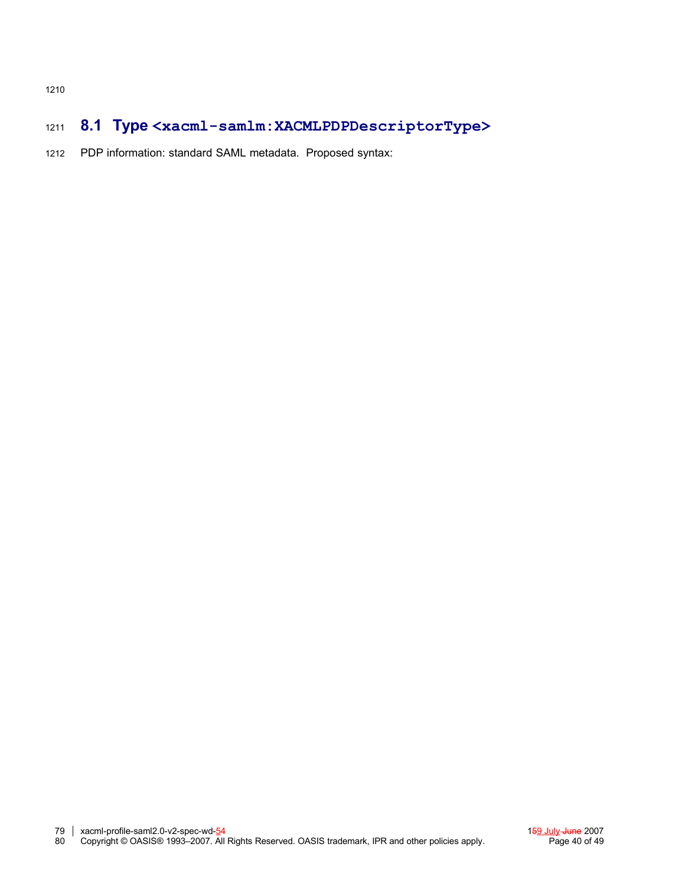## 8.1 Type `<xacml-samlm:XACMLPDPDescriptorType>`

PDP information: standard SAML metadata. Proposed syntax: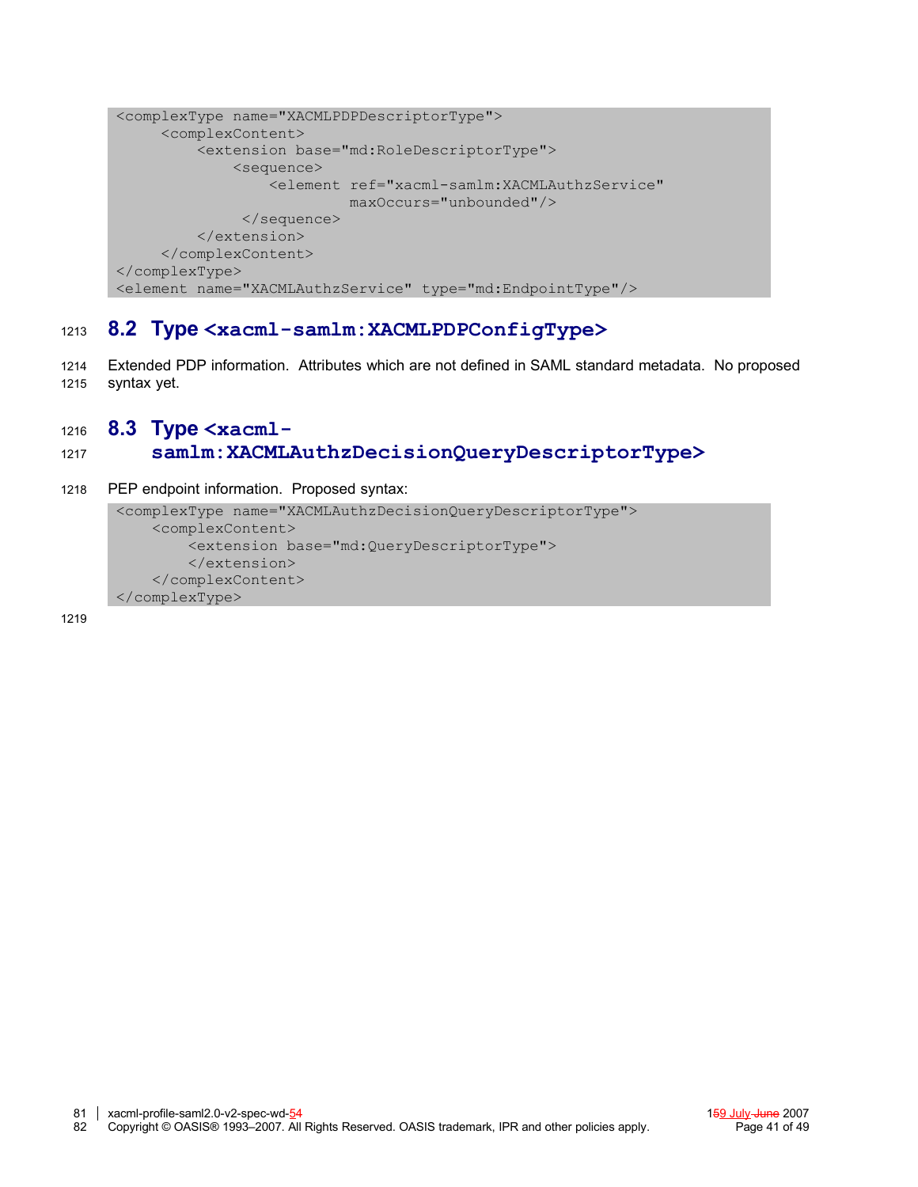```
<complexType name="XACMLPDPDescriptorType">
    <complexContent>
        <extension base="md:RoleDescriptorType">
            <sequence>
                <element ref="xacml-samlm:XACMLAuthzService"
                         maxOccurs="unbounded"/>
            </sequence>
        </extension>
    </complexContent>
</complexType>
<element name="XACMLAuthzService" type="md:EndpointType"/>
```

## 8.2 Type <xacml-samlm:XACMLPDPConfigType>

Extended PDP information. Attributes which are not defined in SAML standard metadata. No proposed syntax yet.

## 8.3 Type <xacml-samlm:XACMLAuthzDecisionQueryDescriptorType>

PEP endpoint information. Proposed syntax:

```
<complexType name="XACMLAuthzDecisionQueryDescriptorType">
    <complexContent>
        <extension base="md:QueryDescriptorType">
        </extension>
    </complexContent>
</complexType>
```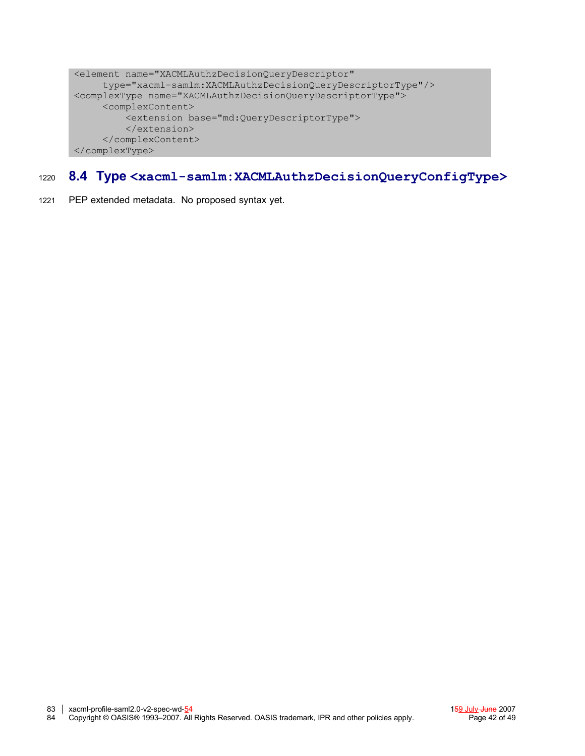```
<element name="XACMLAuthzDecisionQueryDescriptor"
     type="xacml-samlm:XACMLAuthzDecisionQueryDescriptorType"/>
<complexType name="XACMLAuthzDecisionQueryDescriptorType">
     <complexContent>
         <extension base="md:QueryDescriptorType">
         </extension>
     </complexContent>
</complexType>
```

## 8.4 Type <xacml-samlm:XACMLAuthzDecisionQueryConfigType>

PEP extended metadata. No proposed syntax yet.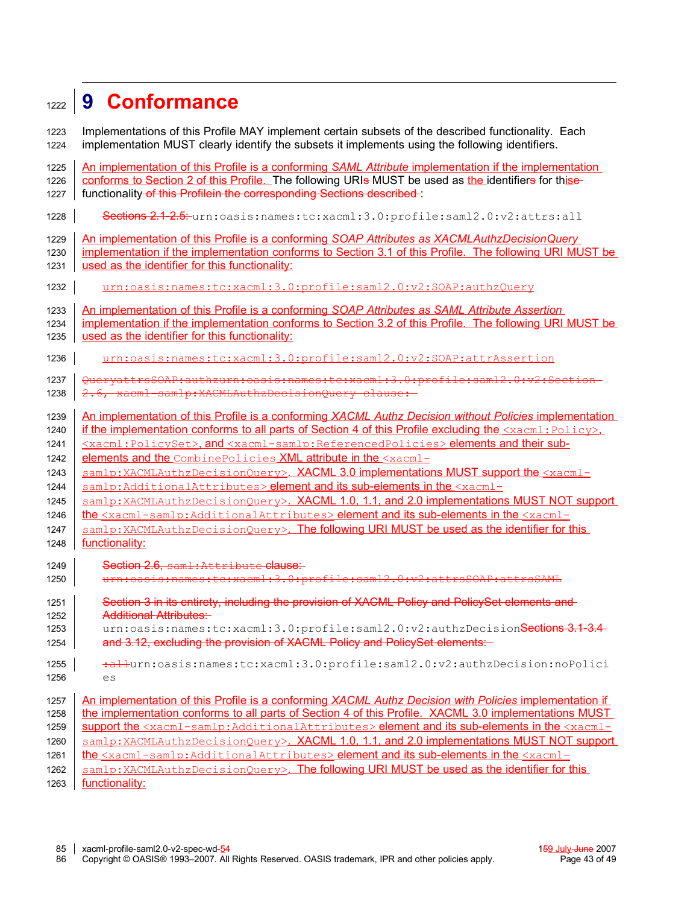# 9 Conformance

Implementations of this Profile MAY implement certain subsets of the described functionality. Each implementation MUST clearly identify the subsets it implements using the following identifiers.

An implementation of this Profile is a conforming *SAML Attribute* implementation if the implementation conforms to Section 2 of this Profile. The following URIs MUST be used as the identifiers for thise functionality of this Profilein the corresponding Sections described :

Sections 2.1-2.5: urn:oasis:names:tc:xacml:3.0:profile:saml2.0:v2:attrs:all

An implementation of this Profile is a conforming *SOAP Attributes as XACMLAuthzDecisionQuery* implementation if the implementation conforms to Section 3.1 of this Profile. The following URI MUST be used as the identifier for this functionality:

urn:oasis:names:tc:xacml:3.0:profile:saml2.0:v2:SOAP:authzQuery

An implementation of this Profile is a conforming *SOAP Attributes as SAML Attribute Assertion* implementation if the implementation conforms to Section 3.2 of this Profile. The following URI MUST be used as the identifier for this functionality:

urn:oasis:names:tc:xacml:3.0:profile:saml2.0:v2:SOAP:attrAssertion

QueryattrsSOAP:authzurn:oasis:names:tc:xacml:3.0:profile:saml2.0:v2:Section 2.6, xacml-samlp:XACMLAuthzDecisionQuery clause:

An implementation of this Profile is a conforming *XACML Authz Decision without Policies* implementation if the implementation conforms to all parts of Section 4 of this Profile excluding the <xacml:Policy>, <xacml:PolicySet>, and <xacml-samlp:ReferencedPolicies> elements and their sub-elements and the CombinePolicies XML attribute in the <xacml-samlp:XACMLAuthzDecisionQuery>. XACML 3.0 implementations MUST support the <xacml-samlp:AdditionalAttributes> element and its sub-elements in the <xacml-samlp:XACMLAuthzDecisionQuery>. XACML 1.0, 1.1, and 2.0 implementations MUST NOT support the <xacml-samlp:AdditionalAttributes> element and its sub-elements in the <xacml-samlp:XACMLAuthzDecisionQuery>. The following URI MUST be used as the identifier for this functionality:

Section 2.6, saml:Attribute clause: urn:oasis:names:tc:xacml:3.0:profile:saml2.0:v2:attrsSOAP:attrsSAML

Section 3 in its entirety, including the provision of XACML Policy and PolicySet elements and Additional Attributes: urn:oasis:names:tc:xacml:3.0:profile:saml2.0:v2:authzDecisionSections 3.1-3.4 and 3.12, excluding the provision of XACML Policy and PolicySet elements:

:allurn:oasis:names:tc:xacml:3.0:profile:saml2.0:v2:authzDecision:noPolicies

An implementation of this Profile is a conforming *XACML Authz Decision with Policies* implementation if the implementation conforms to all parts of Section 4 of this Profile. XACML 3.0 implementations MUST support the <xacml-samlp:AdditionalAttributes> element and its sub-elements in the <xacml-samlp:XACMLAuthzDecisionQuery>. XACML 1.0, 1.1, and 2.0 implementations MUST NOT support the <xacml-samlp:AdditionalAttributes> element and its sub-elements in the <xacml-samlp:XACMLAuthzDecisionQuery>. The following URI MUST be used as the identifier for this functionality: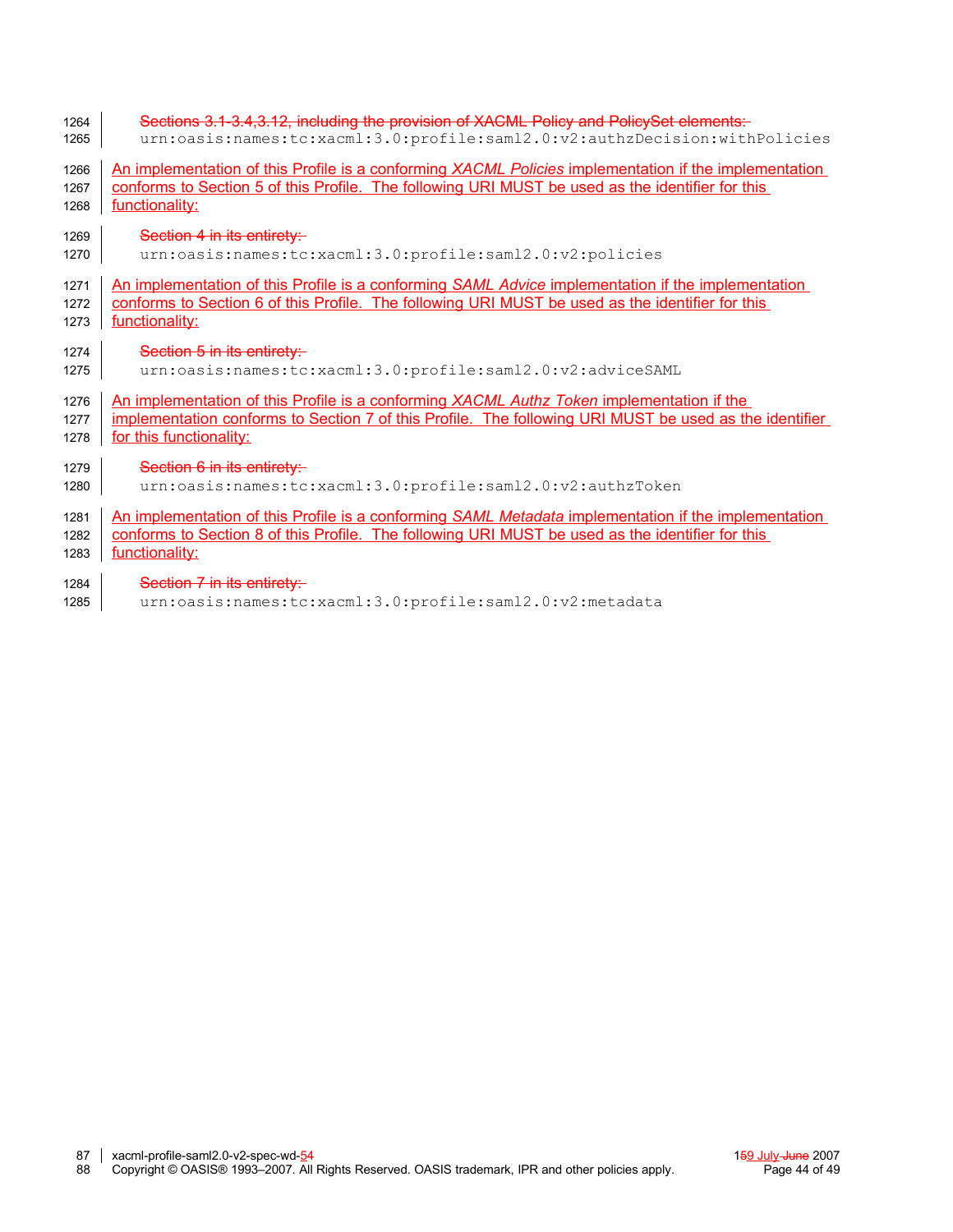~~Sections 3.1-3.4,3.12, including the provision of XACML Policy and PolicySet elements:~~

```
urn:oasis:names:tc:xacml:3.0:profile:saml2.0:v2:authzDecision:withPolicies
```

An implementation of this Profile is a conforming *XACML Policies* implementation if the implementation conforms to Section 5 of this Profile. The following URI MUST be used as the identifier for this functionality:

~~Section 4 in its entirety:~~

```
urn:oasis:names:tc:xacml:3.0:profile:saml2.0:v2:policies
```

An implementation of this Profile is a conforming *SAML Advice* implementation if the implementation conforms to Section 6 of this Profile. The following URI MUST be used as the identifier for this functionality:

~~Section 5 in its entirety:~~

```
urn:oasis:names:tc:xacml:3.0:profile:saml2.0:v2:adviceSAML
```

An implementation of this Profile is a conforming *XACML Authz Token* implementation if the implementation conforms to Section 7 of this Profile. The following URI MUST be used as the identifier for this functionality:

~~Section 6 in its entirety:~~

```
urn:oasis:names:tc:xacml:3.0:profile:saml2.0:v2:authzToken
```

An implementation of this Profile is a conforming *SAML Metadata* implementation if the implementation conforms to Section 8 of this Profile. The following URI MUST be used as the identifier for this functionality:

~~Section 7 in its entirety:~~

```
urn:oasis:names:tc:xacml:3.0:profile:saml2.0:v2:metadata
```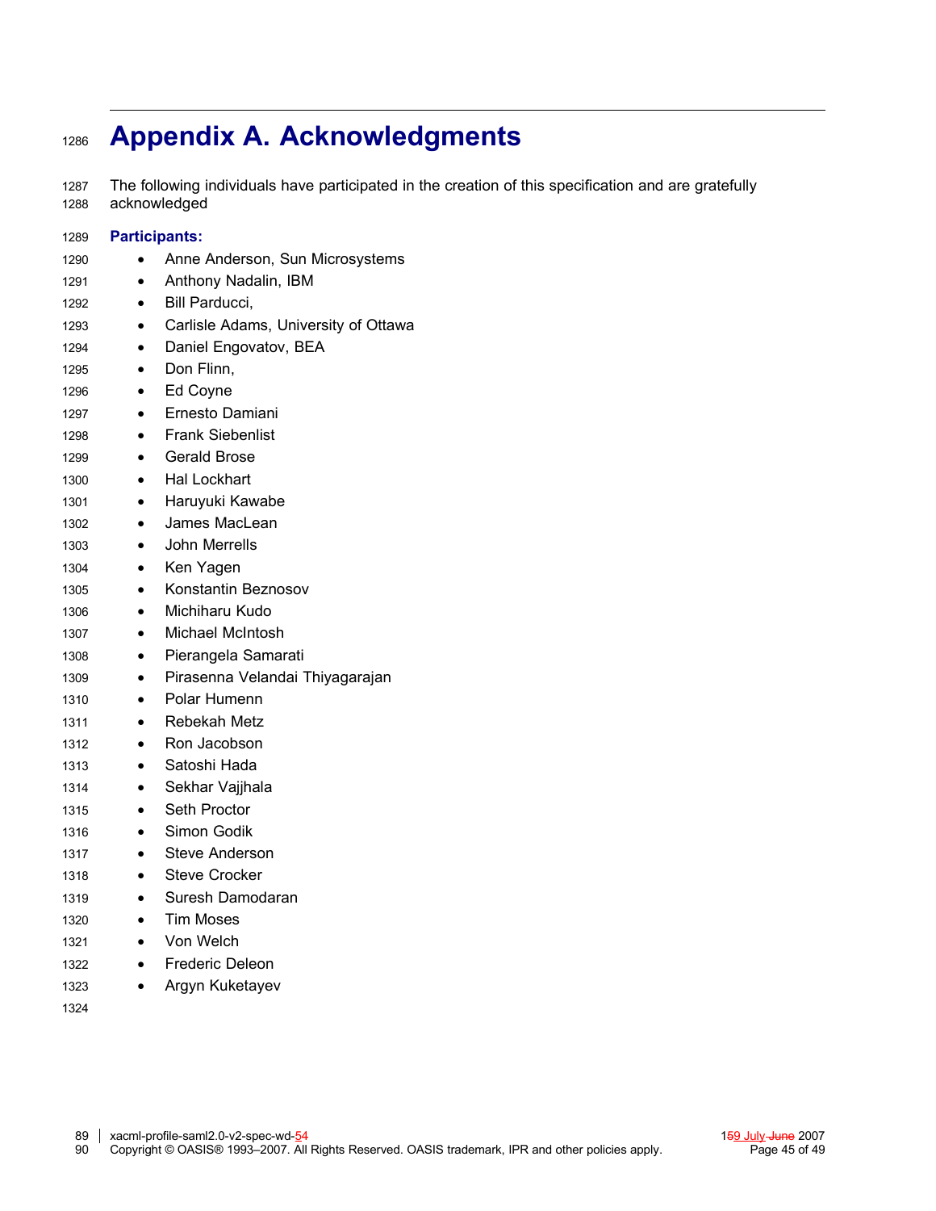# Appendix A. Acknowledgments

The following individuals have participated in the creation of this specification and are gratefully acknowledged

**Participants:**

- Anne Anderson, Sun Microsystems
- Anthony Nadalin, IBM
- Bill Parducci,
- Carlisle Adams, University of Ottawa
- Daniel Engovatov, BEA
- Don Flinn,
- Ed Coyne
- Ernesto Damiani
- Frank Siebenlist
- Gerald Brose
- Hal Lockhart
- Haruyuki Kawabe
- James MacLean
- John Merrells
- Ken Yagen
- Konstantin Beznosov
- Michiharu Kudo
- Michael McIntosh
- Pierangela Samarati
- Pirasenna Velandai Thiyagarajan
- Polar Humenn
- Rebekah Metz
- Ron Jacobson
- Satoshi Hada
- Sekhar Vajjhala
- Seth Proctor
- Simon Godik
- Steve Anderson
- Steve Crocker
- Suresh Damodaran
- Tim Moses
- Von Welch
- Frederic Deleon
- Argyn Kuketayev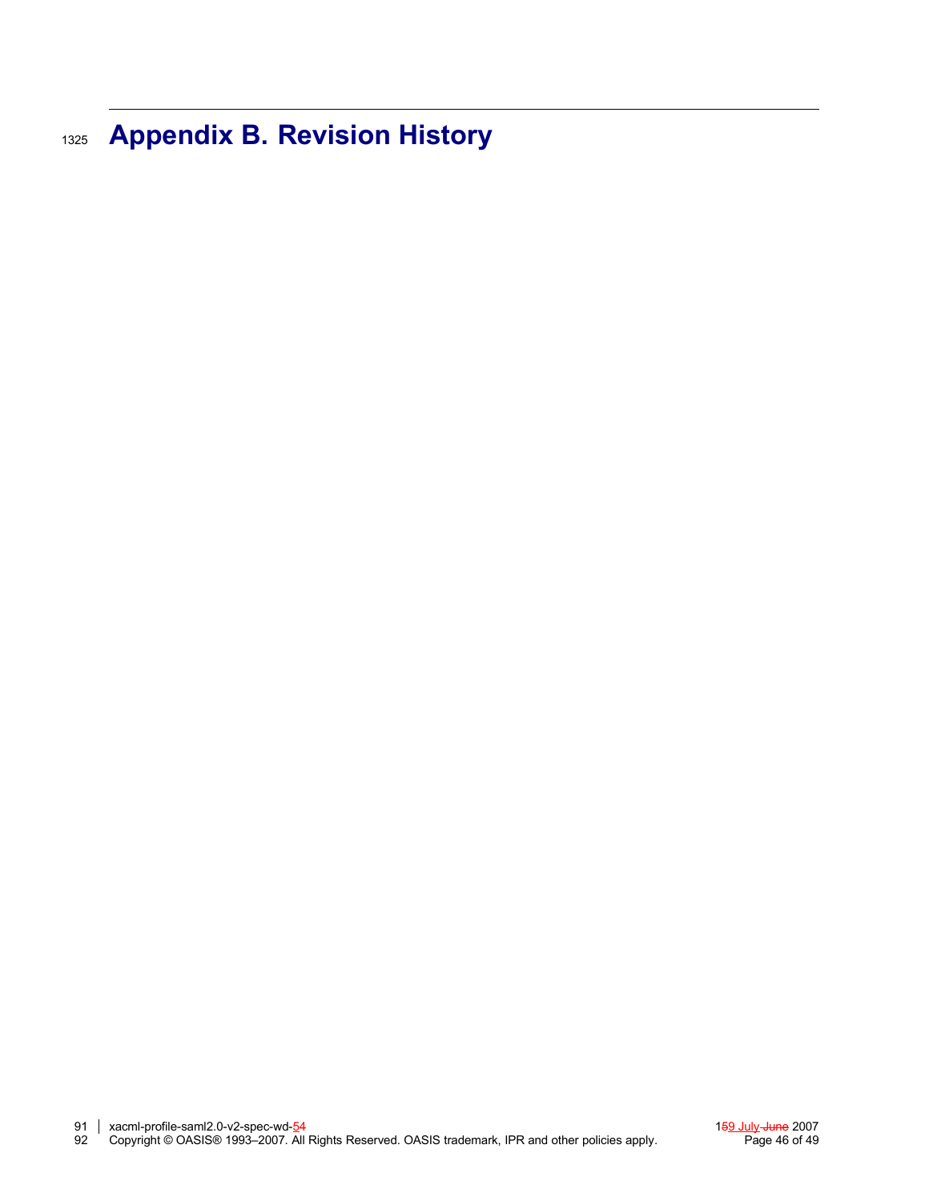# Appendix B. Revision History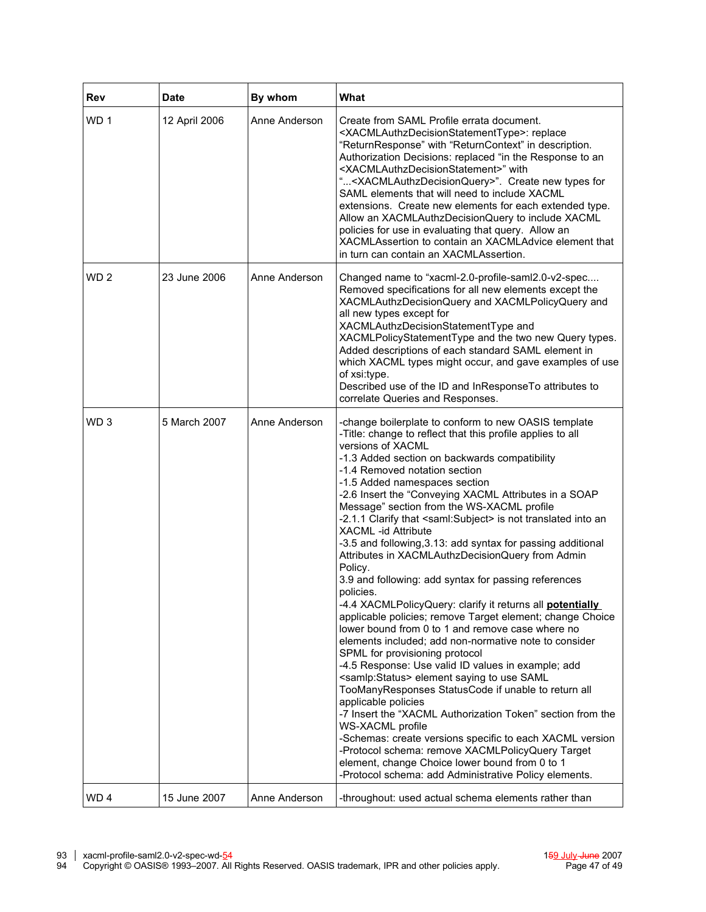| Rev | Date | By whom | What |
|---|---|---|---|
| WD 1 | 12 April 2006 | Anne Anderson | Create from SAML Profile errata document. <XACMLAuthzDecisionStatementType>: replace "ReturnResponse" with "ReturnContext" in description. Authorization Decisions: replaced "in the Response to an <XACMLAuthzDecisionStatement>" with "...<XACMLAuthzDecisionQuery>". Create new types for SAML elements that will need to include XACML extensions. Create new elements for each extended type. Allow an XACMLAuthzDecisionQuery to include XACML policies for use in evaluating that query. Allow an XACMLAssertion to contain an XACMLAdvice element that in turn can contain an XACMLAssertion. |
| WD 2 | 23 June 2006 | Anne Anderson | Changed name to "xacml-2.0-profile-saml2.0-v2-spec.... Removed specifications for all new elements except the XACMLAuthzDecisionQuery and XACMLPolicyQuery and all new types except for XACMLAuthzDecisionStatementType and XACMLPolicyStatementType and the two new Query types. Added descriptions of each standard SAML element in which XACML types might occur, and gave examples of use of xsi:type.<br>Described use of the ID and InResponseTo attributes to correlate Queries and Responses. |
| WD 3 | 5 March 2007 | Anne Anderson | -change boilerplate to conform to new OASIS template<br>-Title: change to reflect that this profile applies to all versions of XACML<br>-1.3 Added section on backwards compatibility<br>-1.4 Removed notation section<br>-1.5 Added namespaces section<br>-2.6 Insert the "Conveying XACML Attributes in a SOAP Message" section from the WS-XACML profile<br>-2.1.1 Clarify that <saml:Subject> is not translated into an XACML -id Attribute<br>-3.5 and following,3.13: add syntax for passing additional Attributes in XACMLAuthzDecisionQuery from Admin Policy.<br>3.9 and following: add syntax for passing references policies.<br>-4.4 XACMLPolicyQuery: clarify it returns all **potentially** applicable policies; remove Target element; change Choice lower bound from 0 to 1 and remove case where no elements included; add non-normative note to consider SPML for provisioning protocol<br>-4.5 Response: Use valid ID values in example; add <samlp:Status> element saying to use SAML TooManyResponses StatusCode if unable to return all applicable policies<br>-7 Insert the "XACML Authorization Token" section from the WS-XACML profile<br>-Schemas: create versions specific to each XACML version<br>-Protocol schema: remove XACMLPolicyQuery Target element, change Choice lower bound from 0 to 1<br>-Protocol schema: add Administrative Policy elements. |
| WD 4 | 15 June 2007 | Anne Anderson | -throughout: used actual schema elements rather than |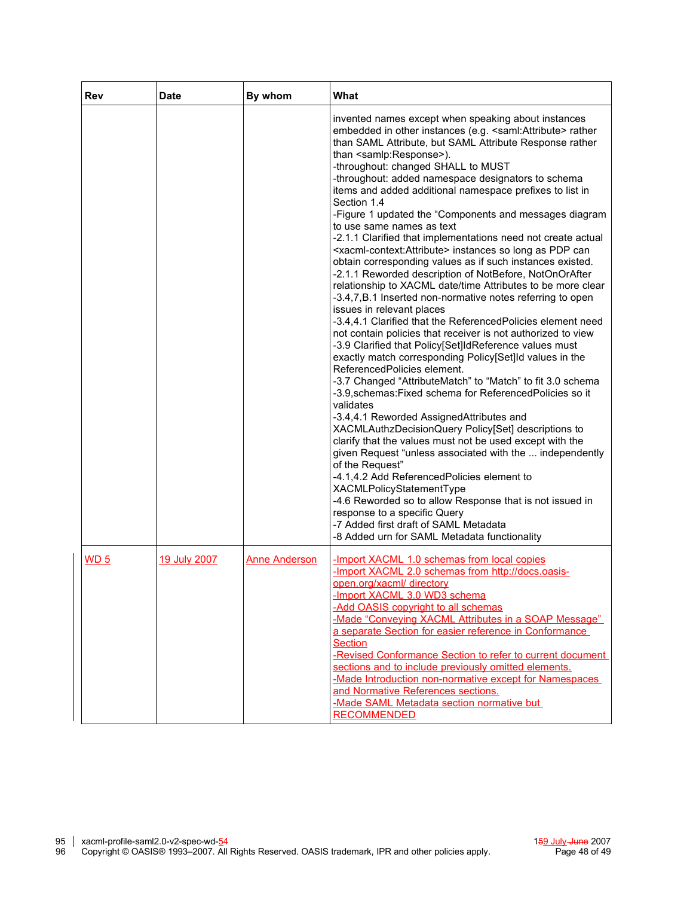| Rev | Date | By whom | What |
|---|---|---|---|
| | | | invented names except when speaking about instances embedded in other instances (e.g. <saml:Attribute> rather than SAML Attribute, but SAML Attribute Response rather than <samlp:Response>).<br>-throughout: changed SHALL to MUST<br>-throughout: added namespace designators to schema items and added additional namespace prefixes to list in Section 1.4<br>-Figure 1 updated the "Components and messages diagram to use same names as text<br>-2.1.1 Clarified that implementations need not create actual <xacml-context:Attribute> instances so long as PDP can obtain corresponding values as if such instances existed.<br>-2.1.1 Reworded description of NotBefore, NotOnOrAfter relationship to XACML date/time Attributes to be more clear<br>-3.4,7,B.1 Inserted non-normative notes referring to open issues in relevant places<br>-3.4,4.1 Clarified that the ReferencedPolicies element need not contain policies that receiver is not authorized to view<br>-3.9 Clarified that Policy[Set]IdReference values must exactly match corresponding Policy[Set]Id values in the ReferencedPolicies element.<br>-3.7 Changed "AttributeMatch" to "Match" to fit 3.0 schema<br>-3.9,schemas:Fixed schema for ReferencedPolicies so it validates<br>-3.4,4.1 Reworded AssignedAttributes and XACMLAuthzDecisionQuery Policy[Set] descriptions to clarify that the values must not be used except with the given Request "unless associated with the ... independently of the Request"<br>-4.1,4.2 Add ReferencedPolicies element to XACMLPolicyStatementType<br>-4.6 Reworded so to allow Response that is not issued in response to a specific Query<br>-7 Added first draft of SAML Metadata<br>-8 Added urn for SAML Metadata functionality |
| WD 5 | 19 July 2007 | Anne Anderson | -Import XACML 1.0 schemas from local copies<br>-Import XACML 2.0 schemas from http://docs.oasis-open.org/xacml/ directory<br>-Import XACML 3.0 WD3 schema<br>-Add OASIS copyright to all schemas<br>-Made "Conveying XACML Attributes in a SOAP Message" a separate Section for easier reference in Conformance Section<br>-Revised Conformance Section to refer to current document sections and to include previously omitted elements.<br>-Made Introduction non-normative except for Namespaces and Normative References sections.<br>-Made SAML Metadata section normative but RECOMMENDED |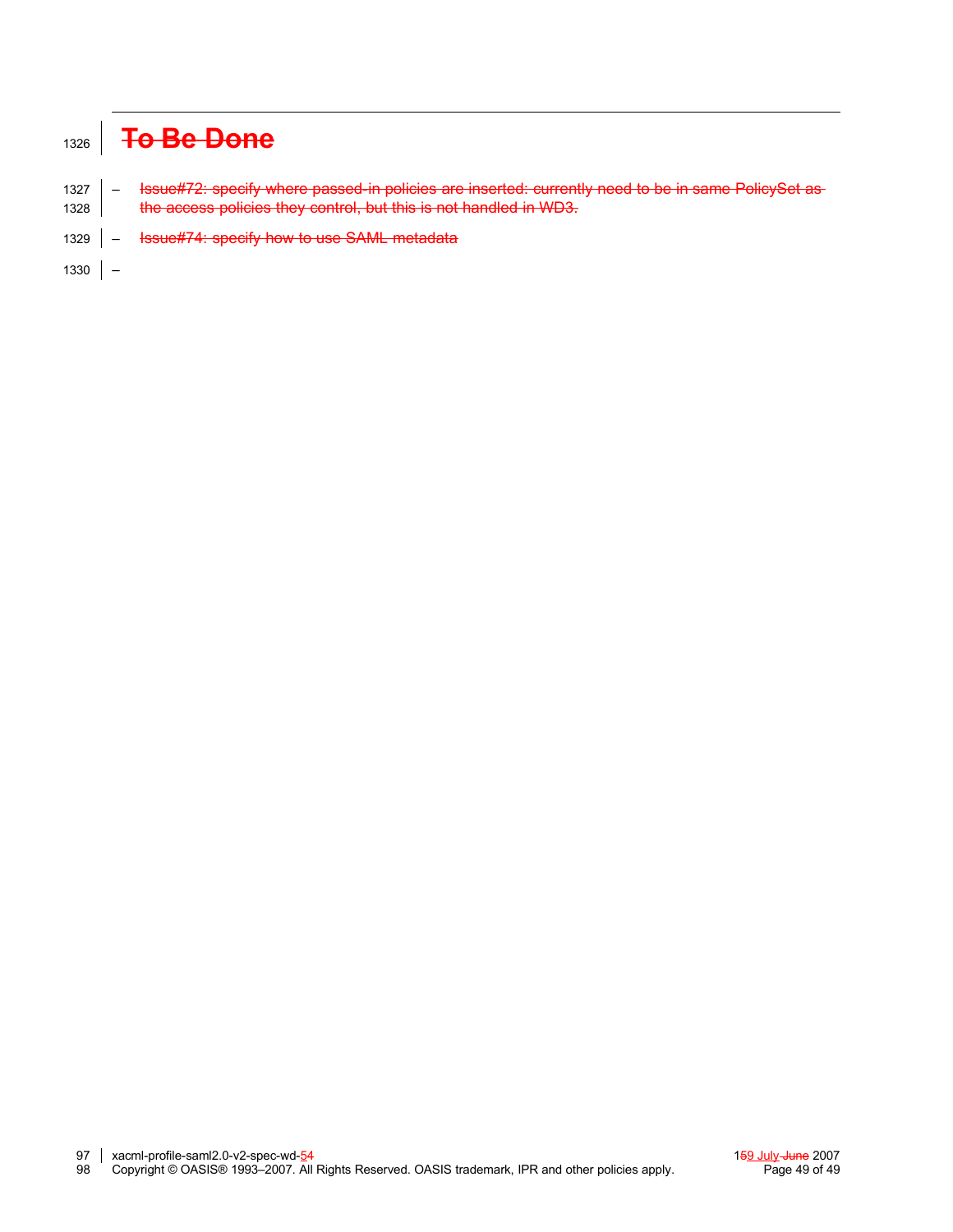# ~~To Be Done~~

- ~~Issue#72: specify where passed-in policies are inserted: currently need to be in same PolicySet as the access policies they control, but this is not handled in WD3.~~
- ~~Issue#74: specify how to use SAML metadata~~
-